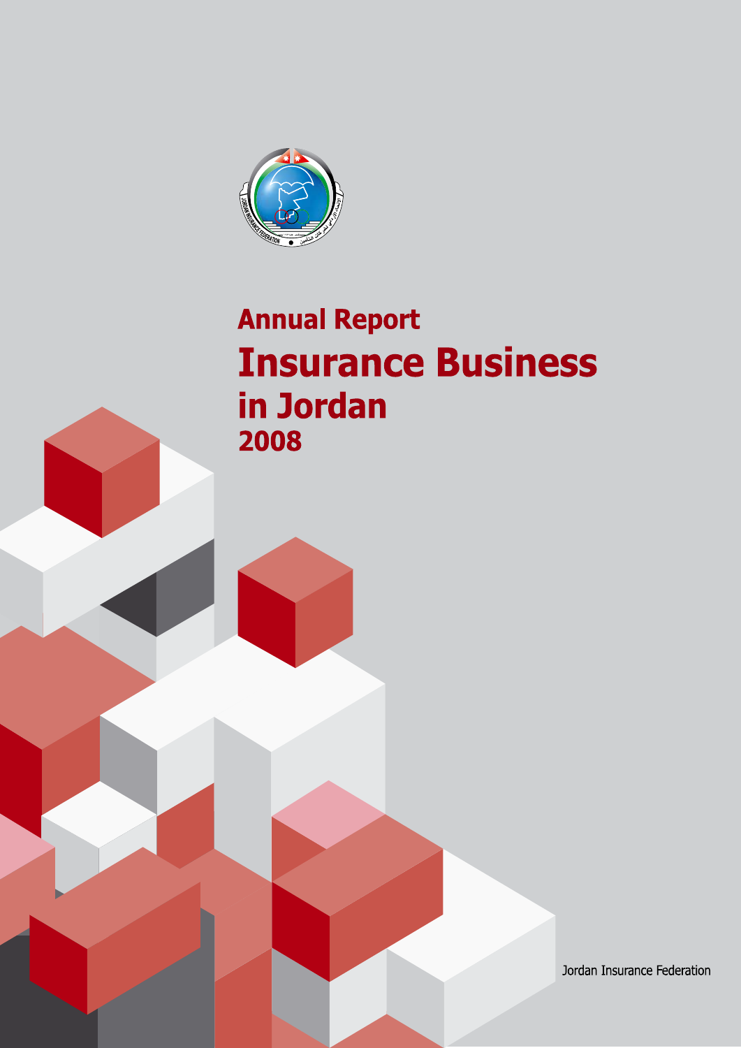# Annual Report

# Insurance Business in Jordan

## 2008

Jordan Insurance Federation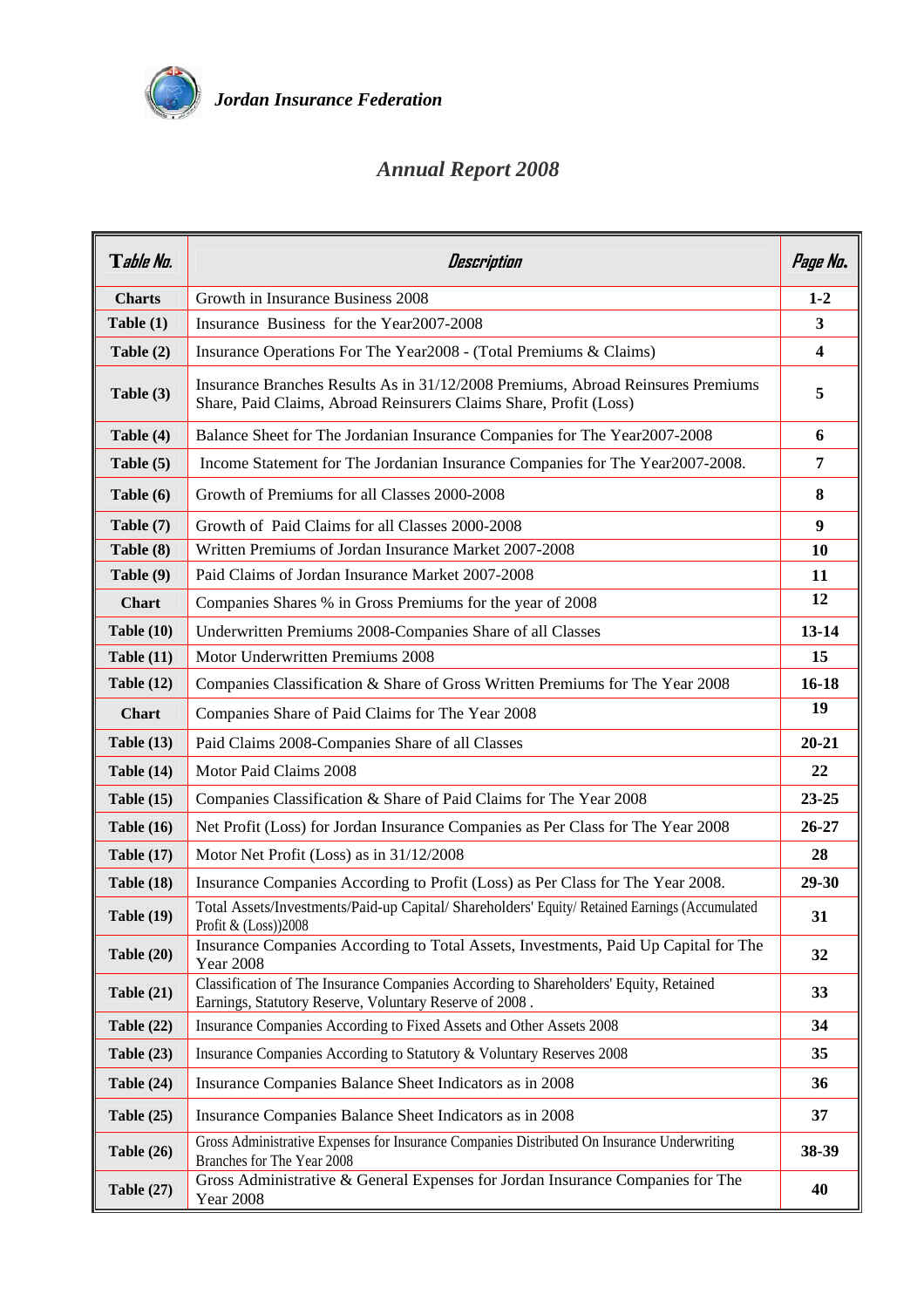*Jordan Insurance Federation*

## *Annual Report 2008*

| Table No. | Description | Page No. |
|---|---|---|
| **Charts** | Growth in Insurance Business 2008 | **1-2** |
| **Table (1)** | Insurance Business for the Year2007-2008 | **3** |
| **Table (2)** | Insurance Operations For The Year2008 - (Total Premiums & Claims) | **4** |
| **Table (3)** | Insurance Branches Results As in 31/12/2008 Premiums, Abroad Reinsures Premiums Share, Paid Claims, Abroad Reinsurers Claims Share, Profit (Loss) | **5** |
| **Table (4)** | Balance Sheet for The Jordanian Insurance Companies for The Year2007-2008 | **6** |
| **Table (5)** | Income Statement for The Jordanian Insurance Companies for The Year2007-2008. | **7** |
| **Table (6)** | Growth of Premiums for all Classes 2000-2008 | **8** |
| **Table (7)** | Growth of Paid Claims for all Classes 2000-2008 | **9** |
| **Table (8)** | Written Premiums of Jordan Insurance Market 2007-2008 | **10** |
| **Table (9)** | Paid Claims of Jordan Insurance Market 2007-2008 | **11** |
| **Chart** | Companies Shares % in Gross Premiums for the year of 2008 | **12** |
| **Table (10)** | Underwritten Premiums 2008-Companies Share of all Classes | **13-14** |
| **Table (11)** | Motor Underwritten Premiums 2008 | **15** |
| **Table (12)** | Companies Classification & Share of Gross Written Premiums for The Year 2008 | **16-18** |
| **Chart** | Companies Share of Paid Claims for The Year 2008 | **19** |
| **Table (13)** | Paid Claims 2008-Companies Share of all Classes | **20-21** |
| **Table (14)** | Motor Paid Claims 2008 | **22** |
| **Table (15)** | Companies Classification & Share of Paid Claims for The Year 2008 | **23-25** |
| **Table (16)** | Net Profit (Loss) for Jordan Insurance Companies as Per Class for The Year 2008 | **26-27** |
| **Table (17)** | Motor Net Profit (Loss) as in 31/12/2008 | **28** |
| **Table (18)** | Insurance Companies According to Profit (Loss) as Per Class for The Year 2008. | **29-30** |
| **Table (19)** | Total Assets/Investments/Paid-up Capital/ Shareholders' Equity/ Retained Earnings (Accumulated Profit & (Loss))2008 | **31** |
| **Table (20)** | Insurance Companies According to Total Assets, Investments, Paid Up Capital for The Year 2008 | **32** |
| **Table (21)** | Classification of The Insurance Companies According to Shareholders' Equity, Retained Earnings, Statutory Reserve, Voluntary Reserve of 2008 . | **33** |
| **Table (22)** | Insurance Companies According to Fixed Assets and Other Assets 2008 | **34** |
| **Table (23)** | Insurance Companies According to Statutory & Voluntary Reserves 2008 | **35** |
| **Table (24)** | Insurance Companies Balance Sheet Indicators as in 2008 | **36** |
| **Table (25)** | Insurance Companies Balance Sheet Indicators as in 2008 | **37** |
| **Table (26)** | Gross Administrative Expenses for Insurance Companies Distributed On Insurance Underwriting Branches for The Year 2008 | **38-39** |
| **Table (27)** | Gross Administrative & General Expenses for Jordan Insurance Companies for The Year 2008 | **40** |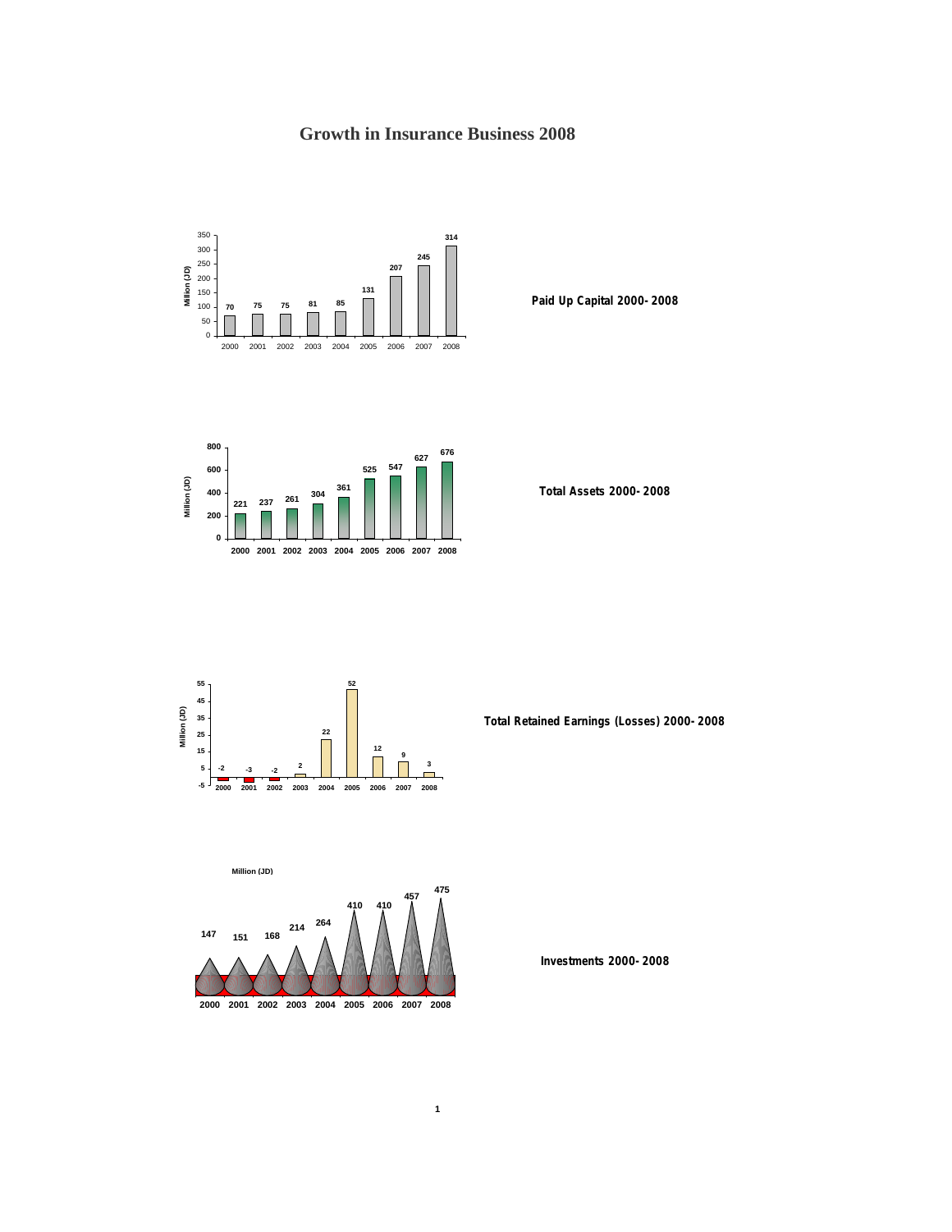# Growth in Insurance Business 2008

**Paid Up Capital 2000- 2008**

| Year | Million (JD) |
|---|---|
| 2000 | 70 |
| 2001 | 75 |
| 2002 | 75 |
| 2003 | 81 |
| 2004 | 85 |
| 2005 | 131 |
| 2006 | 207 |
| 2007 | 245 |
| 2008 | 314 |

**Total Assets 2000- 2008**

| Year | Million (JD) |
|---|---|
| 2000 | 221 |
| 2001 | 237 |
| 2002 | 261 |
| 2003 | 304 |
| 2004 | 361 |
| 2005 | 525 |
| 2006 | 547 |
| 2007 | 627 |
| 2008 | 676 |

**Total Retained Earnings (Losses) 2000- 2008**

| Year | Million (JD) |
|---|---|
| 2000 | -2 |
| 2001 | -3 |
| 2002 | -2 |
| 2003 | 2 |
| 2004 | 22 |
| 2005 | 52 |
| 2006 | 12 |
| 2007 | 9 |
| 2008 | 3 |

**Investments 2000- 2008**

| Year | Million (JD) |
|---|---|
| 2000 | 147 |
| 2001 | 151 |
| 2002 | 168 |
| 2003 | 214 |
| 2004 | 264 |
| 2005 | 410 |
| 2006 | 410 |
| 2007 | 457 |
| 2008 | 475 |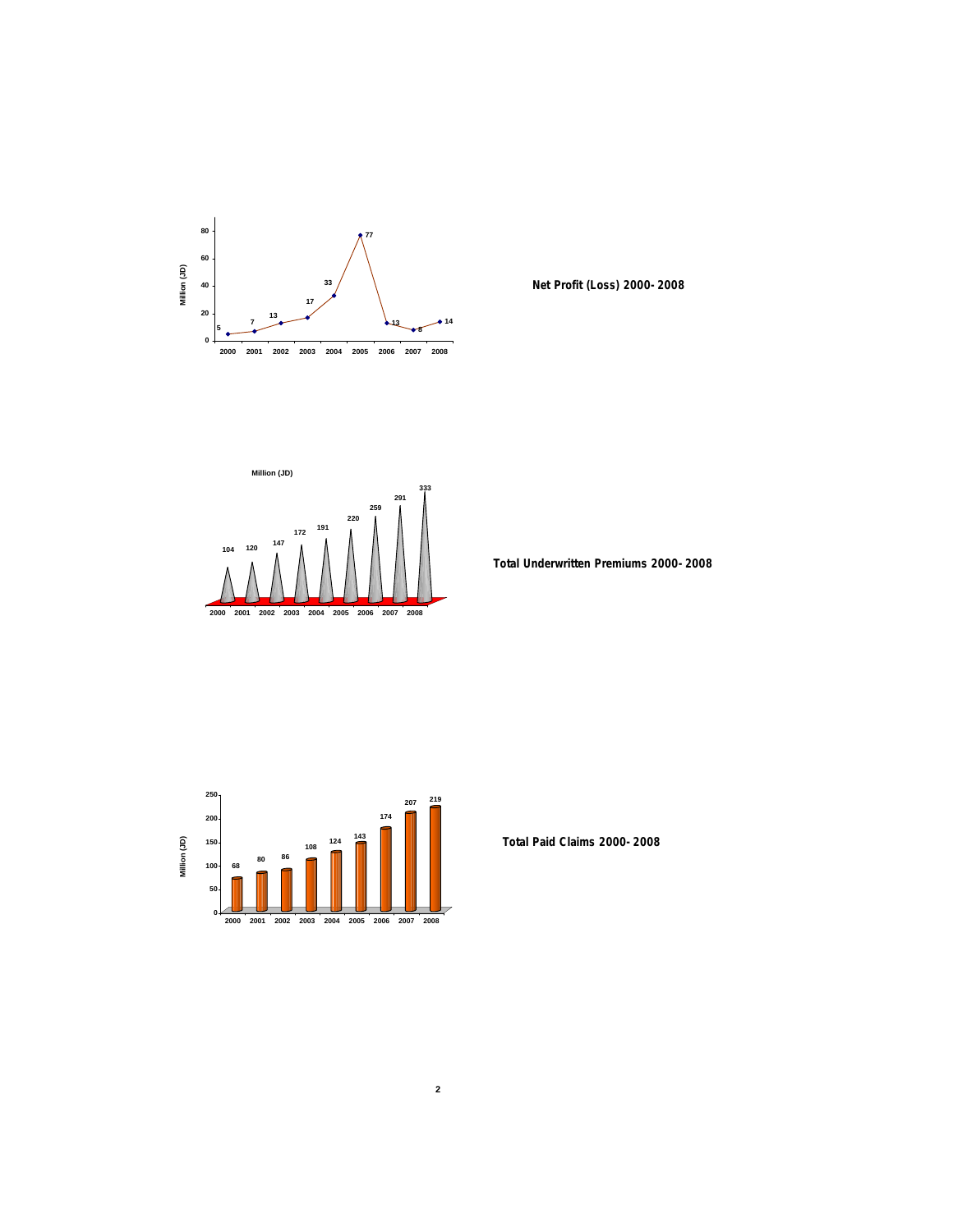| Year | 2000 | 2001 | 2002 | 2003 | 2004 | 2005 | 2006 | 2007 | 2008 |
|---|---|---|---|---|---|---|---|---|---|
| Million (JD) | 5 | 7 | 13 | 17 | 33 | 77 | 13 | 8 | 14 |

**Net Profit (Loss) 2000- 2008**

| Year | 2000 | 2001 | 2002 | 2003 | 2004 | 2005 | 2006 | 2007 | 2008 |
|---|---|---|---|---|---|---|---|---|---|
| Million (JD) | 104 | 120 | 147 | 172 | 191 | 220 | 259 | 291 | 333 |

**Total Underwritten Premiums 2000- 2008**

| Year | 2000 | 2001 | 2002 | 2003 | 2004 | 2005 | 2006 | 2007 | 2008 |
|---|---|---|---|---|---|---|---|---|---|
| Million (JD) | 68 | 80 | 86 | 108 | 124 | 143 | 174 | 207 | 219 |

**Total Paid Claims 2000- 2008**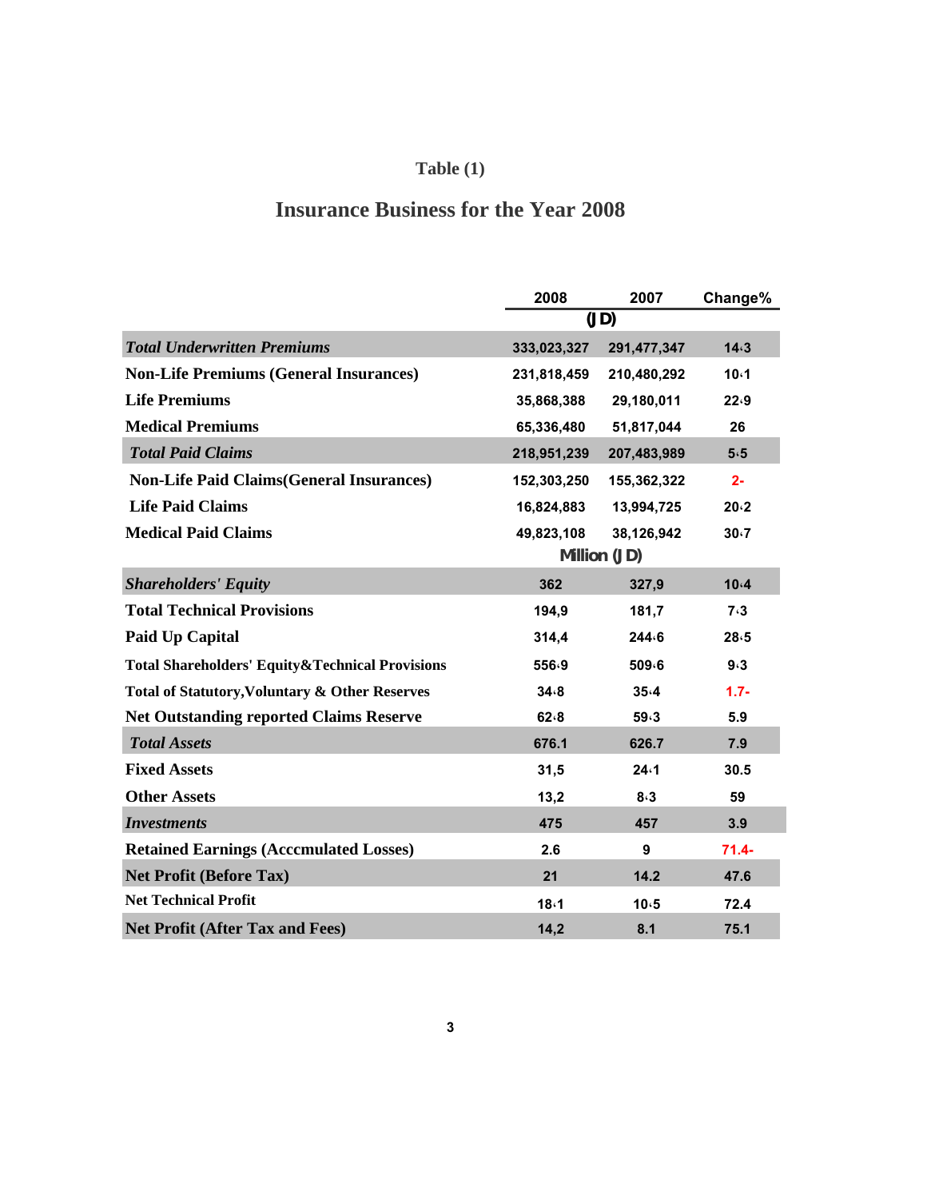# Table (1)

## Insurance Business for the Year 2008

| | 2008 | 2007 | Change% |
|---|---|---|---|
| | (JD) | | |
| ***Total Underwritten Premiums*** | 333,023,327 | 291,477,347 | 14،3 |
| **Non-Life Premiums (General Insurances)** | 231,818,459 | 210,480,292 | 10،1 |
| **Life Premiums** | 35,868,388 | 29,180,011 | 22،9 |
| **Medical Premiums** | 65,336,480 | 51,817,044 | 26 |
| ***Total Paid Claims*** | 218,951,239 | 207,483,989 | 5،5 |
| **Non-Life Paid Claims(General Insurances)** | 152,303,250 | 155,362,322 | 2- |
| **Life Paid Claims** | 16,824,883 | 13,994,725 | 20،2 |
| **Medical Paid Claims** | 49,823,108 | 38,126,942 | 30،7 |
| | Million (JD) | | |
| ***Shareholders' Equity*** | 362 | 327,9 | 10،4 |
| **Total Technical Provisions** | 194,9 | 181,7 | 7،3 |
| **Paid Up Capital** | 314,4 | 244،6 | 28،5 |
| **Total Shareholders' Equity&Technical Provisions** | 556،9 | 509،6 | 9،3 |
| **Total of Statutory,Voluntary & Other Reserves** | 34،8 | 35،4 | 1.7- |
| **Net Outstanding reported Claims Reserve** | 62،8 | 59،3 | 5.9 |
| ***Total Assets*** | 676.1 | 626.7 | 7.9 |
| **Fixed Assets** | 31,5 | 24،1 | 30.5 |
| **Other Assets** | 13,2 | 8،3 | 59 |
| ***Investments*** | 475 | 457 | 3.9 |
| **Retained Earnings (Acccmulated Losses)** | 2.6 | 9 | 71.4- |
| **Net Profit (Before Tax)** | 21 | 14.2 | 47.6 |
| **Net Technical Profit** | 18،1 | 10،5 | 72.4 |
| **Net Profit (After Tax and Fees)** | 14,2 | 8.1 | 75.1 |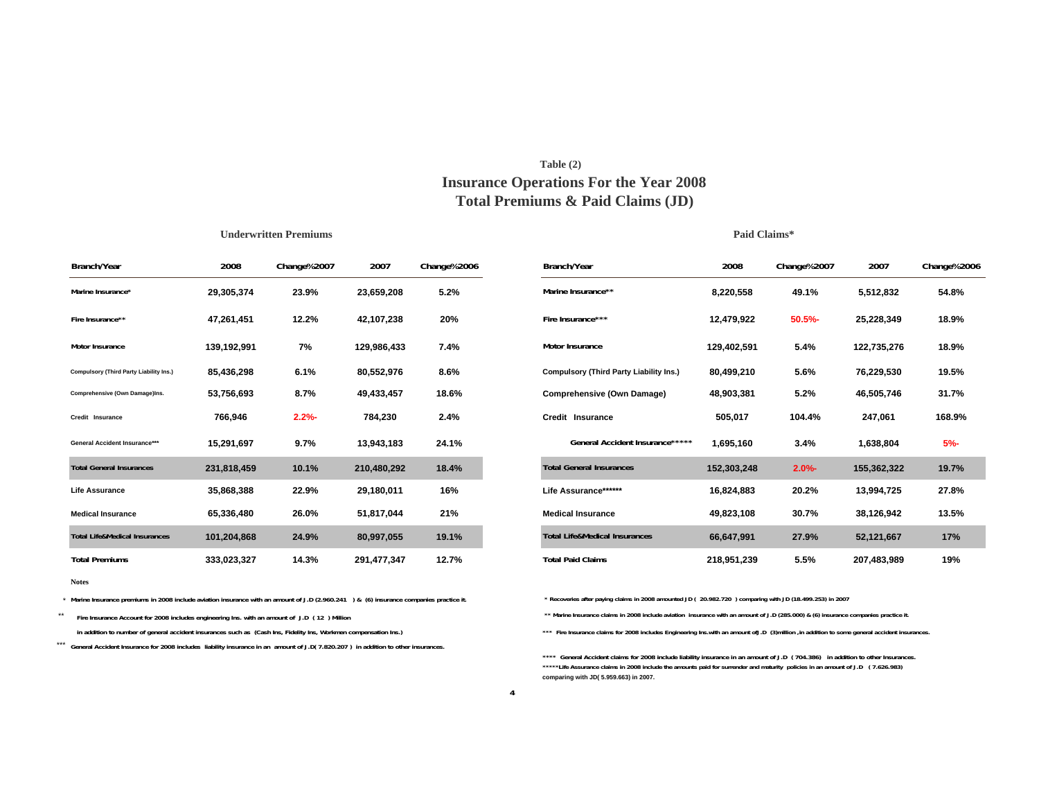**Table (2)**

# Insurance Operations For the Year 2008

## Total Premiums & Paid Claims (JD)

### Underwritten Premiums

| Branch/Year | 2008 | Change%2007 | 2007 | Change%2006 |
|---|---|---|---|---|
| Marine Insurance* | 29,305,374 | 23.9% | 23,659,208 | 5.2% |
| Fire Insurance** | 47,261,451 | 12.2% | 42,107,238 | 20% |
| Motor Insurance | 139,192,991 | 7% | 129,986,433 | 7.4% |
| Compulsory (Third Party Liability Ins.) | 85,436,298 | 6.1% | 80,552,976 | 8.6% |
| Comprehensive (Own Damage)Ins. | 53,756,693 | 8.7% | 49,433,457 | 18.6% |
| Credit Insurance | 766,946 | 2.2%- | 784,230 | 2.4% |
| General Accident Insurance*** | 15,291,697 | 9.7% | 13,943,183 | 24.1% |
| **Total General Insurances** | **231,818,459** | **10.1%** | **210,480,292** | **18.4%** |
| Life Assurance | 35,868,388 | 22.9% | 29,180,011 | 16% |
| Medical Insurance | 65,336,480 | 26.0% | 51,817,044 | 21% |
| **Total Life&Medical Insurances** | **101,204,868** | **24.9%** | **80,997,055** | **19.1%** |
| **Total Premiums** | **333,023,327** | **14.3%** | **291,477,347** | **12.7%** |

**Notes**

\* Marine Insurance premiums in 2008 include aviation insurance with an amount of J.D (2.960.241 ) & (6) insurance companies practice it.

\*\* Fire Insurance Account for 2008 includes engineering Ins. with an amount of J.D ( 12 ) Million in addition to number of general accident insurances such as (Cash Ins, Fidelity Ins, Workmen compensation Ins.)

\*\*\* General Accident Insurance for 2008 includes liability insurance in an amount of J.D( 7.820.207 ) in addition to other insurances.

### Paid Claims*

| Branch/Year | 2008 | Change%2007 | 2007 | Change%2006 |
|---|---|---|---|---|
| Marine Insurance** | 8,220,558 | 49.1% | 5,512,832 | 54.8% |
| Fire Insurance*** | 12,479,922 | 50.5%- | 25,228,349 | 18.9% |
| Motor Insurance | 129,402,591 | 5.4% | 122,735,276 | 18.9% |
| Compulsory (Third Party Liability Ins.) | 80,499,210 | 5.6% | 76,229,530 | 19.5% |
| Comprehensive (Own Damage) | 48,903,381 | 5.2% | 46,505,746 | 31.7% |
| Credit Insurance | 505,017 | 104.4% | 247,061 | 168.9% |
| General Accident Insurance***** | 1,695,160 | 3.4% | 1,638,804 | 5%- |
| **Total General Insurances** | **152,303,248** | **2.0%-** | **155,362,322** | **19.7%** |
| Life Assurance****** | 16,824,883 | 20.2% | 13,994,725 | 27.8% |
| Medical Insurance | 49,823,108 | 30.7% | 38,126,942 | 13.5% |
| **Total Life&Medical Insurances** | **66,647,991** | **27.9%** | **52,121,667** | **17%** |
| **Total Paid Claims** | **218,951,239** | **5.5%** | **207,483,989** | **19%** |

\* Recoveries after paying claims in 2008 amounted JD ( 20.982.720 ) comparing with JD (18.499.253) in 2007

\*\* Marine Insurance claims in 2008 include aviation insurance with an amount of J.D (285.000) & (6) insurance companies practice it.

\*\*\* Fire Insurance claims for 2008 includes Engineering Ins.with an amount ofJ.D (3)million ,in addition to some general accident insurances.

\*\*\*\* General Accident claims for 2008 include liability insurance in an amount of J.D ( 704.386) in addition to other Insurances.

\*\*\*\*\*Life Assurance claims in 2008 include the amounts paid for surrender and maturity policies in an amount of J.D ( 7.626.983) comparing with JD( 5.959.663) in 2007.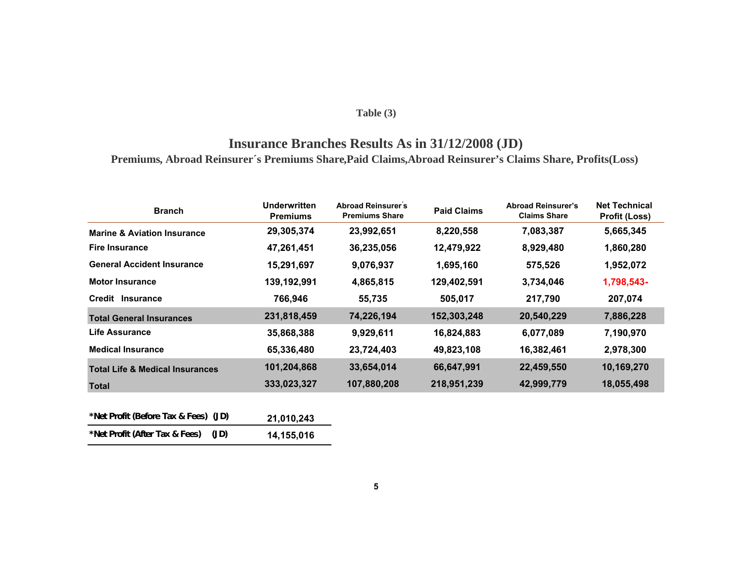**Table (3)**

# Insurance Branches Results As in 31/12/2008 (JD)

## Premiums, Abroad Reinsurer´s Premiums Share,Paid Claims,Abroad Reinsurer's Claims Share, Profits(Loss)

| Branch | Underwritten Premiums | Abroad Reinsurer´s Premiums Share | Paid Claims | Abroad Reinsurer's Claims Share | Net Technical Profit (Loss) |
|---|---|---|---|---|---|
| Marine & Aviation Insurance | 29,305,374 | 23,992,651 | 8,220,558 | 7,083,387 | 5,665,345 |
| Fire Insurance | 47,261,451 | 36,235,056 | 12,479,922 | 8,929,480 | 1,860,280 |
| General Accident Insurance | 15,291,697 | 9,076,937 | 1,695,160 | 575,526 | 1,952,072 |
| Motor Insurance | 139,192,991 | 4,865,815 | 129,402,591 | 3,734,046 | 1,798,543- |
| Credit Insurance | 766,946 | 55,735 | 505,017 | 217,790 | 207,074 |
| **Total General Insurances** | **231,818,459** | **74,226,194** | **152,303,248** | **20,540,229** | **7,886,228** |
| Life Assurance | 35,868,388 | 9,929,611 | 16,824,883 | 6,077,089 | 7,190,970 |
| Medical Insurance | 65,336,480 | 23,724,403 | 49,823,108 | 16,382,461 | 2,978,300 |
| **Total Life & Medical Insurances** | **101,204,868** | **33,654,014** | **66,647,991** | **22,459,550** | **10,169,270** |
| **Total** | **333,023,327** | **107,880,208** | **218,951,239** | **42,999,779** | **18,055,498** |

| | |
|---|---|
| *Net Profit (Before Tax & Fees) (JD) | 21,010,243 |
| *Net Profit (After Tax & Fees) (JD) | 14,155,016 |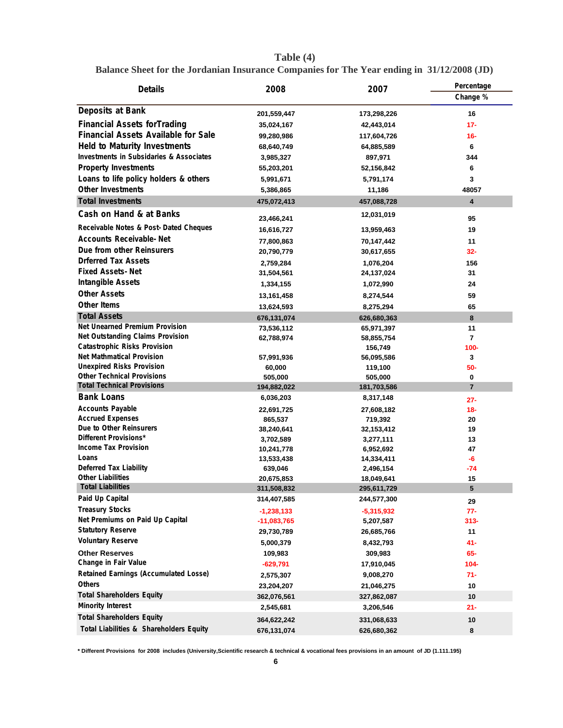## Table (4)

**Balance Sheet for the Jordanian Insurance Companies for The Year ending in 31/12/2008 (JD)**

| Details | 2008 | 2007 | Percentage Change % |
|---|---|---|---|
| Deposits at Bank | 201,559,447 | 173,298,226 | 16 |
| Financial Assets forTrading | 35,024,167 | 42,443,014 | 17- |
| Financial Assets Available for Sale | 99,280,986 | 117,604,726 | 16- |
| Held to Maturity Investments | 68,640,749 | 64,885,589 | 6 |
| Investments in Subsidaries & Associates | 3,985,327 | 897,971 | 344 |
| Property Investments | 55,203,201 | 52,156,842 | 6 |
| Loans to life policy holders & others | 5,991,671 | 5,791,174 | 3 |
| Other Investments | 5,386,865 | 11,186 | 48057 |
| **Total Investments** | **475,072,413** | **457,088,728** | **4** |
| Cash on Hand & at Banks | 23,466,241 | 12,031,019 | 95 |
| Receivable Notes & Post- Dated Cheques | 16,616,727 | 13,959,463 | 19 |
| Accounts Receivable- Net | 77,800,863 | 70,147,442 | 11 |
| Due from other Reinsurers | 20,790,779 | 30,617,655 | 32- |
| Drferred Tax Assets | 2,759,284 | 1,076,204 | 156 |
| Fixed Assets- Net | 31,504,561 | 24,137,024 | 31 |
| Intangible Assets | 1,334,155 | 1,072,990 | 24 |
| Other Assets | 13,161,458 | 8,274,544 | 59 |
| Other Items | 13,624,593 | 8,275,294 | 65 |
| **Total Assets** | **676,131,074** | **626,680,363** | **8** |
| Net Unearned Premium Provision | 73,536,112 | 65,971,397 | 11 |
| Net Outstanding Claims Provision | 62,788,974 | 58,855,754 | 7 |
| Catastrophic Risks Provision | | 156,749 | 100- |
| Net Mathmatical Provision | 57,991,936 | 56,095,586 | 3 |
| Unexpired Risks Provision | 60,000 | 119,100 | 50- |
| Other Technical Provisions | 505,000 | 505,000 | 0 |
| **Total Technical Provisions** | **194,882,022** | **181,703,586** | **7** |
| Bank Loans | 6,036,203 | 8,317,148 | 27- |
| Accounts Payable | 22,691,725 | 27,608,182 | 18- |
| Accrued Expenses | 865,537 | 719,392 | 20 |
| Due to Other Reinsurers | 38,240,641 | 32,153,412 | 19 |
| Different Provisions* | 3,702,589 | 3,277,111 | 13 |
| Income Tax Provision | 10,241,778 | 6,952,692 | 47 |
| Loans | 13,533,438 | 14,334,411 | -6 |
| Deferred Tax Liability | 639,046 | 2,496,154 | -74 |
| Other Liabilities | 20,675,853 | 18,049,641 | 15 |
| **Total Liabilities** | **311,508,832** | **295,611,729** | **5** |
| Paid Up Capital | 314,407,585 | 244,577,300 | 29 |
| Treasury Stocks | -1,238,133 | -5,315,932 | 77- |
| Net Premiums on Paid Up Capital | -11,083,765 | 5,207,587 | 313- |
| Statutory Reserve | 29,730,789 | 26,685,766 | 11 |
| Voluntary Reserve | 5,000,379 | 8,432,793 | 41- |
| Other Reserves | 109,983 | 309,983 | 65- |
| Change in Fair Value | -629,791 | 17,910,045 | 104- |
| Retained Earnings (Accumulated Losse) | 2,575,307 | 9,008,270 | 71- |
| Others | 23,204,207 | 21,046,275 | 10 |
| **Total Shareholders Equity** | **362,076,561** | **327,862,087** | **10** |
| Minority Interest | 2,545,681 | 3,206,546 | 21- |
| **Total Shareholders Equity** | **364,622,242** | **331,068,633** | **10** |
| **Total Liabilities & Shareholders Equity** | **676,131,074** | **626,680,362** | **8** |

\* Different Provisions for 2008 includes (University,Scientific research & technical & vocational fees provisions in an amount of JD (1.111.195)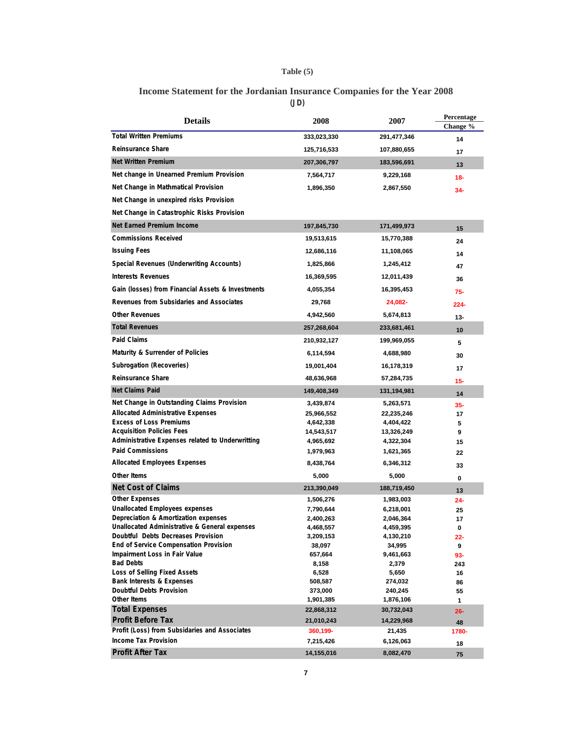Table (5)

## Income Statement for the Jordanian Insurance Companies for the Year 2008

(JD)

| Details | 2008 | 2007 | Percentage Change % |
|---|---|---|---|
| Total Written Premiums | 333,023,330 | 291,477,346 | 14 |
| Reinsurance Share | 125,716,533 | 107,880,655 | 17 |
| **Net Written Premium** | 207,306,797 | 183,596,691 | 13 |
| Net change in Unearned Premium Provision | 7,564,717 | 9,229,168 | 18- |
| Net Change in Mathmatical Provision | 1,896,350 | 2,867,550 | 34- |
| Net Change in unexpired risks Provision | | | |
| Net Change in Catastrophic Risks Provision | | | |
| **Net Earned Premium Income** | 197,845,730 | 171,499,973 | 15 |
| Commissions Received | 19,513,615 | 15,770,388 | 24 |
| Issuing Fees | 12,686,116 | 11,108,065 | 14 |
| Special Revenues (Underwriting Accounts) | 1,825,866 | 1,245,412 | 47 |
| Interests Revenues | 16,369,595 | 12,011,439 | 36 |
| Gain (losses) from Financial Assets & Investments | 4,055,354 | 16,395,453 | 75- |
| Revenues from Subsidaries and Associates | 29,768 | 24,082- | 224- |
| Other Revenues | 4,942,560 | 5,674,813 | 13- |
| **Total Revenues** | 257,268,604 | 233,681,461 | 10 |
| Paid Claims | 210,932,127 | 199,969,055 | 5 |
| Maturity & Surrender of Policies | 6,114,594 | 4,688,980 | 30 |
| Subrogation (Recoveries) | 19,001,404 | 16,178,319 | 17 |
| Reinsurance Share | 48,636,968 | 57,284,735 | 15- |
| **Net Claims Paid** | 149,408,349 | 131,194,981 | 14 |
| Net Change in Outstanding Claims Provision | 3,439,874 | 5,263,571 | 35- |
| Allocated Administrative Expenses | 25,966,552 | 22,235,246 | 17 |
| Excess of Loss Premiums | 4,642,338 | 4,404,422 | 5 |
| Acquisition Policies Fees | 14,543,517 | 13,326,249 | 9 |
| Administrative Expenses related to Underwritting | 4,965,692 | 4,322,304 | 15 |
| Paid Commissions | 1,979,963 | 1,621,365 | 22 |
| Allocated Employees Expenses | 8,438,764 | 6,346,312 | 33 |
| Other Items | 5,000 | 5,000 | 0 |
| **Net Cost of Claims** | 213,390,049 | 188,719,450 | 13 |
| Other Expenses | 1,506,276 | 1,983,003 | 24- |
| Unallocated Employees expenses | 7,790,644 | 6,218,001 | 25 |
| Depreciation & Amortization expenses | 2,400,263 | 2,046,364 | 17 |
| Unallocated Administrative & General expenses | 4,468,557 | 4,459,395 | 0 |
| Doubtful Debts Decreases Provision | 3,209,153 | 4,130,210 | 22- |
| End of Service Compensation Provision | 38,097 | 34,995 | 9 |
| Impairment Loss in Fair Value | 657,664 | 9,461,663 | 93- |
| Bad Debts | 8,158 | 2,379 | 243 |
| Loss of Selling Fixed Assets | 6,528 | 5,650 | 16 |
| Bank Interests & Expenses | 508,587 | 274,032 | 86 |
| Doubtful Debts Provision | 373,000 | 240,245 | 55 |
| Other Items | 1,901,385 | 1,876,106 | 1 |
| **Total Expenses** | 22,868,312 | 30,732,043 | 26- |
| **Profit Before Tax** | 21,010,243 | 14,229,968 | 48 |
| Profit (Loss) from Subsidaries and Associates | 360,199- | 21,435 | 1780- |
| Income Tax Provision | 7,215,426 | 6,126,063 | 18 |
| **Profit After Tax** | 14,155,016 | 8,082,470 | 75 |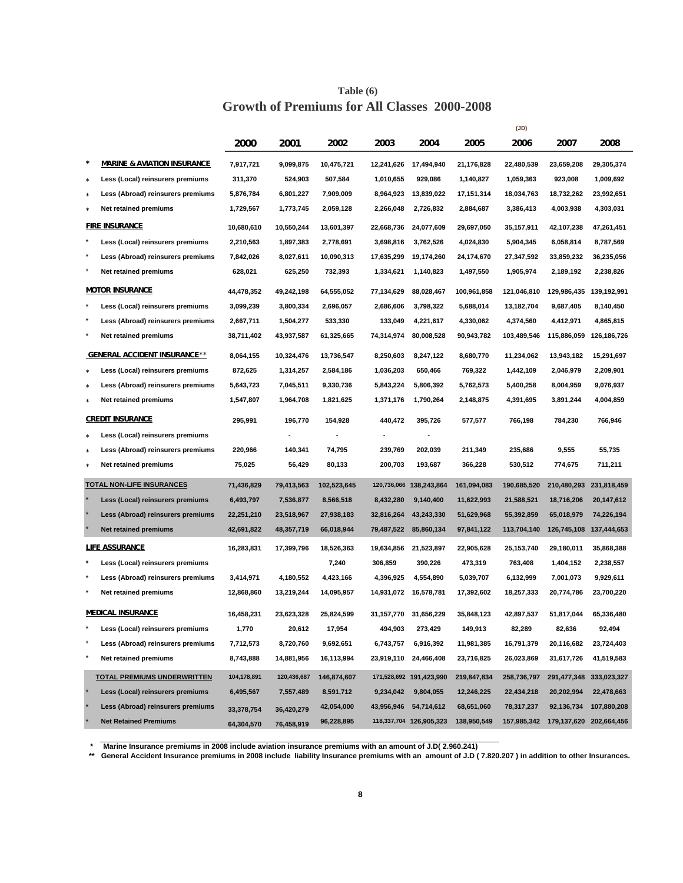## Table (6)

## Growth of Premiums for All Classes 2000-2008

(JD)

| | 2000 | 2001 | 2002 | 2003 | 2004 | 2005 | 2006 | 2007 | 2008 |
|---|---|---|---|---|---|---|---|---|---|
| * **MARINE & AVIATION INSURANCE** | 7,917,721 | 9,099,875 | 10,475,721 | 12,241,626 | 17,494,940 | 21,176,828 | 22,480,539 | 23,659,208 | 29,305,374 |
| * Less (Local) reinsurers premiums | 311,370 | 524,903 | 507,584 | 1,010,655 | 929,086 | 1,140,827 | 1,059,363 | 923,008 | 1,009,692 |
| * Less (Abroad) reinsurers premiums | 5,876,784 | 6,801,227 | 7,909,009 | 8,964,923 | 13,839,022 | 17,151,314 | 18,034,763 | 18,732,262 | 23,992,651 |
| * Net retained premiums | 1,729,567 | 1,773,745 | 2,059,128 | 2,266,048 | 2,726,832 | 2,884,687 | 3,386,413 | 4,003,938 | 4,303,031 |
| **FIRE INSURANCE** | 10,680,610 | 10,550,244 | 13,601,397 | 22,668,736 | 24,077,609 | 29,697,050 | 35,157,911 | 42,107,238 | 47,261,451 |
| * Less (Local) reinsurers premiums | 2,210,563 | 1,897,383 | 2,778,691 | 3,698,816 | 3,762,526 | 4,024,830 | 5,904,345 | 6,058,814 | 8,787,569 |
| * Less (Abroad) reinsurers premiums | 7,842,026 | 8,027,611 | 10,090,313 | 17,635,299 | 19,174,260 | 24,174,670 | 27,347,592 | 33,859,232 | 36,235,056 |
| * Net retained premiums | 628,021 | 625,250 | 732,393 | 1,334,621 | 1,140,823 | 1,497,550 | 1,905,974 | 2,189,192 | 2,238,826 |
| **MOTOR INSURANCE** | 44,478,352 | 49,242,198 | 64,555,052 | 77,134,629 | 88,028,467 | 100,961,858 | 121,046,810 | 129,986,435 | 139,192,991 |
| * Less (Local) reinsurers premiums | 3,099,239 | 3,800,334 | 2,696,057 | 2,686,606 | 3,798,322 | 5,688,014 | 13,182,704 | 9,687,405 | 8,140,450 |
| * Less (Abroad) reinsurers premiums | 2,667,711 | 1,504,277 | 533,330 | 133,049 | 4,221,617 | 4,330,062 | 4,374,560 | 4,412,971 | 4,865,815 |
| * Net retained premiums | 38,711,402 | 43,937,587 | 61,325,665 | 74,314,974 | 80,008,528 | 90,943,782 | 103,489,546 | 115,886,059 | 126,186,726 |
| **GENERAL ACCIDENT INSURANCE**** | 8,064,155 | 10,324,476 | 13,736,547 | 8,250,603 | 8,247,122 | 8,680,770 | 11,234,062 | 13,943,182 | 15,291,697 |
| * Less (Local) reinsurers premiums | 872,625 | 1,314,257 | 2,584,186 | 1,036,203 | 650,466 | 769,322 | 1,442,109 | 2,046,979 | 2,209,901 |
| * Less (Abroad) reinsurers premiums | 5,643,723 | 7,045,511 | 9,330,736 | 5,843,224 | 5,806,392 | 5,762,573 | 5,400,258 | 8,004,959 | 9,076,937 |
| * Net retained premiums | 1,547,807 | 1,964,708 | 1,821,625 | 1,371,176 | 1,790,264 | 2,148,875 | 4,391,695 | 3,891,244 | 4,004,859 |
| **CREDIT INSURANCE** | 295,991 | 196,770 | 154,928 | 440,472 | 395,726 | 577,577 | 766,198 | 784,230 | 766,946 |
| * Less (Local) reinsurers premiums | | - | - | - | - | | | | |
| * Less (Abroad) reinsurers premiums | 220,966 | 140,341 | 74,795 | 239,769 | 202,039 | 211,349 | 235,686 | 9,555 | 55,735 |
| * Net retained premiums | 75,025 | 56,429 | 80,133 | 200,703 | 193,687 | 366,228 | 530,512 | 774,675 | 711,211 |
| **TOTAL NON-LIFE INSURANCES** | 71,436,829 | 79,413,563 | 102,523,645 | 120,736,066 | 138,243,864 | 161,094,083 | 190,685,520 | 210,480,293 | 231,818,459 |
| * Less (Local) reinsurers premiums | 6,493,797 | 7,536,877 | 8,566,518 | 8,432,280 | 9,140,400 | 11,622,993 | 21,588,521 | 18,716,206 | 20,147,612 |
| * Less (Abroad) reinsurers premiums | 22,251,210 | 23,518,967 | 27,938,183 | 32,816,264 | 43,243,330 | 51,629,968 | 55,392,859 | 65,018,979 | 74,226,194 |
| * Net retained premiums | 42,691,822 | 48,357,719 | 66,018,944 | 79,487,522 | 85,860,134 | 97,841,122 | 113,704,140 | 126,745,108 | 137,444,653 |
| **LIFE ASSURANCE** | 16,283,831 | 17,399,796 | 18,526,363 | 19,634,856 | 21,523,897 | 22,905,628 | 25,153,740 | 29,180,011 | 35,868,388 |
| * Less (Local) reinsurers premiums | | | 7,240 | 306,859 | 390,226 | 473,319 | 763,408 | 1,404,152 | 2,238,557 |
| * Less (Abroad) reinsurers premiums | 3,414,971 | 4,180,552 | 4,423,166 | 4,396,925 | 4,554,890 | 5,039,707 | 6,132,999 | 7,001,073 | 9,929,611 |
| * Net retained premiums | 12,868,860 | 13,219,244 | 14,095,957 | 14,931,072 | 16,578,781 | 17,392,602 | 18,257,333 | 20,774,786 | 23,700,220 |
| **MEDICAL INSURANCE** | 16,458,231 | 23,623,328 | 25,824,599 | 31,157,770 | 31,656,229 | 35,848,123 | 42,897,537 | 51,817,044 | 65,336,480 |
| * Less (Local) reinsurers premiums | 1,770 | 20,612 | 17,954 | 494,903 | 273,429 | 149,913 | 82,289 | 82,636 | 92,494 |
| * Less (Abroad) reinsurers premiums | 7,712,573 | 8,720,760 | 9,692,651 | 6,743,757 | 6,916,392 | 11,981,385 | 16,791,379 | 20,116,682 | 23,724,403 |
| * Net retained premiums | 8,743,888 | 14,881,956 | 16,113,994 | 23,919,110 | 24,466,408 | 23,716,825 | 26,023,869 | 31,617,726 | 41,519,583 |
| **TOTAL PREMIUMS UNDERWRITTEN** | 104,178,891 | 120,436,687 | 146,874,607 | 171,528,692 | 191,423,990 | 219,847,834 | 258,736,797 | 291,477,348 | 333,023,327 |
| * Less (Local) reinsurers premiums | 6,495,567 | 7,557,489 | 8,591,712 | 9,234,042 | 9,804,055 | 12,246,225 | 22,434,218 | 20,202,994 | 22,478,663 |
| * Less (Abroad) reinsurers premiums | 33,378,754 | 36,420,279 | 42,054,000 | 43,956,946 | 54,714,612 | 68,651,060 | 78,317,237 | 92,136,734 | 107,880,208 |
| * Net Retained Premiums | 64,304,570 | 76,458,919 | 96,228,895 | 118,337,704 | 126,905,323 | 138,950,549 | 157,985,342 | 179,137,620 | 202,664,456 |

\* Marine Insurance premiums in 2008 include aviation insurance premiums with an amount of J.D( 2.960.241)

** General Accident Insurance premiums in 2008 include liability Insurance premiums with an amount of J.D ( 7.820.207 ) in addition to other Insurances.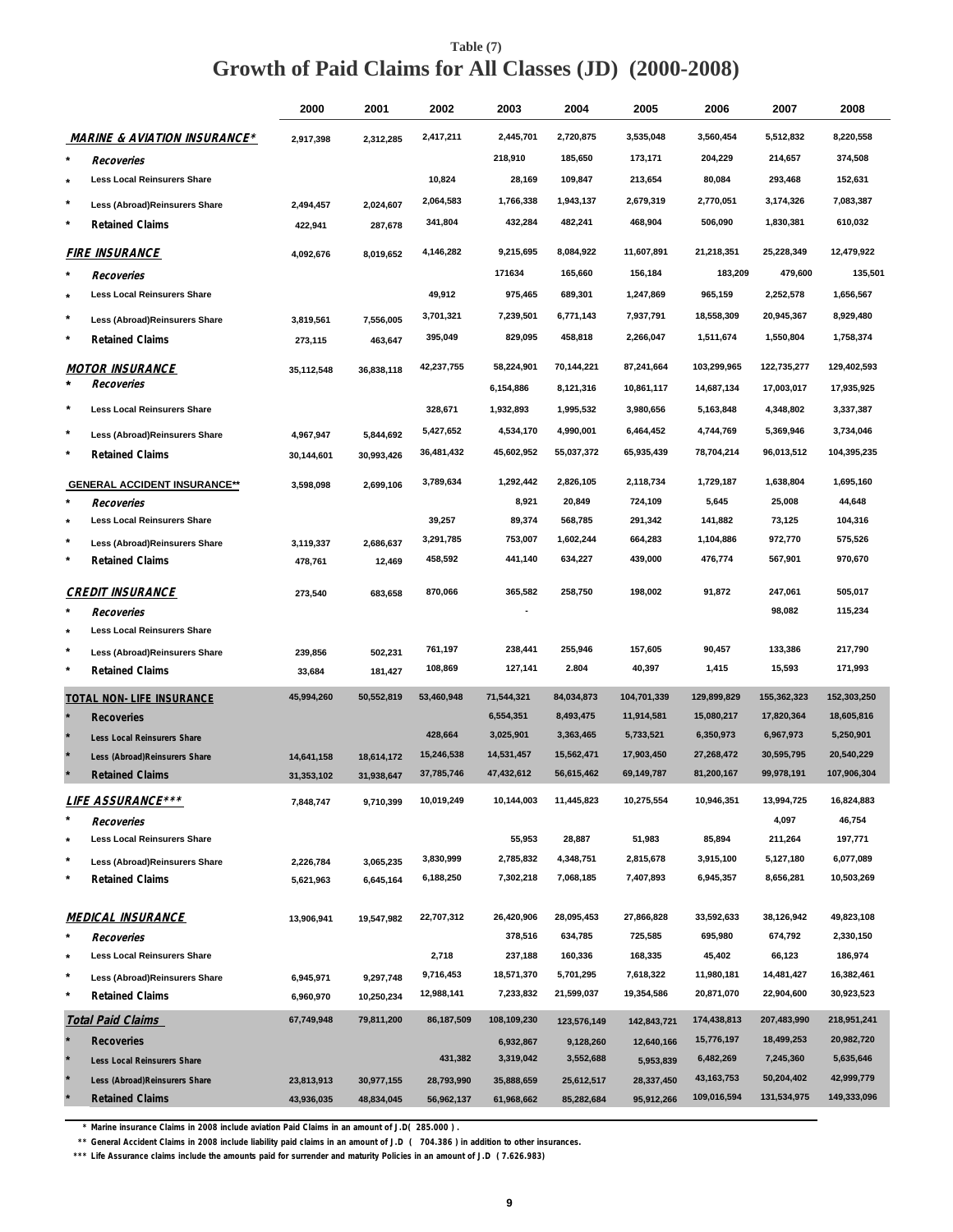Table (7)

# Growth of Paid Claims for All Classes (JD) (2000-2008)

| | 2000 | 2001 | 2002 | 2003 | 2004 | 2005 | 2006 | 2007 | 2008 |
|---|---|---|---|---|---|---|---|---|---|
| **MARINE & AVIATION INSURANCE*** | 2,917,398 | 2,312,285 | 2,417,211 | 2,445,701 | 2,720,875 | 3,535,048 | 3,560,454 | 5,512,832 | 8,220,558 |
| * Recoveries | | | | 218,910 | 185,650 | 173,171 | 204,229 | 214,657 | 374,508 |
| * Less Local Reinsurers Share | | | 10,824 | 28,169 | 109,847 | 213,654 | 80,084 | 293,468 | 152,631 |
| * Less (Abroad)Reinsurers Share | 2,494,457 | 2,024,607 | 2,064,583 | 1,766,338 | 1,943,137 | 2,679,319 | 2,770,051 | 3,174,326 | 7,083,387 |
| * Retained Claims | 422,941 | 287,678 | 341,804 | 432,284 | 482,241 | 468,904 | 506,090 | 1,830,381 | 610,032 |
| **FIRE INSURANCE** | 4,092,676 | 8,019,652 | 4,146,282 | 9,215,695 | 8,084,922 | 11,607,891 | 21,218,351 | 25,228,349 | 12,479,922 |
| * Recoveries | | | | 171634 | 165,660 | 156,184 | 183,209 | 479,600 | 135,501 |
| * Less Local Reinsurers Share | | | 49,912 | 975,465 | 689,301 | 1,247,869 | 965,159 | 2,252,578 | 1,656,567 |
| * Less (Abroad)Reinsurers Share | 3,819,561 | 7,556,005 | 3,701,321 | 7,239,501 | 6,771,143 | 7,937,791 | 18,558,309 | 20,945,367 | 8,929,480 |
| * Retained Claims | 273,115 | 463,647 | 395,049 | 829,095 | 458,818 | 2,266,047 | 1,511,674 | 1,550,804 | 1,758,374 |
| **MOTOR INSURANCE** | 35,112,548 | 36,838,118 | 42,237,755 | 58,224,901 | 70,144,221 | 87,241,664 | 103,299,965 | 122,735,277 | 129,402,593 |
| * Recoveries | | | | 6,154,886 | 8,121,316 | 10,861,117 | 14,687,134 | 17,003,017 | 17,935,925 |
| * Less Local Reinsurers Share | | | 328,671 | 1,932,893 | 1,995,532 | 3,980,656 | 5,163,848 | 4,348,802 | 3,337,387 |
| * Less (Abroad)Reinsurers Share | 4,967,947 | 5,844,692 | 5,427,652 | 4,534,170 | 4,990,001 | 6,464,452 | 4,744,769 | 5,369,946 | 3,734,046 |
| * Retained Claims | 30,144,601 | 30,993,426 | 36,481,432 | 45,602,952 | 55,037,372 | 65,935,439 | 78,704,214 | 96,013,512 | 104,395,235 |
| **GENERAL ACCIDENT INSURANCE**** | 3,598,098 | 2,699,106 | 3,789,634 | 1,292,442 | 2,826,105 | 2,118,734 | 1,729,187 | 1,638,804 | 1,695,160 |
| * Recoveries | | | | 8,921 | 20,849 | 724,109 | 5,645 | 25,008 | 44,648 |
| * Less Local Reinsurers Share | | | 39,257 | 89,374 | 568,785 | 291,342 | 141,882 | 73,125 | 104,316 |
| * Less (Abroad)Reinsurers Share | 3,119,337 | 2,686,637 | 3,291,785 | 753,007 | 1,602,244 | 664,283 | 1,104,886 | 972,770 | 575,526 |
| * Retained Claims | 478,761 | 12,469 | 458,592 | 441,140 | 634,227 | 439,000 | 476,774 | 567,901 | 970,670 |
| **CREDIT INSURANCE** | 273,540 | 683,658 | 870,066 | 365,582 | 258,750 | 198,002 | 91,872 | 247,061 | 505,017 |
| * Recoveries | | | | - | | | | 98,082 | 115,234 |
| * Less Local Reinsurers Share | | | | | | | | | |
| * Less (Abroad)Reinsurers Share | 239,856 | 502,231 | 761,197 | 238,441 | 255,946 | 157,605 | 90,457 | 133,386 | 217,790 |
| * Retained Claims | 33,684 | 181,427 | 108,869 | 127,141 | 2.804 | 40,397 | 1,415 | 15,593 | 171,993 |
| **TOTAL NON- LIFE INSURANCE** | 45,994,260 | 50,552,819 | 53,460,948 | 71,544,321 | 84,034,873 | 104,701,339 | 129,899,829 | 155,362,323 | 152,303,250 |
| * Recoveries | | | | 6,554,351 | 8,493,475 | 11,914,581 | 15,080,217 | 17,820,364 | 18,605,816 |
| * Less Local Reinsurers Share | | | 428,664 | 3,025,901 | 3,363,465 | 5,733,521 | 6,350,973 | 6,967,973 | 5,250,901 |
| * Less (Abroad)Reinsurers Share | 14,641,158 | 18,614,172 | 15,246,538 | 14,531,457 | 15,562,471 | 17,903,450 | 27,268,472 | 30,595,795 | 20,540,229 |
| * Retained Claims | 31,353,102 | 31,938,647 | 37,785,746 | 47,432,612 | 56,615,462 | 69,149,787 | 81,200,167 | 99,978,191 | 107,906,304 |
| **LIFE ASSURANCE***** | 7,848,747 | 9,710,399 | 10,019,249 | 10,144,003 | 11,445,823 | 10,275,554 | 10,946,351 | 13,994,725 | 16,824,883 |
| * Recoveries | | | | | | | | 4,097 | 46,754 |
| * Less Local Reinsurers Share | | | | 55,953 | 28,887 | 51,983 | 85,894 | 211,264 | 197,771 |
| * Less (Abroad)Reinsurers Share | 2,226,784 | 3,065,235 | 3,830,999 | 2,785,832 | 4,348,751 | 2,815,678 | 3,915,100 | 5,127,180 | 6,077,089 |
| * Retained Claims | 5,621,963 | 6,645,164 | 6,188,250 | 7,302,218 | 7,068,185 | 7,407,893 | 6,945,357 | 8,656,281 | 10,503,269 |
| **MEDICAL INSURANCE** | 13,906,941 | 19,547,982 | 22,707,312 | 26,420,906 | 28,095,453 | 27,866,828 | 33,592,633 | 38,126,942 | 49,823,108 |
| * Recoveries | | | | 378,516 | 634,785 | 725,585 | 695,980 | 674,792 | 2,330,150 |
| * Less Local Reinsurers Share | | | 2,718 | 237,188 | 160,336 | 168,335 | 45,402 | 66,123 | 186,974 |
| * Less (Abroad)Reinsurers Share | 6,945,971 | 9,297,748 | 9,716,453 | 18,571,370 | 5,701,295 | 7,618,322 | 11,980,181 | 14,481,427 | 16,382,461 |
| * Retained Claims | 6,960,970 | 10,250,234 | 12,988,141 | 7,233,832 | 21,599,037 | 19,354,586 | 20,871,070 | 22,904,600 | 30,923,523 |
| **Total Paid Claims** | 67,749,948 | 79,811,200 | 86,187,509 | 108,109,230 | 123,576,149 | 142,843,721 | 174,438,813 | 207,483,990 | 218,951,241 |
| * Recoveries | | | | 6,932,867 | 9,128,260 | 12,640,166 | 15,776,197 | 18,499,253 | 20,982,720 |
| * Less Local Reinsurers Share | | | 431,382 | 3,319,042 | 3,552,688 | 5,953,839 | 6,482,269 | 7,245,360 | 5,635,646 |
| * Less (Abroad)Reinsurers Share | 23,813,913 | 30,977,155 | 28,793,990 | 35,888,659 | 25,612,517 | 28,337,450 | 43,163,753 | 50,204,402 | 42,999,779 |
| * Retained Claims | 43,936,035 | 48,834,045 | 56,962,137 | 61,968,662 | 85,282,684 | 95,912,266 | 109,016,594 | 131,534,975 | 149,333,096 |

\* Marine insurance Claims in 2008 include aviation Paid Claims in an amount of J.D( 285.000 ).

\*\* General Accident Claims in 2008 include liability paid claims in an amount of J.D ( 704.386 ) in addition to other insurances.

\*\*\* Life Assurance claims include the amounts paid for surrender and maturity Policies in an amount of J.D ( 7.626.983)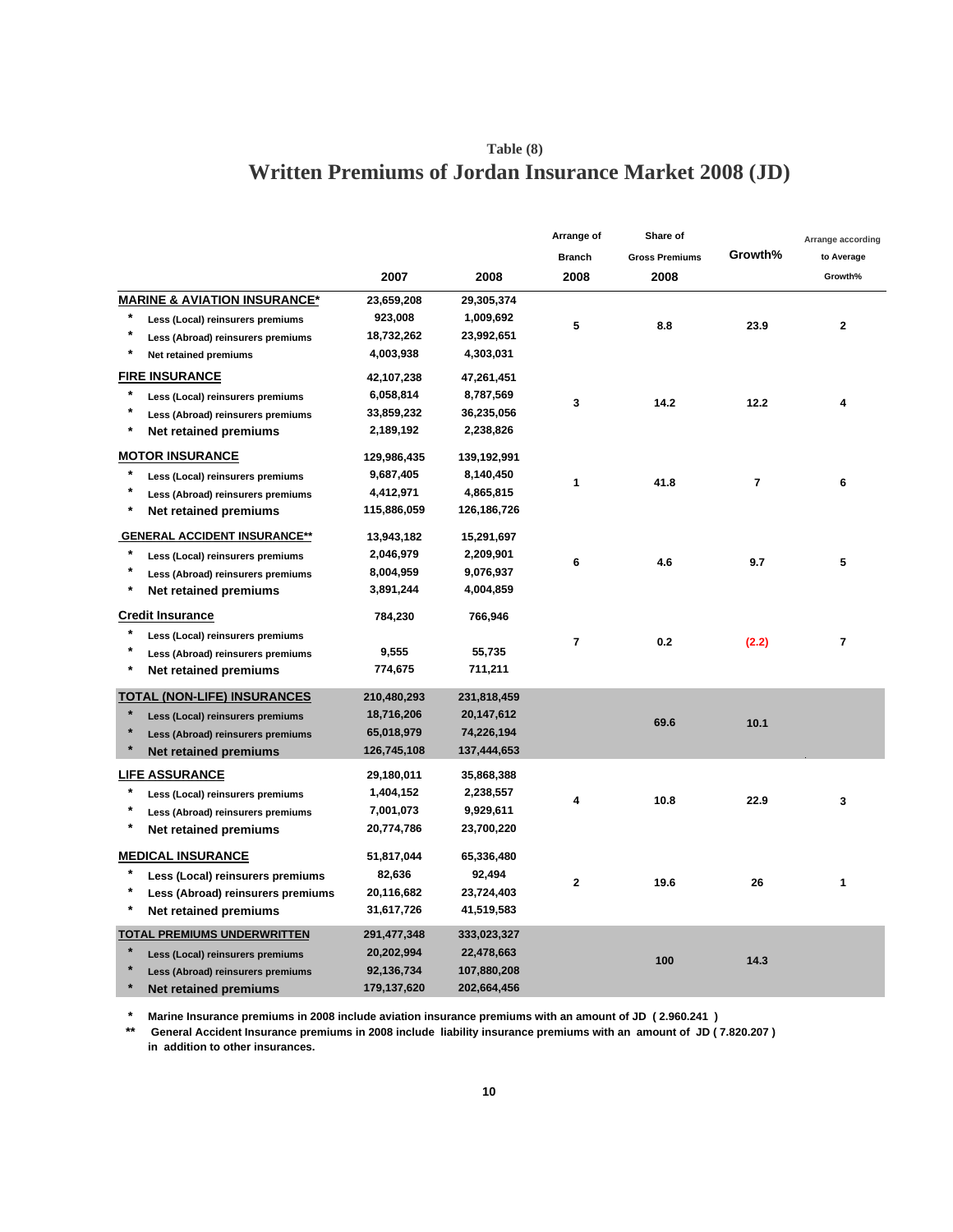Table (8)

# Written Premiums of Jordan Insurance Market 2008 (JD)

| | 2007 | 2008 | Arrange of Branch 2008 | Share of Gross Premiums 2008 | Growth% | Arrange according to Average Growth% |
|---|---|---|---|---|---|---|
| **MARINE & AVIATION INSURANCE*** | 23,659,208 | 29,305,374 | 5 | 8.8 | 23.9 | 2 |
| * Less (Local) reinsurers premiums | 923,008 | 1,009,692 | | | | |
| * Less (Abroad) reinsurers premiums | 18,732,262 | 23,992,651 | | | | |
| * Net retained premiums | 4,003,938 | 4,303,031 | | | | |
| **FIRE INSURANCE** | 42,107,238 | 47,261,451 | 3 | 14.2 | 12.2 | 4 |
| * Less (Local) reinsurers premiums | 6,058,814 | 8,787,569 | | | | |
| * Less (Abroad) reinsurers premiums | 33,859,232 | 36,235,056 | | | | |
| * Net retained premiums | 2,189,192 | 2,238,826 | | | | |
| **MOTOR INSURANCE** | 129,986,435 | 139,192,991 | 1 | 41.8 | 7 | 6 |
| * Less (Local) reinsurers premiums | 9,687,405 | 8,140,450 | | | | |
| * Less (Abroad) reinsurers premiums | 4,412,971 | 4,865,815 | | | | |
| * Net retained premiums | 115,886,059 | 126,186,726 | | | | |
| **GENERAL ACCIDENT INSURANCE**** | 13,943,182 | 15,291,697 | 6 | 4.6 | 9.7 | 5 |
| * Less (Local) reinsurers premiums | 2,046,979 | 2,209,901 | | | | |
| * Less (Abroad) reinsurers premiums | 8,004,959 | 9,076,937 | | | | |
| * Net retained premiums | 3,891,244 | 4,004,859 | | | | |
| **Credit Insurance** | 784,230 | 766,946 | 7 | 0.2 | (2.2) | 7 |
| * Less (Local) reinsurers premiums | | | | | | |
| * Less (Abroad) reinsurers premiums | 9,555 | 55,735 | | | | |
| * Net retained premiums | 774,675 | 711,211 | | | | |
| **TOTAL (NON-LIFE) INSURANCES** | 210,480,293 | 231,818,459 | | 69.6 | 10.1 | |
| * Less (Local) reinsurers premiums | 18,716,206 | 20,147,612 | | | | |
| * Less (Abroad) reinsurers premiums | 65,018,979 | 74,226,194 | | | | |
| * Net retained premiums | 126,745,108 | 137,444,653 | | | | |
| **LIFE ASSURANCE** | 29,180,011 | 35,868,388 | 4 | 10.8 | 22.9 | 3 |
| * Less (Local) reinsurers premiums | 1,404,152 | 2,238,557 | | | | |
| * Less (Abroad) reinsurers premiums | 7,001,073 | 9,929,611 | | | | |
| * Net retained premiums | 20,774,786 | 23,700,220 | | | | |
| **MEDICAL INSURANCE** | 51,817,044 | 65,336,480 | 2 | 19.6 | 26 | 1 |
| * Less (Local) reinsurers premiums | 82,636 | 92,494 | | | | |
| * Less (Abroad) reinsurers premiums | 20,116,682 | 23,724,403 | | | | |
| * Net retained premiums | 31,617,726 | 41,519,583 | | | | |
| **TOTAL PREMIUMS UNDERWRITTEN** | 291,477,348 | 333,023,327 | | 100 | 14.3 | |
| * Less (Local) reinsurers premiums | 20,202,994 | 22,478,663 | | | | |
| * Less (Abroad) reinsurers premiums | 92,136,734 | 107,880,208 | | | | |
| * Net retained premiums | 179,137,620 | 202,664,456 | | | | |

\* Marine Insurance premiums in 2008 include aviation insurance premiums with an amount of JD ( 2.960.241 )

\*\* General Accident Insurance premiums in 2008 include liability insurance premiums with an amount of JD ( 7.820.207 ) in addition to other insurances.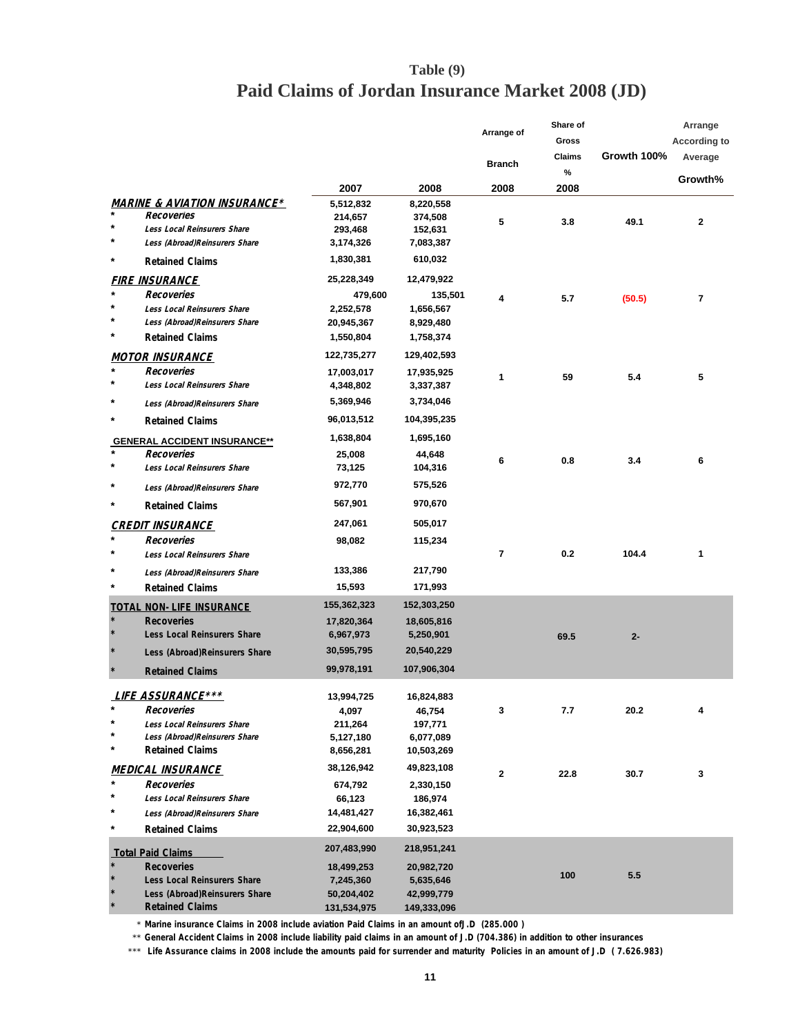## Table (9)

# Paid Claims of Jordan Insurance Market 2008 (JD)

| | 2007 | 2008 | Arrange of Branch 2008 | Share of Gross Claims % 2008 | Growth 100% | Arrange According to Average Growth% |
|---|---|---|---|---|---|---|
| **MARINE & AVIATION INSURANCE*** | 5,512,832 | 8,220,558 | 5 | 3.8 | 49.1 | 2 |
| * Recoveries | 214,657 | 374,508 | | | | |
| * Less Local Reinsurers Share | 293,468 | 152,631 | | | | |
| * Less (Abroad)Reinsurers Share | 3,174,326 | 7,083,387 | | | | |
| * Retained Claims | 1,830,381 | 610,032 | | | | |
| **FIRE INSURANCE** | 25,228,349 | 12,479,922 | 4 | 5.7 | (50.5) | 7 |
| * Recoveries | 479,600 | 135,501 | | | | |
| * Less Local Reinsurers Share | 2,252,578 | 1,656,567 | | | | |
| * Less (Abroad)Reinsurers Share | 20,945,367 | 8,929,480 | | | | |
| * Retained Claims | 1,550,804 | 1,758,374 | | | | |
| **MOTOR INSURANCE** | 122,735,277 | 129,402,593 | 1 | 59 | 5.4 | 5 |
| * Recoveries | 17,003,017 | 17,935,925 | | | | |
| * Less Local Reinsurers Share | 4,348,802 | 3,337,387 | | | | |
| * Less (Abroad)Reinsurers Share | 5,369,946 | 3,734,046 | | | | |
| * Retained Claims | 96,013,512 | 104,395,235 | | | | |
| **GENERAL ACCIDENT INSURANCE**** | 1,638,804 | 1,695,160 | 6 | 0.8 | 3.4 | 6 |
| * Recoveries | 25,008 | 44,648 | | | | |
| * Less Local Reinsurers Share | 73,125 | 104,316 | | | | |
| * Less (Abroad)Reinsurers Share | 972,770 | 575,526 | | | | |
| * Retained Claims | 567,901 | 970,670 | | | | |
| **CREDIT INSURANCE** | 247,061 | 505,017 | 7 | 0.2 | 104.4 | 1 |
| * Recoveries | 98,082 | 115,234 | | | | |
| * Less Local Reinsurers Share | | | | | | |
| * Less (Abroad)Reinsurers Share | 133,386 | 217,790 | | | | |
| * Retained Claims | 15,593 | 171,993 | | | | |
| **TOTAL NON- LIFE INSURANCE** | 155,362,323 | 152,303,250 | | 69.5 | 2- | |
| * Recoveries | 17,820,364 | 18,605,816 | | | | |
| * Less Local Reinsurers Share | 6,967,973 | 5,250,901 | | | | |
| * Less (Abroad)Reinsurers Share | 30,595,795 | 20,540,229 | | | | |
| * Retained Claims | 99,978,191 | 107,906,304 | | | | |
| **LIFE ASSURANCE***** | 13,994,725 | 16,824,883 | 3 | 7.7 | 20.2 | 4 |
| * Recoveries | 4,097 | 46,754 | | | | |
| * Less Local Reinsurers Share | 211,264 | 197,771 | | | | |
| * Less (Abroad)Reinsurers Share | 5,127,180 | 6,077,089 | | | | |
| * Retained Claims | 8,656,281 | 10,503,269 | | | | |
| **MEDICAL INSURANCE** | 38,126,942 | 49,823,108 | 2 | 22.8 | 30.7 | 3 |
| * Recoveries | 674,792 | 2,330,150 | | | | |
| * Less Local Reinsurers Share | 66,123 | 186,974 | | | | |
| * Less (Abroad)Reinsurers Share | 14,481,427 | 16,382,461 | | | | |
| * Retained Claims | 22,904,600 | 30,923,523 | | | | |
| **Total Paid Claims** | 207,483,990 | 218,951,241 | | 100 | 5.5 | |
| * Recoveries | 18,499,253 | 20,982,720 | | | | |
| * Less Local Reinsurers Share | 7,245,360 | 5,635,646 | | | | |
| * Less (Abroad)Reinsurers Share | 50,204,402 | 42,999,779 | | | | |
| * Retained Claims | 131,534,975 | 149,333,096 | | | | |

\* Marine insurance Claims in 2008 include aviation Paid Claims in an amount ofJ.D (285.000 )

\*\* General Accident Claims in 2008 include liability paid claims in an amount of J.D (704.386) in addition to other insurances

\*\*\* Life Assurance claims in 2008 include the amounts paid for surrender and maturity Policies in an amount of J.D ( 7.626.983)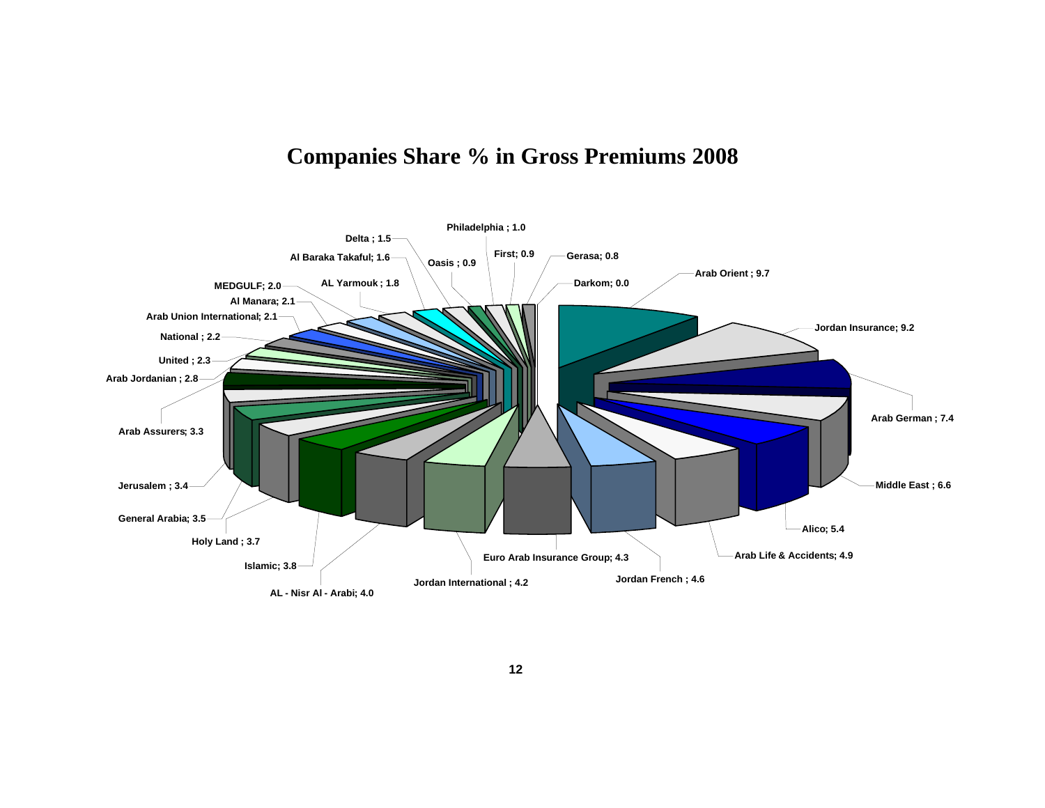# Companies Share % in Gross Premiums 2008

| Company | Share % |
|---|---|
| Arab Orient | 9.7 |
| Jordan Insurance | 9.2 |
| Arab German | 7.4 |
| Middle East | 6.6 |
| Alico | 5.4 |
| Arab Life & Accidents | 4.9 |
| Jordan French | 4.6 |
| Euro Arab Insurance Group | 4.3 |
| Jordan International | 4.2 |
| AL - Nisr Al - Arabi | 4.0 |
| Islamic | 3.8 |
| Holy Land | 3.7 |
| General Arabia | 3.5 |
| Jerusalem | 3.4 |
| Arab Assurers | 3.3 |
| Arab Jordanian | 2.8 |
| United | 2.3 |
| National | 2.2 |
| Arab Union International | 2.1 |
| Al Manara | 2.1 |
| MEDGULF | 2.0 |
| AL Yarmouk | 1.8 |
| Al Baraka Takaful | 1.6 |
| Delta | 1.5 |
| Oasis | 0.9 |
| Philadelphia | 1.0 |
| First | 0.9 |
| Gerasa | 0.8 |
| Darkom | 0.0 |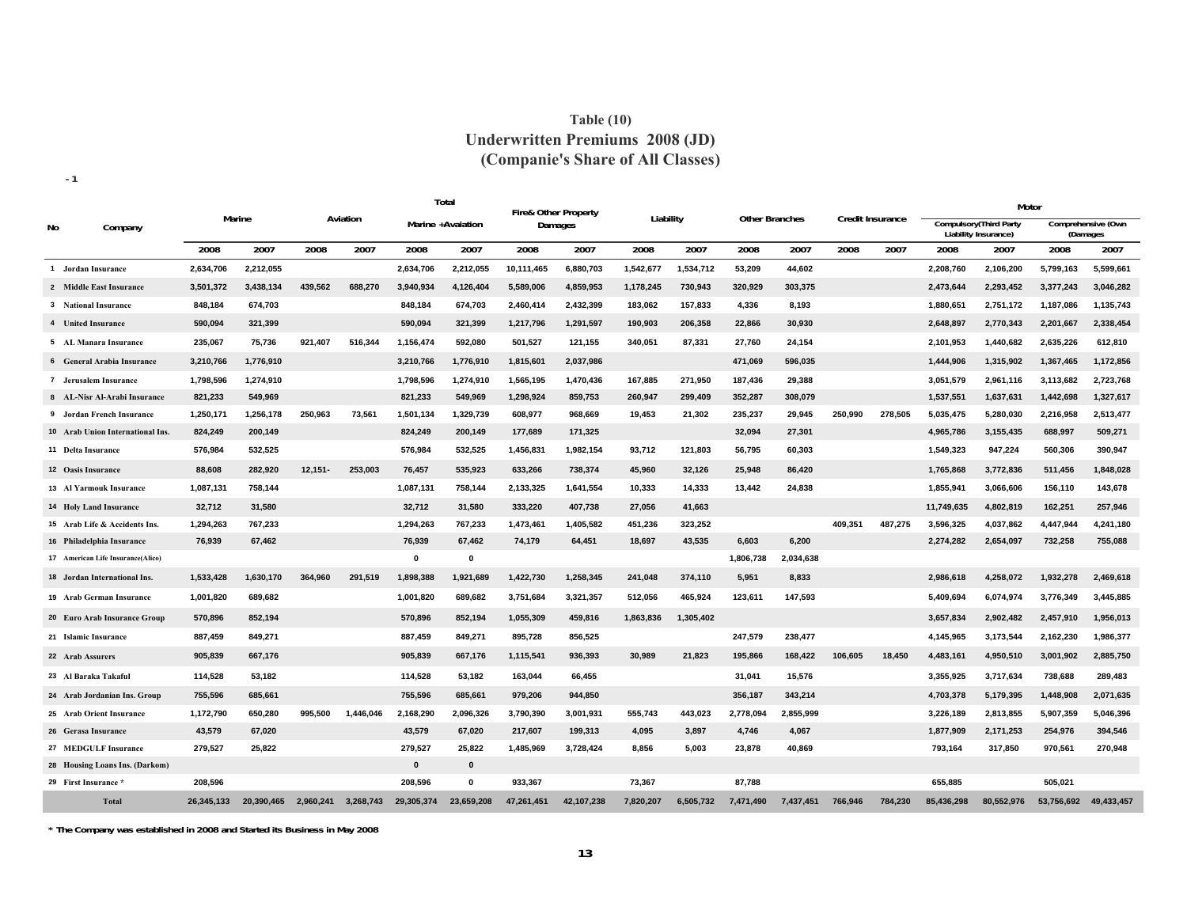# Table (10)

## Underwritten Premiums 2008 (JD)

## (Companie's Share of All Classes)

-1

| No | Company | Marine | | Aviation | | Total Marine +Avaiation | | Fire& Other Property Damages | | Liability | | Other Branches | | Credit Insurance | | Motor Compulsory(Third Party Liability Insurance) | | Motor Comprehensive (Own (Damages | |
|---|---|---|---|---|---|---|---|---|---|---|---|---|---|---|---|---|---|---|---|
| | | 2008 | 2007 | 2008 | 2007 | 2008 | 2007 | 2008 | 2007 | 2008 | 2007 | 2008 | 2007 | 2008 | 2007 | 2008 | 2007 | 2008 | 2007 |
| 1 | Jordan Insurance | 2,634,706 | 2,212,055 | | | 2,634,706 | 2,212,055 | 10,111,465 | 6,880,703 | 1,542,677 | 1,534,712 | 53,209 | 44,602 | | | 2,208,760 | 2,106,200 | 5,799,163 | 5,599,661 |
| 2 | Middle East Insurance | 3,501,372 | 3,438,134 | 439,562 | 688,270 | 3,940,934 | 4,126,404 | 5,589,006 | 4,859,953 | 1,178,245 | 730,943 | 320,929 | 303,375 | | | 2,473,644 | 2,293,452 | 3,377,243 | 3,046,282 |
| 3 | National Insurance | 848,184 | 674,703 | | | 848,184 | 674,703 | 2,460,414 | 2,432,399 | 183,062 | 157,833 | 4,336 | 8,193 | | | 1,880,651 | 2,751,172 | 1,187,086 | 1,135,743 |
| 4 | United Insurance | 590,094 | 321,399 | | | 590,094 | 321,399 | 1,217,796 | 1,291,597 | 190,903 | 206,358 | 22,866 | 30,930 | | | 2,648,897 | 2,770,343 | 2,201,667 | 2,338,454 |
| 5 | AL Manara Insurance | 235,067 | 75,736 | 921,407 | 516,344 | 1,156,474 | 592,080 | 501,527 | 121,155 | 340,051 | 87,331 | 27,760 | 24,154 | | | 2,101,953 | 1,440,682 | 2,635,226 | 612,810 |
| 6 | General Arabia Insurance | 3,210,766 | 1,776,910 | | | 3,210,766 | 1,776,910 | 1,815,601 | 2,037,986 | | | 471,069 | 596,035 | | | 1,444,906 | 1,315,902 | 1,367,465 | 1,172,856 |
| 7 | Jerusalem Insurance | 1,798,596 | 1,274,910 | | | 1,798,596 | 1,274,910 | 1,565,195 | 1,470,436 | 167,885 | 271,950 | 187,436 | 29,388 | | | 3,051,579 | 2,961,116 | 3,113,682 | 2,723,768 |
| 8 | AL-Nisr Al-Arabi Insurance | 821,233 | 549,969 | | | 821,233 | 549,969 | 1,298,924 | 859,753 | 260,947 | 299,409 | 352,287 | 308,079 | | | 1,537,551 | 1,637,631 | 1,442,698 | 1,327,617 |
| 9 | Jordan French Insurance | 1,250,171 | 1,256,178 | 250,963 | 73,561 | 1,501,134 | 1,329,739 | 608,977 | 968,669 | 19,453 | 21,302 | 235,237 | 29,945 | 250,990 | 278,505 | 5,035,475 | 5,280,030 | 2,216,958 | 2,513,477 |
| 10 | Arab Union International Ins. | 824,249 | 200,149 | | | 824,249 | 200,149 | 177,689 | 171,325 | | | 32,094 | 27,301 | | | 4,965,786 | 3,155,435 | 688,997 | 509,271 |
| 11 | Delta Insurance | 576,984 | 532,525 | | | 576,984 | 532,525 | 1,456,831 | 1,982,154 | 93,712 | 121,803 | 56,795 | 60,303 | | | 1,549,323 | 947,224 | 560,306 | 390,947 |
| 12 | Oasis Insurance | 88,608 | 282,920 | 12,151- | 253,003 | 76,457 | 535,923 | 633,266 | 738,374 | 45,960 | 32,126 | 25,948 | 86,420 | | | 1,765,868 | 3,772,836 | 511,456 | 1,848,028 |
| 13 | Al Yarmouk Insurance | 1,087,131 | 758,144 | | | 1,087,131 | 758,144 | 2,133,325 | 1,641,554 | 10,333 | 14,333 | 13,442 | 24,838 | | | 1,855,941 | 3,066,606 | 156,110 | 143,678 |
| 14 | Holy Land Insurance | 32,712 | 31,580 | | | 32,712 | 31,580 | 333,220 | 407,738 | 27,056 | 41,663 | | | | | 11,749,635 | 4,802,819 | 162,251 | 257,946 |
| 15 | Arab Life & Accidents Ins. | 1,294,263 | 767,233 | | | 1,294,263 | 767,233 | 1,473,461 | 1,405,582 | 451,236 | 323,252 | | | 409,351 | 487,275 | 3,596,325 | 4,037,862 | 4,447,944 | 4,241,180 |
| 16 | Philadelphia Insurance | 76,939 | 67,462 | | | 76,939 | 67,462 | 74,179 | 64,451 | 18,697 | 43,535 | 6,603 | 6,200 | | | 2,274,282 | 2,654,097 | 732,258 | 755,088 |
| 17 | American Life Insurance(Alico) | | | | | 0 | 0 | | | | | 1,806,738 | 2,034,638 | | | | | | |
| 18 | Jordan International Ins. | 1,533,428 | 1,630,170 | 364,960 | 291,519 | 1,898,388 | 1,921,689 | 1,422,730 | 1,258,345 | 241,048 | 374,110 | 5,951 | 8,833 | | | 2,986,618 | 4,258,072 | 1,932,278 | 2,469,618 |
| 19 | Arab German Insurance | 1,001,820 | 689,682 | | | 1,001,820 | 689,682 | 3,751,684 | 3,321,357 | 512,056 | 465,924 | 123,611 | 147,593 | | | 5,409,694 | 6,074,974 | 3,776,349 | 3,445,885 |
| 20 | Euro Arab Insurance Group | 570,896 | 852,194 | | | 570,896 | 852,194 | 1,055,309 | 459,816 | 1,863,836 | 1,305,402 | | | | | 3,657,834 | 2,902,482 | 2,457,910 | 1,956,013 |
| 21 | Islamic Insurance | 887,459 | 849,271 | | | 887,459 | 849,271 | 895,728 | 856,525 | | | 247,579 | 238,477 | | | 4,145,965 | 3,173,544 | 2,162,230 | 1,986,377 |
| 22 | Arab Assurers | 905,839 | 667,176 | | | 905,839 | 667,176 | 1,115,541 | 936,393 | 30,989 | 21,823 | 195,866 | 168,422 | 106,605 | 18,450 | 4,483,161 | 4,950,510 | 3,001,902 | 2,885,750 |
| 23 | Al Baraka Takaful | 114,528 | 53,182 | | | 114,528 | 53,182 | 163,044 | 66,455 | | | 31,041 | 15,576 | | | 3,355,925 | 3,717,634 | 738,688 | 289,483 |
| 24 | Arab Jordanian Ins. Group | 755,596 | 685,661 | | | 755,596 | 685,661 | 979,206 | 944,850 | | | 356,187 | 343,214 | | | 4,703,378 | 5,179,395 | 1,448,908 | 2,071,635 |
| 25 | Arab Orient Insurance | 1,172,790 | 650,280 | 995,500 | 1,446,046 | 2,168,290 | 2,096,326 | 3,790,390 | 3,001,931 | 555,743 | 443,023 | 2,778,094 | 2,855,999 | | | 3,226,189 | 2,813,855 | 5,907,359 | 5,046,396 |
| 26 | Gerasa Insurance | 43,579 | 67,020 | | | 43,579 | 67,020 | 217,607 | 199,313 | 4,095 | 3,897 | 4,746 | 4,067 | | | 1,877,909 | 2,171,253 | 254,976 | 394,546 |
| 27 | MEDGULF Insurance | 279,527 | 25,822 | | | 279,527 | 25,822 | 1,485,969 | 3,728,424 | 8,856 | 5,003 | 23,878 | 40,869 | | | 793,164 | 317,850 | 970,561 | 270,948 |
| 28 | Housing Loans Ins. (Darkom) | | | | | 0 | 0 | | | | | | | | | | | | |
| 29 | First Insurance * | 208,596 | | | | 208,596 | 0 | 933,367 | | 73,367 | | 87,788 | | | | 655,885 | | 505,021 | |
| | Total | 26,345,133 | 20,390,465 | 2,960,241 | 3,268,743 | 29,305,374 | 23,659,208 | 47,261,451 | 42,107,238 | 7,820,207 | 6,505,732 | 7,471,490 | 7,437,451 | 766,946 | 784,230 | 85,436,298 | 80,552,976 | 53,756,692 | 49,433,457 |

* The Company was established in 2008 and Started its Business in May 2008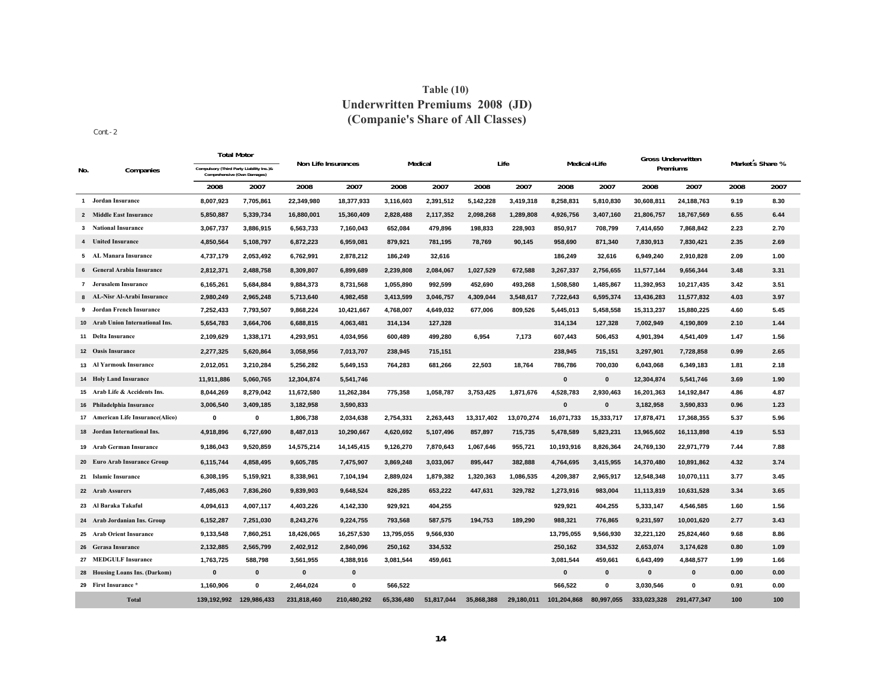## Table (10)
## Underwritten Premiums 2008 (JD)
## (Companie's Share of All Classes)

Cont.- 2

| No. | Companies | Total Motor Compulsory (Third Party Liability Ins.)& Comprehensive (Own Damages) | | Non Life Insurances | | Medical | | Life | | Medical+Life | | Gross Underwritten Premiums | | Market's Share % | |
|---|---|---|---|---|---|---|---|---|---|---|---|---|---|---|---|
| | | 2008 | 2007 | 2008 | 2007 | 2008 | 2007 | 2008 | 2007 | 2008 | 2007 | 2008 | 2007 | 2008 | 2007 |
| 1 | Jordan Insurance | 8,007,923 | 7,705,861 | 22,349,980 | 18,377,933 | 3,116,603 | 2,391,512 | 5,142,228 | 3,419,318 | 8,258,831 | 5,810,830 | 30,608,811 | 24,188,763 | 9.19 | 8.30 |
| 2 | Middle East Insurance | 5,850,887 | 5,339,734 | 16,880,001 | 15,360,409 | 2,828,488 | 2,117,352 | 2,098,268 | 1,289,808 | 4,926,756 | 3,407,160 | 21,806,757 | 18,767,569 | 6.55 | 6.44 |
| 3 | National Insurance | 3,067,737 | 3,886,915 | 6,563,733 | 7,160,043 | 652,084 | 479,896 | 198,833 | 228,903 | 850,917 | 708,799 | 7,414,650 | 7,868,842 | 2.23 | 2.70 |
| 4 | United Insurance | 4,850,564 | 5,108,797 | 6,872,223 | 6,959,081 | 879,921 | 781,195 | 78,769 | 90,145 | 958,690 | 871,340 | 7,830,913 | 7,830,421 | 2.35 | 2.69 |
| 5 | AL Manara Insurance | 4,737,179 | 2,053,492 | 6,762,991 | 2,878,212 | 186,249 | 32,616 | | | 186,249 | 32,616 | 6,949,240 | 2,910,828 | 2.09 | 1.00 |
| 6 | General Arabia Insurance | 2,812,371 | 2,488,758 | 8,309,807 | 6,899,689 | 2,239,808 | 2,084,067 | 1,027,529 | 672,588 | 3,267,337 | 2,756,655 | 11,577,144 | 9,656,344 | 3.48 | 3.31 |
| 7 | Jerusalem Insurance | 6,165,261 | 5,684,884 | 9,884,373 | 8,731,568 | 1,055,890 | 992,599 | 452,690 | 493,268 | 1,508,580 | 1,485,867 | 11,392,953 | 10,217,435 | 3.42 | 3.51 |
| 8 | AL-Nisr Al-Arabi Insurance | 2,980,249 | 2,965,248 | 5,713,640 | 4,982,458 | 3,413,599 | 3,046,757 | 4,309,044 | 3,548,617 | 7,722,643 | 6,595,374 | 13,436,283 | 11,577,832 | 4.03 | 3.97 |
| 9 | Jordan French Insurance | 7,252,433 | 7,793,507 | 9,868,224 | 10,421,667 | 4,768,007 | 4,649,032 | 677,006 | 809,526 | 5,445,013 | 5,458,558 | 15,313,237 | 15,880,225 | 4.60 | 5.45 |
| 10 | Arab Union International Ins. | 5,654,783 | 3,664,706 | 6,688,815 | 4,063,481 | 314,134 | 127,328 | | | 314,134 | 127,328 | 7,002,949 | 4,190,809 | 2.10 | 1.44 |
| 11 | Delta Insurance | 2,109,629 | 1,338,171 | 4,293,951 | 4,034,956 | 600,489 | 499,280 | 6,954 | 7,173 | 607,443 | 506,453 | 4,901,394 | 4,541,409 | 1.47 | 1.56 |
| 12 | Oasis Insurance | 2,277,325 | 5,620,864 | 3,058,956 | 7,013,707 | 238,945 | 715,151 | | | 238,945 | 715,151 | 3,297,901 | 7,728,858 | 0.99 | 2.65 |
| 13 | Al Yarmouk Insurance | 2,012,051 | 3,210,284 | 5,256,282 | 5,649,153 | 764,283 | 681,266 | 22,503 | 18,764 | 786,786 | 700,030 | 6,043,068 | 6,349,183 | 1.81 | 2.18 |
| 14 | Holy Land Insurance | 11,911,886 | 5,060,765 | 12,304,874 | 5,541,746 | | | | | 0 | 0 | 12,304,874 | 5,541,746 | 3.69 | 1.90 |
| 15 | Arab Life & Accidents Ins. | 8,044,269 | 8,279,042 | 11,672,580 | 11,262,384 | 775,358 | 1,058,787 | 3,753,425 | 1,871,676 | 4,528,783 | 2,930,463 | 16,201,363 | 14,192,847 | 4.86 | 4.87 |
| 16 | Philadelphia Insurance | 3,006,540 | 3,409,185 | 3,182,958 | 3,590,833 | | | | | 0 | 0 | 3,182,958 | 3,590,833 | 0.96 | 1.23 |
| 17 | American Life Insurance(Alico) | 0 | 0 | 1,806,738 | 2,034,638 | 2,754,331 | 2,263,443 | 13,317,402 | 13,070,274 | 16,071,733 | 15,333,717 | 17,878,471 | 17,368,355 | 5.37 | 5.96 |
| 18 | Jordan International Ins. | 4,918,896 | 6,727,690 | 8,487,013 | 10,290,667 | 4,620,692 | 5,107,496 | 857,897 | 715,735 | 5,478,589 | 5,823,231 | 13,965,602 | 16,113,898 | 4.19 | 5.53 |
| 19 | Arab German Insurance | 9,186,043 | 9,520,859 | 14,575,214 | 14,145,415 | 9,126,270 | 7,870,643 | 1,067,646 | 955,721 | 10,193,916 | 8,826,364 | 24,769,130 | 22,971,779 | 7.44 | 7.88 |
| 20 | Euro Arab Insurance Group | 6,115,744 | 4,858,495 | 9,605,785 | 7,475,907 | 3,869,248 | 3,033,067 | 895,447 | 382,888 | 4,764,695 | 3,415,955 | 14,370,480 | 10,891,862 | 4.32 | 3.74 |
| 21 | Islamic Insurance | 6,308,195 | 5,159,921 | 8,338,961 | 7,104,194 | 2,889,024 | 1,879,382 | 1,320,363 | 1,086,535 | 4,209,387 | 2,965,917 | 12,548,348 | 10,070,111 | 3.77 | 3.45 |
| 22 | Arab Assurers | 7,485,063 | 7,836,260 | 9,839,903 | 9,648,524 | 826,285 | 653,222 | 447,631 | 329,782 | 1,273,916 | 983,004 | 11,113,819 | 10,631,528 | 3.34 | 3.65 |
| 23 | Al Baraka Takaful | 4,094,613 | 4,007,117 | 4,403,226 | 4,142,330 | 929,921 | 404,255 | | | 929,921 | 404,255 | 5,333,147 | 4,546,585 | 1.60 | 1.56 |
| 24 | Arab Jordanian Ins. Group | 6,152,287 | 7,251,030 | 8,243,276 | 9,224,755 | 793,568 | 587,575 | 194,753 | 189,290 | 988,321 | 776,865 | 9,231,597 | 10,001,620 | 2.77 | 3.43 |
| 25 | Arab Orient Insurance | 9,133,548 | 7,860,251 | 18,426,065 | 16,257,530 | 13,795,055 | 9,566,930 | | | 13,795,055 | 9,566,930 | 32,221,120 | 25,824,460 | 9.68 | 8.86 |
| 26 | Gerasa Insurance | 2,132,885 | 2,565,799 | 2,402,912 | 2,840,096 | 250,162 | 334,532 | | | 250,162 | 334,532 | 2,653,074 | 3,174,628 | 0.80 | 1.09 |
| 27 | MEDGULF Insurance | 1,763,725 | 588,798 | 3,561,955 | 4,388,916 | 3,081,544 | 459,661 | | | 3,081,544 | 459,661 | 6,643,499 | 4,848,577 | 1.99 | 1.66 |
| 28 | Housing Loans Ins. (Darkom) | 0 | 0 | 0 | 0 | | | | | 0 | 0 | 0 | 0 | 0.00 | 0.00 |
| 29 | First Insurance * | 1,160,906 | 0 | 2,464,024 | 0 | 566,522 | | | | 566,522 | 0 | 3,030,546 | 0 | 0.91 | 0.00 |
| | Total | 139,192,992 | 129,986,433 | 231,818,460 | 210,480,292 | 65,336,480 | 51,817,044 | 35,868,388 | 29,180,011 | 101,204,868 | 80,997,055 | 333,023,328 | 291,477,347 | 100 | 100 |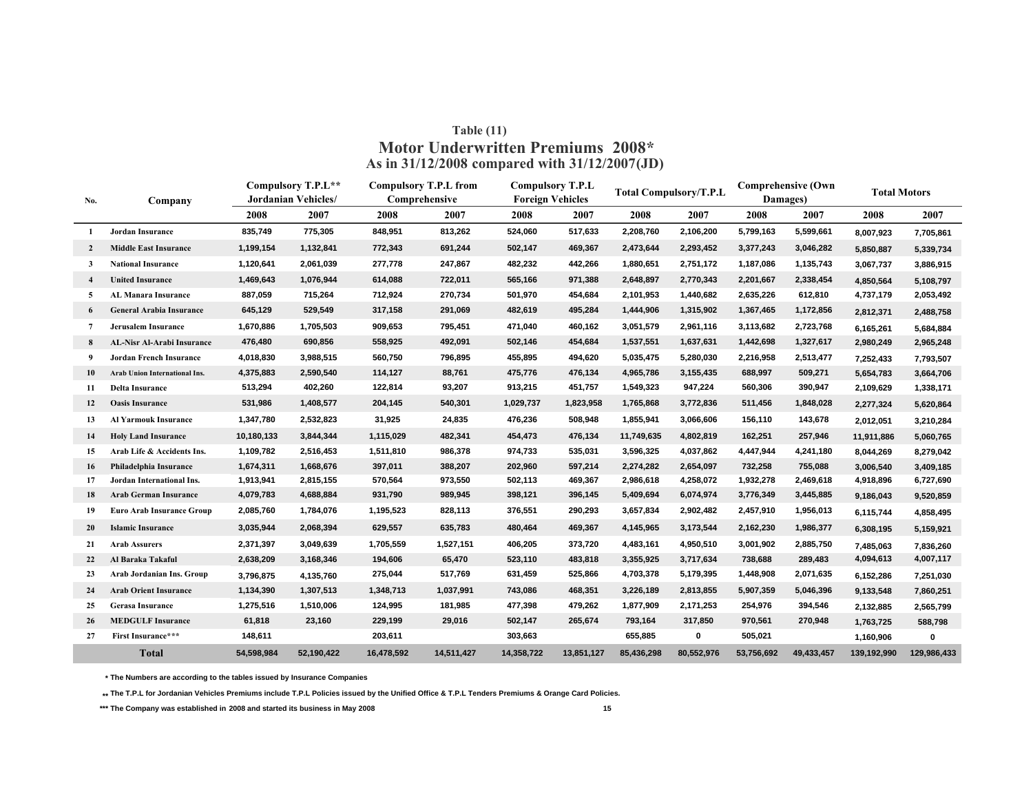## Table (11)

# Motor Underwritten Premiums 2008*

### As in 31/12/2008 compared with 31/12/2007(JD)

| No. | Company | Compulsory T.P.L** Jordanian Vehicles/ | | Compulsory T.P.L from Comprehensive | | Compulsory T.P.L Foreign Vehicles | | Total Compulsory/T.P.L | | Comprehensive (Own Damages) | | Total Motors | |
|---|---|---|---|---|---|---|---|---|---|---|---|---|---|
| | | 2008 | 2007 | 2008 | 2007 | 2008 | 2007 | 2008 | 2007 | 2008 | 2007 | 2008 | 2007 |
| 1 | Jordan Insurance | 835,749 | 775,305 | 848,951 | 813,262 | 524,060 | 517,633 | 2,208,760 | 2,106,200 | 5,799,163 | 5,599,661 | 8,007,923 | 7,705,861 |
| 2 | Middle East Insurance | 1,199,154 | 1,132,841 | 772,343 | 691,244 | 502,147 | 469,367 | 2,473,644 | 2,293,452 | 3,377,243 | 3,046,282 | 5,850,887 | 5,339,734 |
| 3 | National Insurance | 1,120,641 | 2,061,039 | 277,778 | 247,867 | 482,232 | 442,266 | 1,880,651 | 2,751,172 | 1,187,086 | 1,135,743 | 3,067,737 | 3,886,915 |
| 4 | United Insurance | 1,469,643 | 1,076,944 | 614,088 | 722,011 | 565,166 | 971,388 | 2,648,897 | 2,770,343 | 2,201,667 | 2,338,454 | 4,850,564 | 5,108,797 |
| 5 | AL Manara Insurance | 887,059 | 715,264 | 712,924 | 270,734 | 501,970 | 454,684 | 2,101,953 | 1,440,682 | 2,635,226 | 612,810 | 4,737,179 | 2,053,492 |
| 6 | General Arabia Insurance | 645,129 | 529,549 | 317,158 | 291,069 | 482,619 | 495,284 | 1,444,906 | 1,315,902 | 1,367,465 | 1,172,856 | 2,812,371 | 2,488,758 |
| 7 | Jerusalem Insurance | 1,670,886 | 1,705,503 | 909,653 | 795,451 | 471,040 | 460,162 | 3,051,579 | 2,961,116 | 3,113,682 | 2,723,768 | 6,165,261 | 5,684,884 |
| 8 | AL-Nisr Al-Arabi Insurance | 476,480 | 690,856 | 558,925 | 492,091 | 502,146 | 454,684 | 1,537,551 | 1,637,631 | 1,442,698 | 1,327,617 | 2,980,249 | 2,965,248 |
| 9 | Jordan French Insurance | 4,018,830 | 3,988,515 | 560,750 | 796,895 | 455,895 | 494,620 | 5,035,475 | 5,280,030 | 2,216,958 | 2,513,477 | 7,252,433 | 7,793,507 |
| 10 | Arab Union International Ins. | 4,375,883 | 2,590,540 | 114,127 | 88,761 | 475,776 | 476,134 | 4,965,786 | 3,155,435 | 688,997 | 509,271 | 5,654,783 | 3,664,706 |
| 11 | Delta Insurance | 513,294 | 402,260 | 122,814 | 93,207 | 913,215 | 451,757 | 1,549,323 | 947,224 | 560,306 | 390,947 | 2,109,629 | 1,338,171 |
| 12 | Oasis Insurance | 531,986 | 1,408,577 | 204,145 | 540,301 | 1,029,737 | 1,823,958 | 1,765,868 | 3,772,836 | 511,456 | 1,848,028 | 2,277,324 | 5,620,864 |
| 13 | Al Yarmouk Insurance | 1,347,780 | 2,532,823 | 31,925 | 24,835 | 476,236 | 508,948 | 1,855,941 | 3,066,606 | 156,110 | 143,678 | 2,012,051 | 3,210,284 |
| 14 | Holy Land Insurance | 10,180,133 | 3,844,344 | 1,115,029 | 482,341 | 454,473 | 476,134 | 11,749,635 | 4,802,819 | 162,251 | 257,946 | 11,911,886 | 5,060,765 |
| 15 | Arab Life & Accidents Ins. | 1,109,782 | 2,516,453 | 1,511,810 | 986,378 | 974,733 | 535,031 | 3,596,325 | 4,037,862 | 4,447,944 | 4,241,180 | 8,044,269 | 8,279,042 |
| 16 | Philadelphia Insurance | 1,674,311 | 1,668,676 | 397,011 | 388,207 | 202,960 | 597,214 | 2,274,282 | 2,654,097 | 732,258 | 755,088 | 3,006,540 | 3,409,185 |
| 17 | Jordan International Ins. | 1,913,941 | 2,815,155 | 570,564 | 973,550 | 502,113 | 469,367 | 2,986,618 | 4,258,072 | 1,932,278 | 2,469,618 | 4,918,896 | 6,727,690 |
| 18 | Arab German Insurance | 4,079,783 | 4,688,884 | 931,790 | 989,945 | 398,121 | 396,145 | 5,409,694 | 6,074,974 | 3,776,349 | 3,445,885 | 9,186,043 | 9,520,859 |
| 19 | Euro Arab Insurance Group | 2,085,760 | 1,784,076 | 1,195,523 | 828,113 | 376,551 | 290,293 | 3,657,834 | 2,902,482 | 2,457,910 | 1,956,013 | 6,115,744 | 4,858,495 |
| 20 | Islamic Insurance | 3,035,944 | 2,068,394 | 629,557 | 635,783 | 480,464 | 469,367 | 4,145,965 | 3,173,544 | 2,162,230 | 1,986,377 | 6,308,195 | 5,159,921 |
| 21 | Arab Assurers | 2,371,397 | 3,049,639 | 1,705,559 | 1,527,151 | 406,205 | 373,720 | 4,483,161 | 4,950,510 | 3,001,902 | 2,885,750 | 7,485,063 | 7,836,260 |
| 22 | Al Baraka Takaful | 2,638,209 | 3,168,346 | 194,606 | 65,470 | 523,110 | 483,818 | 3,355,925 | 3,717,634 | 738,688 | 289,483 | 4,094,613 | 4,007,117 |
| 23 | Arab Jordanian Ins. Group | 3,796,875 | 4,135,760 | 275,044 | 517,769 | 631,459 | 525,866 | 4,703,378 | 5,179,395 | 1,448,908 | 2,071,635 | 6,152,286 | 7,251,030 |
| 24 | Arab Orient Insurance | 1,134,390 | 1,307,513 | 1,348,713 | 1,037,991 | 743,086 | 468,351 | 3,226,189 | 2,813,855 | 5,907,359 | 5,046,396 | 9,133,548 | 7,860,251 |
| 25 | Gerasa Insurance | 1,275,516 | 1,510,006 | 124,995 | 181,985 | 477,398 | 479,262 | 1,877,909 | 2,171,253 | 254,976 | 394,546 | 2,132,885 | 2,565,799 |
| 26 | MEDGULF Insurance | 61,818 | 23,160 | 229,199 | 29,016 | 502,147 | 265,674 | 793,164 | 317,850 | 970,561 | 270,948 | 1,763,725 | 588,798 |
| 27 | First Insurance*** | 148,611 | | 203,611 | | 303,663 | | 655,885 | 0 | 505,021 | | 1,160,906 | 0 |
| | **Total** | 54,598,984 | 52,190,422 | 16,478,592 | 14,511,427 | 14,358,722 | 13,851,127 | 85,436,298 | 80,552,976 | 53,756,692 | 49,433,457 | 139,192,990 | 129,986,433 |

* The Numbers are according to the tables issued by Insurance Companies

** The T.P.L for Jordanian Vehicles Premiums include T.P.L Policies issued by the Unified Office & T.P.L Tenders Premiums & Orange Card Policies.

*** The Company was established in 2008 and started its business in May 2008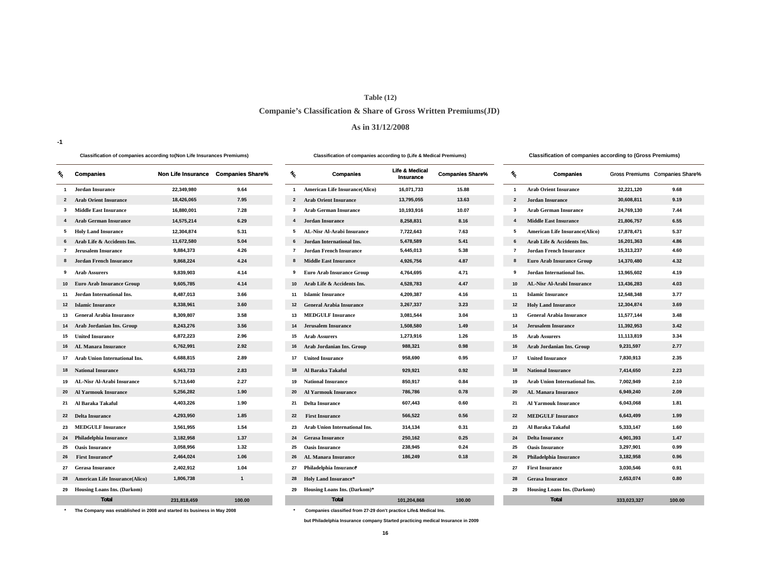**Table (12)**

**Companie's Classification & Share of Gross Written Premiums(JD)**

**As in 31/12/2008**

-1

**Classification of companies according to(Non Life Insurances Premiums)**

| No. | Companies | Non Life Insurance | Companies Share% |
|---|---|---|---|
| 1 | Jordan Insurance | 22,349,980 | 9.64 |
| 2 | Arab Orient Insurance | 18,426,065 | 7.95 |
| 3 | Middle East Insurance | 16,880,001 | 7.28 |
| 4 | Arab German Insurance | 14,575,214 | 6.29 |
| 5 | Holy Land Insurance | 12,304,874 | 5.31 |
| 6 | Arab Life & Accidents Ins. | 11,672,580 | 5.04 |
| 7 | Jerusalem Insurance | 9,884,373 | 4.26 |
| 8 | Jordan French Insurance | 9,868,224 | 4.24 |
| 9 | Arab Assurers | 9,839,903 | 4.14 |
| 10 | Euro Arab Insurance Group | 9,605,785 | 4.14 |
| 11 | Jordan International Ins. | 8,487,013 | 3.66 |
| 12 | Islamic Insurance | 8,338,961 | 3.60 |
| 13 | General Arabia Insurance | 8,309,807 | 3.58 |
| 14 | Arab Jordanian Ins. Group | 8,243,276 | 3.56 |
| 15 | United Insurance | 6,872,223 | 2.96 |
| 16 | AL Manara Insurance | 6,762,991 | 2.92 |
| 17 | Arab Union International Ins. | 6,688,815 | 2.89 |
| 18 | National Insurance | 6,563,733 | 2.83 |
| 19 | AL-Nisr Al-Arabi Insurance | 5,713,640 | 2.27 |
| 20 | Al Yarmouk Insurance | 5,256,282 | 1.90 |
| 21 | Al Baraka Takaful | 4,403,226 | 1.90 |
| 22 | Delta Insurance | 4,293,950 | 1.85 |
| 23 | MEDGULF Insurance | 3,561,955 | 1.54 |
| 24 | Philadelphia Insurance | 3,182,958 | 1.37 |
| 25 | Oasis Insurance | 3,058,956 | 1.32 |
| 26 | First Insurance* | 2,464,024 | 1.06 |
| 27 | Gerasa Insurance | 2,402,912 | 1.04 |
| 28 | American Life Insurance(Alico) | 1,806,738 | 1 |
| 29 | Housing Loans Ins. (Darkom) | | |
| | Total | 231,818,459 | 100.00 |

\* The Company was established in 2008 and started its business in May 2008

**Classification of companies according to (Life & Medical Premiums)**

| No. | Companies | Life & Medical Insurance | Companies Share% |
|---|---|---|---|
| 1 | American Life Insurance(Alico) | 16,071,733 | 15.88 |
| 2 | Arab Orient Insurance | 13,795,055 | 13.63 |
| 3 | Arab German Insurance | 10,193,916 | 10.07 |
| 4 | Jordan Insurance | 8,258,831 | 8.16 |
| 5 | AL-Nisr Al-Arabi Insurance | 7,722,643 | 7.63 |
| 6 | Jordan International Ins. | 5,478,589 | 5.41 |
| 7 | Jordan French Insurance | 5,445,013 | 5.38 |
| 8 | Middle East Insurance | 4,926,756 | 4.87 |
| 9 | Euro Arab Insurance Group | 4,764,695 | 4.71 |
| 10 | Arab Life & Accidents Ins. | 4,528,783 | 4.47 |
| 11 | Islamic Insurance | 4,209,387 | 4.16 |
| 12 | General Arabia Insurance | 3,267,337 | 3.23 |
| 13 | MEDGULF Insurance | 3,081,544 | 3.04 |
| 14 | Jerusalem Insurance | 1,508,580 | 1.49 |
| 15 | Arab Assurers | 1,273,916 | 1.26 |
| 16 | Arab Jordanian Ins. Group | 988,321 | 0.98 |
| 17 | United Insurance | 958,690 | 0.95 |
| 18 | Al Baraka Takaful | 929,921 | 0.92 |
| 19 | National Insurance | 850,917 | 0.84 |
| 20 | Al Yarmouk Insurance | 786,786 | 0.78 |
| 21 | Delta Insurance | 607,443 | 0.60 |
| 22 | First Insurance | 566,522 | 0.56 |
| 23 | Arab Union International Ins. | 314,134 | 0.31 |
| 24 | Gerasa Insurance | 250,162 | 0.25 |
| 25 | Oasis Insurance | 238,945 | 0.24 |
| 26 | AL Manara Insurance | 186,249 | 0.18 |
| 27 | Philadelphia Insurance* | | |
| 28 | Holy Land Insurance* | | |
| 29 | Housing Loans Ins. (Darkom)* | | |
| | Total | 101,204,868 | 100.00 |

\* Companies classified from 27-29 don't practice Life& Medical Ins.

but Philadelphia Insurance company Started practicing medical Insurance in 2009

**Classification of companies according to (Gross Premiums)**

| No. | Companies | Gross Premiums | Companies Share% |
|---|---|---|---|
| 1 | Arab Orient Insurance | 32,221,120 | 9.68 |
| 2 | Jordan Insurance | 30,608,811 | 9.19 |
| 3 | Arab German Insurance | 24,769,130 | 7.44 |
| 4 | Middle East Insurance | 21,806,757 | 6.55 |
| 5 | American Life Insurance(Alico) | 17,878,471 | 5.37 |
| 6 | Arab Life & Accidents Ins. | 16,201,363 | 4.86 |
| 7 | Jordan French Insurance | 15,313,237 | 4.60 |
| 8 | Euro Arab Insurance Group | 14,370,480 | 4.32 |
| 9 | Jordan International Ins. | 13,965,602 | 4.19 |
| 10 | AL-Nisr Al-Arabi Insurance | 13,436,283 | 4.03 |
| 11 | Islamic Insurance | 12,548,348 | 3.77 |
| 12 | Holy Land Insurance | 12,304,874 | 3.69 |
| 13 | General Arabia Insurance | 11,577,144 | 3.48 |
| 14 | Jerusalem Insurance | 11,392,953 | 3.42 |
| 15 | Arab Assurers | 11,113,819 | 3.34 |
| 16 | Arab Jordanian Ins. Group | 9,231,597 | 2.77 |
| 17 | United Insurance | 7,830,913 | 2.35 |
| 18 | National Insurance | 7,414,650 | 2.23 |
| 19 | Arab Union International Ins. | 7,002,949 | 2.10 |
| 20 | AL Manara Insurance | 6,949,240 | 2.09 |
| 21 | Al Yarmouk Insurance | 6,043,068 | 1.81 |
| 22 | MEDGULF Insurance | 6,643,499 | 1.99 |
| 23 | Al Baraka Takaful | 5,333,147 | 1.60 |
| 24 | Delta Insurance | 4,901,393 | 1.47 |
| 25 | Oasis Insurance | 3,297,901 | 0.99 |
| 26 | Philadelphia Insurance | 3,182,958 | 0.96 |
| 27 | First Insurance | 3,030,546 | 0.91 |
| 28 | Gerasa Insurance | 2,653,074 | 0.80 |
| 29 | Housing Loans Ins. (Darkom) | | |
| | Total | 333,023,327 | 100.00 |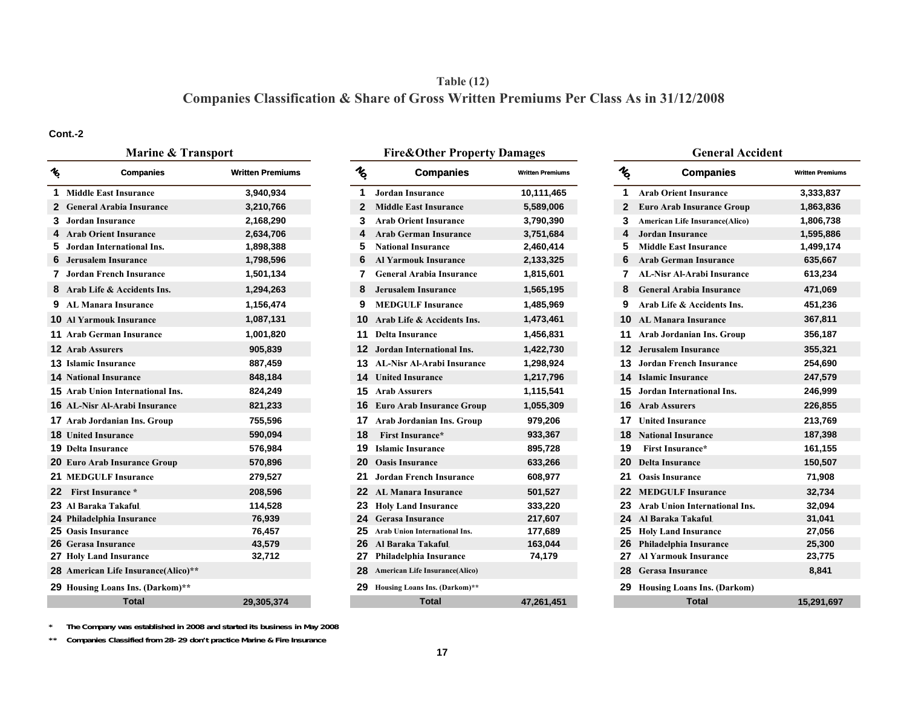## Table (12)

## Companies Classification & Share of Gross Written Premiums Per Class As in 31/12/2008

**Cont.-2**

### Marine & Transport

| No. | Companies | Written Premiums |
|---|---|---|
| 1 | Middle East Insurance | 3,940,934 |
| 2 | General Arabia Insurance | 3,210,766 |
| 3 | Jordan Insurance | 2,168,290 |
| 4 | Arab Orient Insurance | 2,634,706 |
| 5 | Jordan International Ins. | 1,898,388 |
| 6 | Jerusalem Insurance | 1,798,596 |
| 7 | Jordan French Insurance | 1,501,134 |
| 8 | Arab Life & Accidents Ins. | 1,294,263 |
| 9 | AL Manara Insurance | 1,156,474 |
| 10 | Al Yarmouk Insurance | 1,087,131 |
| 11 | Arab German Insurance | 1,001,820 |
| 12 | Arab Assurers | 905,839 |
| 13 | Islamic Insurance | 887,459 |
| 14 | National Insurance | 848,184 |
| 15 | Arab Union International Ins. | 824,249 |
| 16 | AL-Nisr Al-Arabi Insurance | 821,233 |
| 17 | Arab Jordanian Ins. Group | 755,596 |
| 18 | United Insurance | 590,094 |
| 19 | Delta Insurance | 576,984 |
| 20 | Euro Arab Insurance Group | 570,896 |
| 21 | MEDGULF Insurance | 279,527 |
| 22 | First Insurance * | 208,596 |
| 23 | Al Baraka Takaful | 114,528 |
| 24 | Philadelphia Insurance | 76,939 |
| 25 | Oasis Insurance | 76,457 |
| 26 | Gerasa Insurance | 43,579 |
| 27 | Holy Land Insurance | 32,712 |
| 28 | American Life Insurance(Alico)** | |
| 29 | Housing Loans Ins. (Darkom)** | |
| | Total | 29,305,374 |

### Fire&Other Property Damages

| No. | Companies | Written Premiums |
|---|---|---|
| 1 | Jordan Insurance | 10,111,465 |
| 2 | Middle East Insurance | 5,589,006 |
| 3 | Arab Orient Insurance | 3,790,390 |
| 4 | Arab German Insurance | 3,751,684 |
| 5 | National Insurance | 2,460,414 |
| 6 | Al Yarmouk Insurance | 2,133,325 |
| 7 | General Arabia Insurance | 1,815,601 |
| 8 | Jerusalem Insurance | 1,565,195 |
| 9 | MEDGULF Insurance | 1,485,969 |
| 10 | Arab Life & Accidents Ins. | 1,473,461 |
| 11 | Delta Insurance | 1,456,831 |
| 12 | Jordan International Ins. | 1,422,730 |
| 13 | AL-Nisr Al-Arabi Insurance | 1,298,924 |
| 14 | United Insurance | 1,217,796 |
| 15 | Arab Assurers | 1,115,541 |
| 16 | Euro Arab Insurance Group | 1,055,309 |
| 17 | Arab Jordanian Ins. Group | 979,206 |
| 18 | First Insurance* | 933,367 |
| 19 | Islamic Insurance | 895,728 |
| 20 | Oasis Insurance | 633,266 |
| 21 | Jordan French Insurance | 608,977 |
| 22 | AL Manara Insurance | 501,527 |
| 23 | Holy Land Insurance | 333,220 |
| 24 | Gerasa Insurance | 217,607 |
| 25 | Arab Union International Ins. | 177,689 |
| 26 | Al Baraka Takaful | 163,044 |
| 27 | Philadelphia Insurance | 74,179 |
| 28 | American Life Insurance(Alico) | |
| 29 | Housing Loans Ins. (Darkom)** | |
| | Total | 47,261,451 |

### General Accident

| No. | Companies | Written Premiums |
|---|---|---|
| 1 | Arab Orient Insurance | 3,333,837 |
| 2 | Euro Arab Insurance Group | 1,863,836 |
| 3 | American Life Insurance(Alico) | 1,806,738 |
| 4 | Jordan Insurance | 1,595,886 |
| 5 | Middle East Insurance | 1,499,174 |
| 6 | Arab German Insurance | 635,667 |
| 7 | AL-Nisr Al-Arabi Insurance | 613,234 |
| 8 | General Arabia Insurance | 471,069 |
| 9 | Arab Life & Accidents Ins. | 451,236 |
| 10 | AL Manara Insurance | 367,811 |
| 11 | Arab Jordanian Ins. Group | 356,187 |
| 12 | Jerusalem Insurance | 355,321 |
| 13 | Jordan French Insurance | 254,690 |
| 14 | Islamic Insurance | 247,579 |
| 15 | Jordan International Ins. | 246,999 |
| 16 | Arab Assurers | 226,855 |
| 17 | United Insurance | 213,769 |
| 18 | National Insurance | 187,398 |
| 19 | First Insurance* | 161,155 |
| 20 | Delta Insurance | 150,507 |
| 21 | Oasis Insurance | 71,908 |
| 22 | MEDGULF Insurance | 32,734 |
| 23 | Arab Union International Ins. | 32,094 |
| 24 | Al Baraka Takaful | 31,041 |
| 25 | Holy Land Insurance | 27,056 |
| 26 | Philadelphia Insurance | 25,300 |
| 27 | Al Yarmouk Insurance | 23,775 |
| 28 | Gerasa Insurance | 8,841 |
| 29 | Housing Loans Ins. (Darkom) | |
| | Total | 15,291,697 |

\* The Company was established in 2008 and started its business in May 2008

\*\* Companies Classified from 28- 29 don't practice Marine & Fire Insurance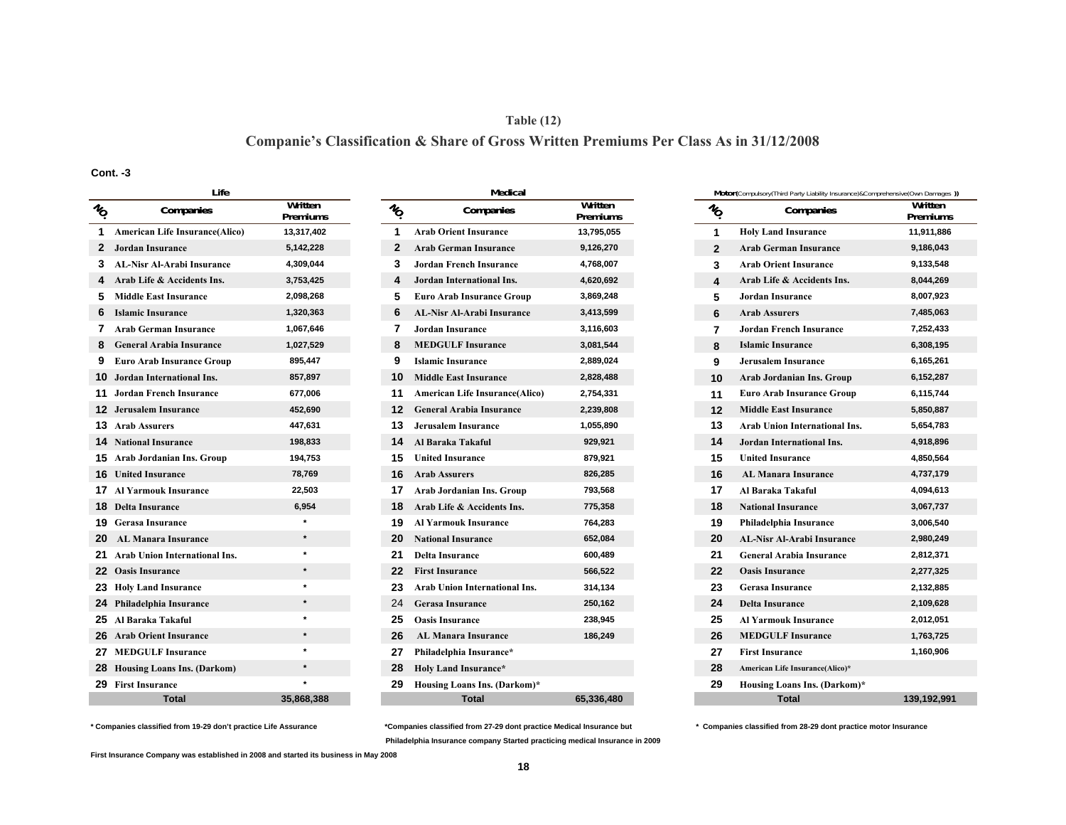## Table (12)

## Companie's Classification & Share of Gross Written Premiums Per Class As in 31/12/2008

**Cont. -3**

**Life**

| NO. | Companies | Written Premiums |
|---|---|---|
| 1 | American Life Insurance(Alico) | 13,317,402 |
| 2 | Jordan Insurance | 5,142,228 |
| 3 | AL-Nisr Al-Arabi Insurance | 4,309,044 |
| 4 | Arab Life & Accidents Ins. | 3,753,425 |
| 5 | Middle East Insurance | 2,098,268 |
| 6 | Islamic Insurance | 1,320,363 |
| 7 | Arab German Insurance | 1,067,646 |
| 8 | General Arabia Insurance | 1,027,529 |
| 9 | Euro Arab Insurance Group | 895,447 |
| 10 | Jordan International Ins. | 857,897 |
| 11 | Jordan French Insurance | 677,006 |
| 12 | Jerusalem Insurance | 452,690 |
| 13 | Arab Assurers | 447,631 |
| 14 | National Insurance | 198,833 |
| 15 | Arab Jordanian Ins. Group | 194,753 |
| 16 | United Insurance | 78,769 |
| 17 | Al Yarmouk Insurance | 22,503 |
| 18 | Delta Insurance | 6,954 |
| 19 | Gerasa Insurance | * |
| 20 | AL Manara Insurance | * |
| 21 | Arab Union International Ins. | * |
| 22 | Oasis Insurance | * |
| 23 | Holy Land Insurance | * |
| 24 | Philadelphia Insurance | * |
| 25 | Al Baraka Takaful | * |
| 26 | Arab Orient Insurance | * |
| 27 | MEDGULF Insurance | * |
| 28 | Housing Loans Ins. (Darkom) | * |
| 29 | First Insurance | * |
| | **Total** | **35,868,388** |

* Companies classified from 19-29 don't practice Life Assurance

**Medical**

| NO. | Companies | Written Premiums |
|---|---|---|
| 1 | Arab Orient Insurance | 13,795,055 |
| 2 | Arab German Insurance | 9,126,270 |
| 3 | Jordan French Insurance | 4,768,007 |
| 4 | Jordan International Ins. | 4,620,692 |
| 5 | Euro Arab Insurance Group | 3,869,248 |
| 6 | AL-Nisr Al-Arabi Insurance | 3,413,599 |
| 7 | Jordan Insurance | 3,116,603 |
| 8 | MEDGULF Insurance | 3,081,544 |
| 9 | Islamic Insurance | 2,889,024 |
| 10 | Middle East Insurance | 2,828,488 |
| 11 | American Life Insurance(Alico) | 2,754,331 |
| 12 | General Arabia Insurance | 2,239,808 |
| 13 | Jerusalem Insurance | 1,055,890 |
| 14 | Al Baraka Takaful | 929,921 |
| 15 | United Insurance | 879,921 |
| 16 | Arab Assurers | 826,285 |
| 17 | Arab Jordanian Ins. Group | 793,568 |
| 18 | Arab Life & Accidents Ins. | 775,358 |
| 19 | Al Yarmouk Insurance | 764,283 |
| 20 | National Insurance | 652,084 |
| 21 | Delta Insurance | 600,489 |
| 22 | First Insurance | 566,522 |
| 23 | Arab Union International Ins. | 314,134 |
| 24 | Gerasa Insurance | 250,162 |
| 25 | Oasis Insurance | 238,945 |
| 26 | AL Manara Insurance | 186,249 |
| 27 | Philadelphia Insurance* | |
| 28 | Holy Land Insurance* | |
| 29 | Housing Loans Ins. (Darkom)* | |
| | **Total** | **65,336,480** |

*Companies classified from 27-29 dont practice Medical Insurance but Philadelphia Insurance company Started practicing medical Insurance in 2009

**Motor**(Compulsory(Third Party Liability Insurance)&Comprehensive(Own Damages ))

| NO. | Companies | Written Premiums |
|---|---|---|
| 1 | Holy Land Insurance | 11,911,886 |
| 2 | Arab German Insurance | 9,186,043 |
| 3 | Arab Orient Insurance | 9,133,548 |
| 4 | Arab Life & Accidents Ins. | 8,044,269 |
| 5 | Jordan Insurance | 8,007,923 |
| 6 | Arab Assurers | 7,485,063 |
| 7 | Jordan French Insurance | 7,252,433 |
| 8 | Islamic Insurance | 6,308,195 |
| 9 | Jerusalem Insurance | 6,165,261 |
| 10 | Arab Jordanian Ins. Group | 6,152,287 |
| 11 | Euro Arab Insurance Group | 6,115,744 |
| 12 | Middle East Insurance | 5,850,887 |
| 13 | Arab Union International Ins. | 5,654,783 |
| 14 | Jordan International Ins. | 4,918,896 |
| 15 | United Insurance | 4,850,564 |
| 16 | AL Manara Insurance | 4,737,179 |
| 17 | Al Baraka Takaful | 4,094,613 |
| 18 | National Insurance | 3,067,737 |
| 19 | Philadelphia Insurance | 3,006,540 |
| 20 | AL-Nisr Al-Arabi Insurance | 2,980,249 |
| 21 | General Arabia Insurance | 2,812,371 |
| 22 | Oasis Insurance | 2,277,325 |
| 23 | Gerasa Insurance | 2,132,885 |
| 24 | Delta Insurance | 2,109,628 |
| 25 | Al Yarmouk Insurance | 2,012,051 |
| 26 | MEDGULF Insurance | 1,763,725 |
| 27 | First Insurance | 1,160,906 |
| 28 | American Life Insurance(Alico)* | |
| 29 | Housing Loans Ins. (Darkom)* | |
| | **Total** | **139,192,991** |

* Companies classified from 28-29 dont practice motor Insurance

First Insurance Company was established in 2008 and started its business in May 2008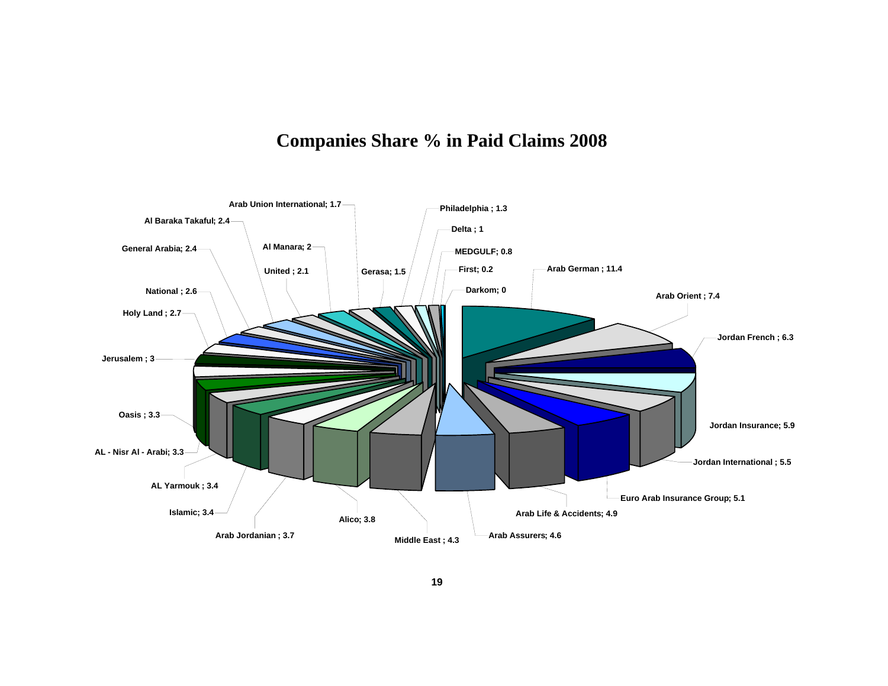# Companies Share % in Paid Claims 2008

| Company | Share % |
|---|---|
| Arab German | 11.4 |
| Arab Orient | 7.4 |
| Jordan French | 6.3 |
| Jordan Insurance | 5.9 |
| Jordan International | 5.5 |
| Euro Arab Insurance Group | 5.1 |
| Arab Life & Accidents | 4.9 |
| Arab Assurers | 4.6 |
| Middle East | 4.3 |
| Alico | 3.8 |
| Arab Jordanian | 3.7 |
| Islamic | 3.4 |
| AL Yarmouk | 3.4 |
| AL - Nisr Al - Arabi | 3.3 |
| Oasis | 3.3 |
| Jerusalem | 3 |
| Holy Land | 2.7 |
| National | 2.6 |
| General Arabia | 2.4 |
| Al Baraka Takaful | 2.4 |
| United | 2.1 |
| Al Manara | 2 |
| Arab Union International | 1.7 |
| Gerasa | 1.5 |
| Philadelphia | 1.3 |
| Delta | 1 |
| MEDGULF | 0.8 |
| First | 0.2 |
| Darkom | 0 |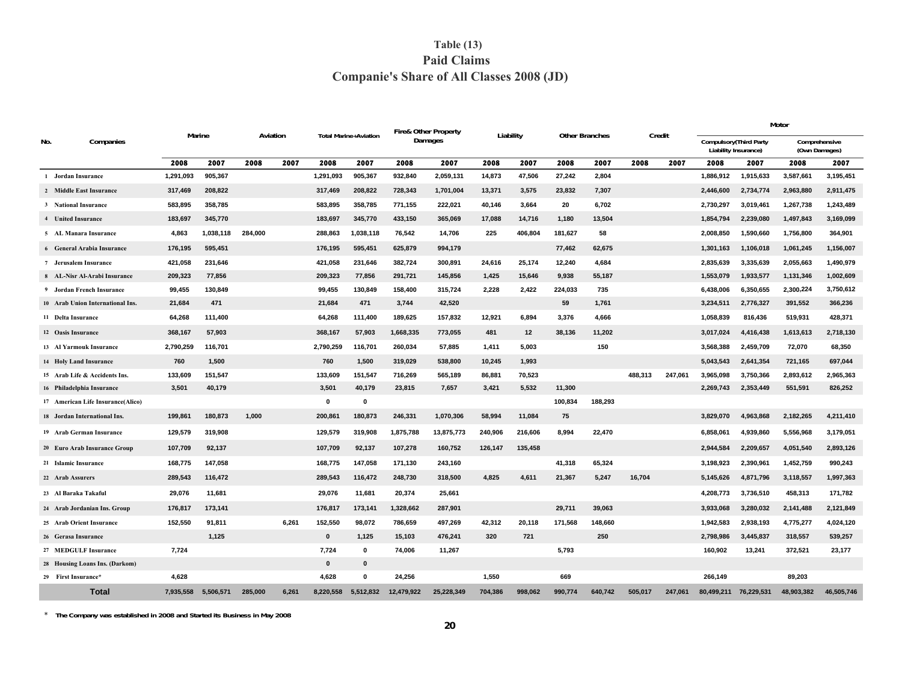# Table (13)
## Paid Claims
## Companie's Share of All Classes 2008 (JD)

| No. | Companies | Marine | | Aviation | | Total Marine+Aviation | | Fire& Other Property Damages | | Liability | | Other Branches | | Credit | | Motor | | | |
|---|---|---|---|---|---|---|---|---|---|---|---|---|---|---|---|---|---|---|---|
| | | | | | | | | | | | | | | | | Compulsory(Third Party Liability Insurance) | | Comprehensive (Own Damages) | |
| | | 2008 | 2007 | 2008 | 2007 | 2008 | 2007 | 2008 | 2007 | 2008 | 2007 | 2008 | 2007 | 2008 | 2007 | 2008 | 2007 | 2008 | 2007 |
| 1 | Jordan Insurance | 1,291,093 | 905,367 | | | 1,291,093 | 905,367 | 932,840 | 2,059,131 | 14,873 | 47,506 | 27,242 | 2,804 | | | 1,886,912 | 1,915,633 | 3,587,661 | 3,195,451 |
| 2 | Middle East Insurance | 317,469 | 208,822 | | | 317,469 | 208,822 | 728,343 | 1,701,004 | 13,371 | 3,575 | 23,832 | 7,307 | | | 2,446,600 | 2,734,774 | 2,963,880 | 2,911,475 |
| 3 | National Insurance | 583,895 | 358,785 | | | 583,895 | 358,785 | 771,155 | 222,021 | 40,146 | 3,664 | 20 | 6,702 | | | 2,730,297 | 3,019,461 | 1,267,738 | 1,243,489 |
| 4 | United Insurance | 183,697 | 345,770 | | | 183,697 | 345,770 | 433,150 | 365,069 | 17,088 | 14,716 | 1,180 | 13,504 | | | 1,854,794 | 2,239,080 | 1,497,843 | 3,169,099 |
| 5 | AL Manara Insurance | 4,863 | 1,038,118 | 284,000 | | 288,863 | 1,038,118 | 76,542 | 14,706 | 225 | 406,804 | 181,627 | 58 | | | 2,008,850 | 1,590,660 | 1,756,800 | 364,901 |
| 6 | General Arabia Insurance | 176,195 | 595,451 | | | 176,195 | 595,451 | 625,879 | 994,179 | | | 77,462 | 62,675 | | | 1,301,163 | 1,106,018 | 1,061,245 | 1,156,007 |
| 7 | Jerusalem Insurance | 421,058 | 231,646 | | | 421,058 | 231,646 | 382,724 | 300,891 | 24,616 | 25,174 | 12,240 | 4,684 | | | 2,835,639 | 3,335,639 | 2,055,663 | 1,490,979 |
| 8 | AL-Nisr Al-Arabi Insurance | 209,323 | 77,856 | | | 209,323 | 77,856 | 291,721 | 145,856 | 1,425 | 15,646 | 9,938 | 55,187 | | | 1,553,079 | 1,933,577 | 1,131,346 | 1,002,609 |
| 9 | Jordan French Insurance | 99,455 | 130,849 | | | 99,455 | 130,849 | 158,400 | 315,724 | 2,228 | 2,422 | 224,033 | 735 | | | 6,438,006 | 6,350,655 | 2,300,224 | 3,750,612 |
| 10 | Arab Union International Ins. | 21,684 | 471 | | | 21,684 | 471 | 3,744 | 42,520 | | | 59 | 1,761 | | | 3,234,511 | 2,776,327 | 391,552 | 366,236 |
| 11 | Delta Insurance | 64,268 | 111,400 | | | 64,268 | 111,400 | 189,625 | 157,832 | 12,921 | 6,894 | 3,376 | 4,666 | | | 1,058,839 | 816,436 | 519,931 | 428,371 |
| 12 | Oasis Insurance | 368,167 | 57,903 | | | 368,167 | 57,903 | 1,668,335 | 773,055 | 481 | 12 | 38,136 | 11,202 | | | 3,017,024 | 4,416,438 | 1,613,613 | 2,718,130 |
| 13 | Al Yarmouk Insurance | 2,790,259 | 116,701 | | | 2,790,259 | 116,701 | 260,034 | 57,885 | 1,411 | 5,003 | | 150 | | | 3,568,388 | 2,459,709 | 72,070 | 68,350 |
| 14 | Holy Land Insurance | 760 | 1,500 | | | 760 | 1,500 | 319,029 | 538,800 | 10,245 | 1,993 | | | | | 5,043,543 | 2,641,354 | 721,165 | 697,044 |
| 15 | Arab Life & Accidents Ins. | 133,609 | 151,547 | | | 133,609 | 151,547 | 716,269 | 565,189 | 86,881 | 70,523 | | | 488,313 | 247,061 | 3,965,098 | 3,750,366 | 2,893,612 | 2,965,363 |
| 16 | Philadelphia Insurance | 3,501 | 40,179 | | | 3,501 | 40,179 | 23,815 | 7,657 | 3,421 | 5,532 | 11,300 | | | | 2,269,743 | 2,353,449 | 551,591 | 826,252 |
| 17 | American Life Insurance(Alico) | | | | | 0 | 0 | | | | | 100,834 | 188,293 | | | | | | |
| 18 | Jordan International Ins. | 199,861 | 180,873 | 1,000 | | 200,861 | 180,873 | 246,331 | 1,070,306 | 58,994 | 11,084 | 75 | | | | 3,829,070 | 4,963,868 | 2,182,265 | 4,211,410 |
| 19 | Arab German Insurance | 129,579 | 319,908 | | | 129,579 | 319,908 | 1,875,788 | 13,875,773 | 240,906 | 216,606 | 8,994 | 22,470 | | | 6,858,061 | 4,939,860 | 5,556,968 | 3,179,051 |
| 20 | Euro Arab Insurance Group | 107,709 | 92,137 | | | 107,709 | 92,137 | 107,278 | 160,752 | 126,147 | 135,458 | | | | | 2,944,584 | 2,209,657 | 4,051,540 | 2,893,126 |
| 21 | Islamic Insurance | 168,775 | 147,058 | | | 168,775 | 147,058 | 171,130 | 243,160 | | | 41,318 | 65,324 | | | 3,198,923 | 2,390,961 | 1,452,759 | 990,243 |
| 22 | Arab Assurers | 289,543 | 116,472 | | | 289,543 | 116,472 | 248,730 | 318,500 | 4,825 | 4,611 | 21,367 | 5,247 | 16,704 | | 5,145,626 | 4,871,796 | 3,118,557 | 1,997,363 |
| 23 | Al Baraka Takaful | 29,076 | 11,681 | | | 29,076 | 11,681 | 20,374 | 25,661 | | | | | | | 4,208,773 | 3,736,510 | 458,313 | 171,782 |
| 24 | Arab Jordanian Ins. Group | 176,817 | 173,141 | | | 176,817 | 173,141 | 1,328,662 | 287,901 | | | 29,711 | 39,063 | | | 3,933,068 | 3,280,032 | 2,141,488 | 2,121,849 |
| 25 | Arab Orient Insurance | 152,550 | 91,811 | | 6,261 | 152,550 | 98,072 | 786,659 | 497,269 | 42,312 | 20,118 | 171,568 | 148,660 | | | 1,942,583 | 2,938,193 | 4,775,277 | 4,024,120 |
| 26 | Gerasa Insurance | | 1,125 | | | 0 | 1,125 | 15,103 | 476,241 | 320 | 721 | | 250 | | | 2,798,986 | 3,445,837 | 318,557 | 539,257 |
| 27 | MEDGULF Insurance | 7,724 | | | | 7,724 | 0 | 74,006 | 11,267 | | | 5,793 | | | | 160,902 | 13,241 | 372,521 | 23,177 |
| 28 | Housing Loans Ins. (Darkom) | | | | | 0 | 0 | | | | | | | | | | | | |
| 29 | First Insurance* | 4,628 | | | | 4,628 | 0 | 24,256 | | 1,550 | | 669 | | | | 266,149 | | 89,203 | |
| | **Total** | 7,935,558 | 5,506,571 | 285,000 | 6,261 | 8,220,558 | 5,512,832 | 12,479,922 | 25,228,349 | 704,386 | 998,062 | 990,774 | 640,742 | 505,017 | 247,061 | 80,499,211 | 76,229,531 | 48,903,382 | 46,505,746 |

\* The Company was established in 2008 and Started its Business in May 2008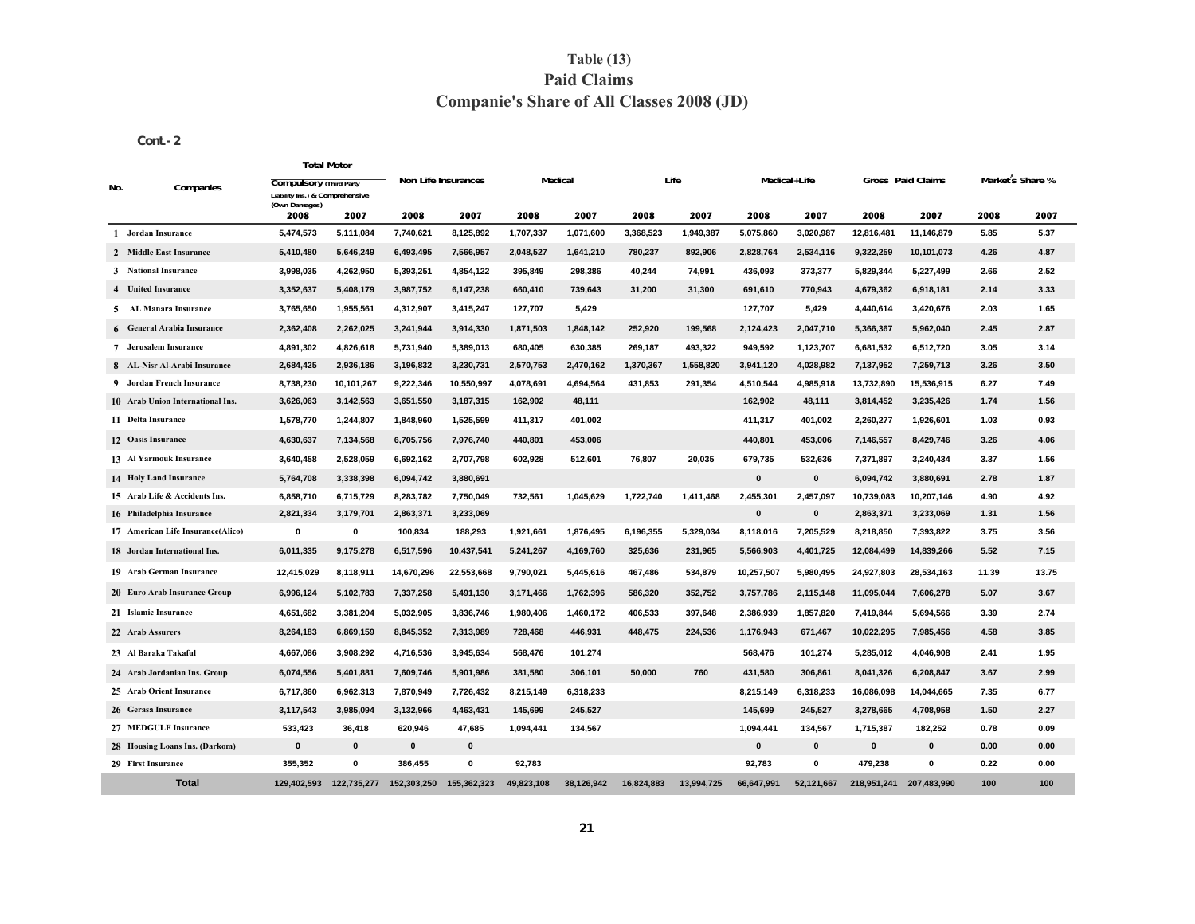# Table (13)
## Paid Claims
## Companie's Share of All Classes 2008 (JD)

**Cont.- 2**

| No. | Companies | Total Motor Compulsory (Third Party Liability Ins.) & Comprehensive (Own Damages) | | Non Life Insurances | | Medical | | Life | | Medical+Life | | Gross Paid Claims | | Market's Share % | |
|---|---|---|---|---|---|---|---|---|---|---|---|---|---|---|---|
| | | 2008 | 2007 | 2008 | 2007 | 2008 | 2007 | 2008 | 2007 | 2008 | 2007 | 2008 | 2007 | 2008 | 2007 |
| 1 | Jordan Insurance | 5,474,573 | 5,111,084 | 7,740,621 | 8,125,892 | 1,707,337 | 1,071,600 | 3,368,523 | 1,949,387 | 5,075,860 | 3,020,987 | 12,816,481 | 11,146,879 | 5.85 | 5.37 |
| 2 | Middle East Insurance | 5,410,480 | 5,646,249 | 6,493,495 | 7,566,957 | 2,048,527 | 1,641,210 | 780,237 | 892,906 | 2,828,764 | 2,534,116 | 9,322,259 | 10,101,073 | 4.26 | 4.87 |
| 3 | National Insurance | 3,998,035 | 4,262,950 | 5,393,251 | 4,854,122 | 395,849 | 298,386 | 40,244 | 74,991 | 436,093 | 373,377 | 5,829,344 | 5,227,499 | 2.66 | 2.52 |
| 4 | United Insurance | 3,352,637 | 5,408,179 | 3,987,752 | 6,147,238 | 660,410 | 739,643 | 31,200 | 31,300 | 691,610 | 770,943 | 4,679,362 | 6,918,181 | 2.14 | 3.33 |
| 5 | AL Manara Insurance | 3,765,650 | 1,955,561 | 4,312,907 | 3,415,247 | 127,707 | 5,429 | | | 127,707 | 5,429 | 4,440,614 | 3,420,676 | 2.03 | 1.65 |
| 6 | General Arabia Insurance | 2,362,408 | 2,262,025 | 3,241,944 | 3,914,330 | 1,871,503 | 1,848,142 | 252,920 | 199,568 | 2,124,423 | 2,047,710 | 5,366,367 | 5,962,040 | 2.45 | 2.87 |
| 7 | Jerusalem Insurance | 4,891,302 | 4,826,618 | 5,731,940 | 5,389,013 | 680,405 | 630,385 | 269,187 | 493,322 | 949,592 | 1,123,707 | 6,681,532 | 6,512,720 | 3.05 | 3.14 |
| 8 | AL-Nisr Al-Arabi Insurance | 2,684,425 | 2,936,186 | 3,196,832 | 3,230,731 | 2,570,753 | 2,470,162 | 1,370,367 | 1,558,820 | 3,941,120 | 4,028,982 | 7,137,952 | 7,259,713 | 3.26 | 3.50 |
| 9 | Jordan French Insurance | 8,738,230 | 10,101,267 | 9,222,346 | 10,550,997 | 4,078,691 | 4,694,564 | 431,853 | 291,354 | 4,510,544 | 4,985,918 | 13,732,890 | 15,536,915 | 6.27 | 7.49 |
| 10 | Arab Union International Ins. | 3,626,063 | 3,142,563 | 3,651,550 | 3,187,315 | 162,902 | 48,111 | | | 162,902 | 48,111 | 3,814,452 | 3,235,426 | 1.74 | 1.56 |
| 11 | Delta Insurance | 1,578,770 | 1,244,807 | 1,848,960 | 1,525,599 | 411,317 | 401,002 | | | 411,317 | 401,002 | 2,260,277 | 1,926,601 | 1.03 | 0.93 |
| 12 | Oasis Insurance | 4,630,637 | 7,134,568 | 6,705,756 | 7,976,740 | 440,801 | 453,006 | | | 440,801 | 453,006 | 7,146,557 | 8,429,746 | 3.26 | 4.06 |
| 13 | Al Yarmouk Insurance | 3,640,458 | 2,528,059 | 6,692,162 | 2,707,798 | 602,928 | 512,601 | 76,807 | 20,035 | 679,735 | 532,636 | 7,371,897 | 3,240,434 | 3.37 | 1.56 |
| 14 | Holy Land Insurance | 5,764,708 | 3,338,398 | 6,094,742 | 3,880,691 | | | | | 0 | 0 | 6,094,742 | 3,880,691 | 2.78 | 1.87 |
| 15 | Arab Life & Accidents Ins. | 6,858,710 | 6,715,729 | 8,283,782 | 7,750,049 | 732,561 | 1,045,629 | 1,722,740 | 1,411,468 | 2,455,301 | 2,457,097 | 10,739,083 | 10,207,146 | 4.90 | 4.92 |
| 16 | Philadelphia Insurance | 2,821,334 | 3,179,701 | 2,863,371 | 3,233,069 | | | | | 0 | 0 | 2,863,371 | 3,233,069 | 1.31 | 1.56 |
| 17 | American Life Insurance(Alico) | 0 | 0 | 100,834 | 188,293 | 1,921,661 | 1,876,495 | 6,196,355 | 5,329,034 | 8,118,016 | 7,205,529 | 8,218,850 | 7,393,822 | 3.75 | 3.56 |
| 18 | Jordan International Ins. | 6,011,335 | 9,175,278 | 6,517,596 | 10,437,541 | 5,241,267 | 4,169,760 | 325,636 | 231,965 | 5,566,903 | 4,401,725 | 12,084,499 | 14,839,266 | 5.52 | 7.15 |
| 19 | Arab German Insurance | 12,415,029 | 8,118,911 | 14,670,296 | 22,553,668 | 9,790,021 | 5,445,616 | 467,486 | 534,879 | 10,257,507 | 5,980,495 | 24,927,803 | 28,534,163 | 11.39 | 13.75 |
| 20 | Euro Arab Insurance Group | 6,996,124 | 5,102,783 | 7,337,258 | 5,491,130 | 3,171,466 | 1,762,396 | 586,320 | 352,752 | 3,757,786 | 2,115,148 | 11,095,044 | 7,606,278 | 5.07 | 3.67 |
| 21 | Islamic Insurance | 4,651,682 | 3,381,204 | 5,032,905 | 3,836,746 | 1,980,406 | 1,460,172 | 406,533 | 397,648 | 2,386,939 | 1,857,820 | 7,419,844 | 5,694,566 | 3.39 | 2.74 |
| 22 | Arab Assurers | 8,264,183 | 6,869,159 | 8,845,352 | 7,313,989 | 728,468 | 446,931 | 448,475 | 224,536 | 1,176,943 | 671,467 | 10,022,295 | 7,985,456 | 4.58 | 3.85 |
| 23 | Al Baraka Takaful | 4,667,086 | 3,908,292 | 4,716,536 | 3,945,634 | 568,476 | 101,274 | | | 568,476 | 101,274 | 5,285,012 | 4,046,908 | 2.41 | 1.95 |
| 24 | Arab Jordanian Ins. Group | 6,074,556 | 5,401,881 | 7,609,746 | 5,901,986 | 381,580 | 306,101 | 50,000 | 760 | 431,580 | 306,861 | 8,041,326 | 6,208,847 | 3.67 | 2.99 |
| 25 | Arab Orient Insurance | 6,717,860 | 6,962,313 | 7,870,949 | 7,726,432 | 8,215,149 | 6,318,233 | | | 8,215,149 | 6,318,233 | 16,086,098 | 14,044,665 | 7.35 | 6.77 |
| 26 | Gerasa Insurance | 3,117,543 | 3,985,094 | 3,132,966 | 4,463,431 | 145,699 | 245,527 | | | 145,699 | 245,527 | 3,278,665 | 4,708,958 | 1.50 | 2.27 |
| 27 | MEDGULF Insurance | 533,423 | 36,418 | 620,946 | 47,685 | 1,094,441 | 134,567 | | | 1,094,441 | 134,567 | 1,715,387 | 182,252 | 0.78 | 0.09 |
| 28 | Housing Loans Ins. (Darkom) | 0 | 0 | 0 | 0 | | | | | 0 | 0 | 0 | 0 | 0.00 | 0.00 |
| 29 | First Insurance | 355,352 | 0 | 386,455 | 0 | 92,783 | | | | 92,783 | 0 | 479,238 | 0 | 0.22 | 0.00 |
| | **Total** | 129,402,593 | 122,735,277 | 152,303,250 | 155,362,323 | 49,823,108 | 38,126,942 | 16,824,883 | 13,994,725 | 66,647,991 | 52,121,667 | 218,951,241 | 207,483,990 | 100 | 100 |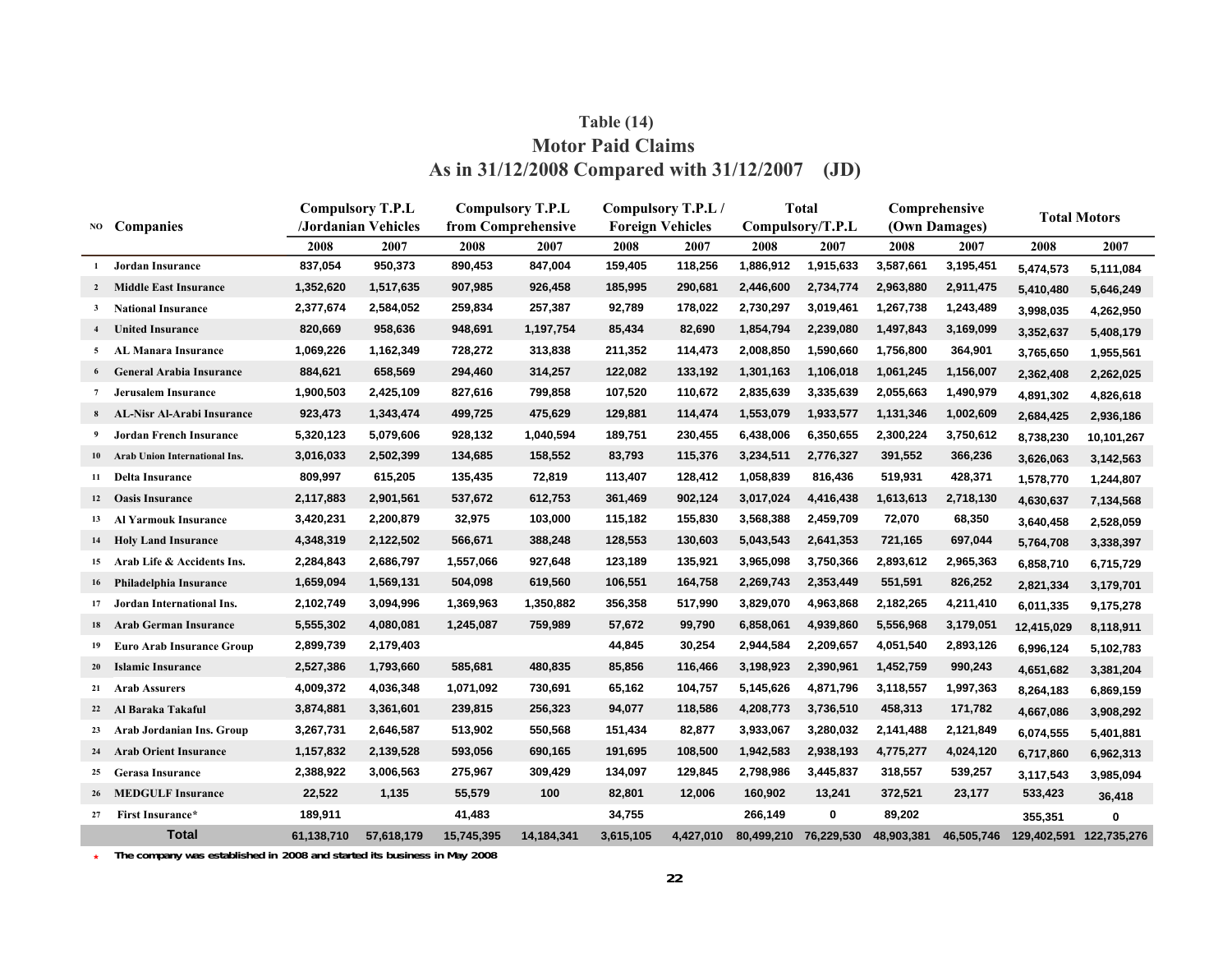# Table (14)

## Motor Paid Claims

## As in 31/12/2008 Compared with 31/12/2007 (JD)

| NO | Companies | Compulsory T.P.L /Jordanian Vehicles | | Compulsory T.P.L from Comprehensive | | Compulsory T.P.L / Foreign Vehicles | | Total Compulsory/T.P.L | | Comprehensive (Own Damages) | | Total Motors | |
|---|---|---|---|---|---|---|---|---|---|---|---|---|---|
| | | 2008 | 2007 | 2008 | 2007 | 2008 | 2007 | 2008 | 2007 | 2008 | 2007 | 2008 | 2007 |
| 1 | Jordan Insurance | 837,054 | 950,373 | 890,453 | 847,004 | 159,405 | 118,256 | 1,886,912 | 1,915,633 | 3,587,661 | 3,195,451 | 5,474,573 | 5,111,084 |
| 2 | Middle East Insurance | 1,352,620 | 1,517,635 | 907,985 | 926,458 | 185,995 | 290,681 | 2,446,600 | 2,734,774 | 2,963,880 | 2,911,475 | 5,410,480 | 5,646,249 |
| 3 | National Insurance | 2,377,674 | 2,584,052 | 259,834 | 257,387 | 92,789 | 178,022 | 2,730,297 | 3,019,461 | 1,267,738 | 1,243,489 | 3,998,035 | 4,262,950 |
| 4 | United Insurance | 820,669 | 958,636 | 948,691 | 1,197,754 | 85,434 | 82,690 | 1,854,794 | 2,239,080 | 1,497,843 | 3,169,099 | 3,352,637 | 5,408,179 |
| 5 | AL Manara Insurance | 1,069,226 | 1,162,349 | 728,272 | 313,838 | 211,352 | 114,473 | 2,008,850 | 1,590,660 | 1,756,800 | 364,901 | 3,765,650 | 1,955,561 |
| 6 | General Arabia Insurance | 884,621 | 658,569 | 294,460 | 314,257 | 122,082 | 133,192 | 1,301,163 | 1,106,018 | 1,061,245 | 1,156,007 | 2,362,408 | 2,262,025 |
| 7 | Jerusalem Insurance | 1,900,503 | 2,425,109 | 827,616 | 799,858 | 107,520 | 110,672 | 2,835,639 | 3,335,639 | 2,055,663 | 1,490,979 | 4,891,302 | 4,826,618 |
| 8 | AL-Nisr Al-Arabi Insurance | 923,473 | 1,343,474 | 499,725 | 475,629 | 129,881 | 114,474 | 1,553,079 | 1,933,577 | 1,131,346 | 1,002,609 | 2,684,425 | 2,936,186 |
| 9 | Jordan French Insurance | 5,320,123 | 5,079,606 | 928,132 | 1,040,594 | 189,751 | 230,455 | 6,438,006 | 6,350,655 | 2,300,224 | 3,750,612 | 8,738,230 | 10,101,267 |
| 10 | Arab Union International Ins. | 3,016,033 | 2,502,399 | 134,685 | 158,552 | 83,793 | 115,376 | 3,234,511 | 2,776,327 | 391,552 | 366,236 | 3,626,063 | 3,142,563 |
| 11 | Delta Insurance | 809,997 | 615,205 | 135,435 | 72,819 | 113,407 | 128,412 | 1,058,839 | 816,436 | 519,931 | 428,371 | 1,578,770 | 1,244,807 |
| 12 | Oasis Insurance | 2,117,883 | 2,901,561 | 537,672 | 612,753 | 361,469 | 902,124 | 3,017,024 | 4,416,438 | 1,613,613 | 2,718,130 | 4,630,637 | 7,134,568 |
| 13 | Al Yarmouk Insurance | 3,420,231 | 2,200,879 | 32,975 | 103,000 | 115,182 | 155,830 | 3,568,388 | 2,459,709 | 72,070 | 68,350 | 3,640,458 | 2,528,059 |
| 14 | Holy Land Insurance | 4,348,319 | 2,122,502 | 566,671 | 388,248 | 128,553 | 130,603 | 5,043,543 | 2,641,353 | 721,165 | 697,044 | 5,764,708 | 3,338,397 |
| 15 | Arab Life & Accidents Ins. | 2,284,843 | 2,686,797 | 1,557,066 | 927,648 | 123,189 | 135,921 | 3,965,098 | 3,750,366 | 2,893,612 | 2,965,363 | 6,858,710 | 6,715,729 |
| 16 | Philadelphia Insurance | 1,659,094 | 1,569,131 | 504,098 | 619,560 | 106,551 | 164,758 | 2,269,743 | 2,353,449 | 551,591 | 826,252 | 2,821,334 | 3,179,701 |
| 17 | Jordan International Ins. | 2,102,749 | 3,094,996 | 1,369,963 | 1,350,882 | 356,358 | 517,990 | 3,829,070 | 4,963,868 | 2,182,265 | 4,211,410 | 6,011,335 | 9,175,278 |
| 18 | Arab German Insurance | 5,555,302 | 4,080,081 | 1,245,087 | 759,989 | 57,672 | 99,790 | 6,858,061 | 4,939,860 | 5,556,968 | 3,179,051 | 12,415,029 | 8,118,911 |
| 19 | Euro Arab Insurance Group | 2,899,739 | 2,179,403 | | | 44,845 | 30,254 | 2,944,584 | 2,209,657 | 4,051,540 | 2,893,126 | 6,996,124 | 5,102,783 |
| 20 | Islamic Insurance | 2,527,386 | 1,793,660 | 585,681 | 480,835 | 85,856 | 116,466 | 3,198,923 | 2,390,961 | 1,452,759 | 990,243 | 4,651,682 | 3,381,204 |
| 21 | Arab Assurers | 4,009,372 | 4,036,348 | 1,071,092 | 730,691 | 65,162 | 104,757 | 5,145,626 | 4,871,796 | 3,118,557 | 1,997,363 | 8,264,183 | 6,869,159 |
| 22 | Al Baraka Takaful | 3,874,881 | 3,361,601 | 239,815 | 256,323 | 94,077 | 118,586 | 4,208,773 | 3,736,510 | 458,313 | 171,782 | 4,667,086 | 3,908,292 |
| 23 | Arab Jordanian Ins. Group | 3,267,731 | 2,646,587 | 513,902 | 550,568 | 151,434 | 82,877 | 3,933,067 | 3,280,032 | 2,141,488 | 2,121,849 | 6,074,555 | 5,401,881 |
| 24 | Arab Orient Insurance | 1,157,832 | 2,139,528 | 593,056 | 690,165 | 191,695 | 108,500 | 1,942,583 | 2,938,193 | 4,775,277 | 4,024,120 | 6,717,860 | 6,962,313 |
| 25 | Gerasa Insurance | 2,388,922 | 3,006,563 | 275,967 | 309,429 | 134,097 | 129,845 | 2,798,986 | 3,445,837 | 318,557 | 539,257 | 3,117,543 | 3,985,094 |
| 26 | MEDGULF Insurance | 22,522 | 1,135 | 55,579 | 100 | 82,801 | 12,006 | 160,902 | 13,241 | 372,521 | 23,177 | 533,423 | 36,418 |
| 27 | First Insurance* | 189,911 | | 41,483 | | 34,755 | | 266,149 | 0 | 89,202 | | 355,351 | 0 |
| | **Total** | 61,138,710 | 57,618,179 | 15,745,395 | 14,184,341 | 3,615,105 | 4,427,010 | 80,499,210 | 76,229,530 | 48,903,381 | 46,505,746 | 129,402,591 | 122,735,276 |

\* The company was established in 2008 and started its business in May 2008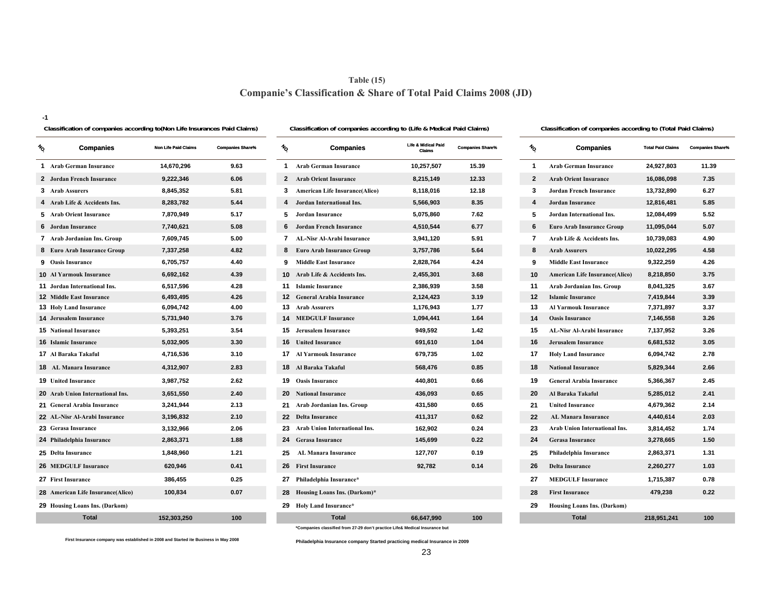**Table (15)**

## Companie's Classification & Share of Total Paid Claims 2008 (JD)

-1

### Classification of companies according to(Non Life Insurances Paid Claims)

| NO | Companies | Non Life Paid Claims | Companies Share% |
|---|---|---|---|
| 1 | Arab German Insurance | 14,670,296 | 9.63 |
| 2 | Jordan French Insurance | 9,222,346 | 6.06 |
| 3 | Arab Assurers | 8,845,352 | 5.81 |
| 4 | Arab Life & Accidents Ins. | 8,283,782 | 5.44 |
| 5 | Arab Orient Insurance | 7,870,949 | 5.17 |
| 6 | Jordan Insurance | 7,740,621 | 5.08 |
| 7 | Arab Jordanian Ins. Group | 7,609,745 | 5.00 |
| 8 | Euro Arab Insurance Group | 7,337,258 | 4.82 |
| 9 | Oasis Insurance | 6,705,757 | 4.40 |
| 10 | Al Yarmouk Insurance | 6,692,162 | 4.39 |
| 11 | Jordan International Ins. | 6,517,596 | 4.28 |
| 12 | Middle East Insurance | 6,493,495 | 4.26 |
| 13 | Holy Land Insurance | 6,094,742 | 4.00 |
| 14 | Jerusalem Insurance | 5,731,940 | 3.76 |
| 15 | National Insurance | 5,393,251 | 3.54 |
| 16 | Islamic Insurance | 5,032,905 | 3.30 |
| 17 | Al Baraka Takaful | 4,716,536 | 3.10 |
| 18 | AL Manara Insurance | 4,312,907 | 2.83 |
| 19 | United Insurance | 3,987,752 | 2.62 |
| 20 | Arab Union International Ins. | 3,651,550 | 2.40 |
| 21 | General Arabia Insurance | 3,241,944 | 2.13 |
| 22 | AL-Nisr Al-Arabi Insurance | 3,196,832 | 2.10 |
| 23 | Gerasa Insurance | 3,132,966 | 2.06 |
| 24 | Philadelphia Insurance | 2,863,371 | 1.88 |
| 25 | Delta Insurance | 1,848,960 | 1.21 |
| 26 | MEDGULF Insurance | 620,946 | 0.41 |
| 27 | First Insurance | 386,455 | 0.25 |
| 28 | American Life Insurance(Alico) | 100,834 | 0.07 |
| 29 | Housing Loans Ins. (Darkom) | | |
| | Total | 152,303,250 | 100 |

First Insurance company was established in 2008 and Started ite Business in May 2008

### Classification of companies according to (Life & Medical Paid Claims)

| NO | Companies | Life & Midical Paid Claims | Companies Share% |
|---|---|---|---|
| 1 | Arab German Insurance | 10,257,507 | 15.39 |
| 2 | Arab Orient Insurance | 8,215,149 | 12.33 |
| 3 | American Life Insurance(Alico) | 8,118,016 | 12.18 |
| 4 | Jordan International Ins. | 5,566,903 | 8.35 |
| 5 | Jordan Insurance | 5,075,860 | 7.62 |
| 6 | Jordan French Insurance | 4,510,544 | 6.77 |
| 7 | AL-Nisr Al-Arabi Insurance | 3,941,120 | 5.91 |
| 8 | Euro Arab Insurance Group | 3,757,786 | 5.64 |
| 9 | Middle East Insurance | 2,828,764 | 4.24 |
| 10 | Arab Life & Accidents Ins. | 2,455,301 | 3.68 |
| 11 | Islamic Insurance | 2,386,939 | 3.58 |
| 12 | General Arabia Insurance | 2,124,423 | 3.19 |
| 13 | Arab Assurers | 1,176,943 | 1.77 |
| 14 | MEDGULF Insurance | 1,094,441 | 1.64 |
| 15 | Jerusalem Insurance | 949,592 | 1.42 |
| 16 | United Insurance | 691,610 | 1.04 |
| 17 | Al Yarmouk Insurance | 679,735 | 1.02 |
| 18 | Al Baraka Takaful | 568,476 | 0.85 |
| 19 | Oasis Insurance | 440,801 | 0.66 |
| 20 | National Insurance | 436,093 | 0.65 |
| 21 | Arab Jordanian Ins. Group | 431,580 | 0.65 |
| 22 | Delta Insurance | 411,317 | 0.62 |
| 23 | Arab Union International Ins. | 162,902 | 0.24 |
| 24 | Gerasa Insurance | 145,699 | 0.22 |
| 25 | AL Manara Insurance | 127,707 | 0.19 |
| 26 | First Insurance | 92,782 | 0.14 |
| 27 | Philadelphia Insurance* | | |
| 28 | Housing Loans Ins. (Darkom)* | | |
| 29 | Holy Land Insurance* | | |
| | Total | 66,647,990 | 100 |

*Companies classified from 27-29 don't practice Life& Medical Insurance but

Philadelphia Insurance company Started practicing medical Insurance in 2009

### Classification of companies according to (Total Paid Claims)

| NO | Companies | Total Paid Claims | Companies Share% |
|---|---|---|---|
| 1 | Arab German Insurance | 24,927,803 | 11.39 |
| 2 | Arab Orient Insurance | 16,086,098 | 7.35 |
| 3 | Jordan French Insurance | 13,732,890 | 6.27 |
| 4 | Jordan Insurance | 12,816,481 | 5.85 |
| 5 | Jordan International Ins. | 12,084,499 | 5.52 |
| 6 | Euro Arab Insurance Group | 11,095,044 | 5.07 |
| 7 | Arab Life & Accidents Ins. | 10,739,083 | 4.90 |
| 8 | Arab Assurers | 10,022,295 | 4.58 |
| 9 | Middle East Insurance | 9,322,259 | 4.26 |
| 10 | American Life Insurance(Alico) | 8,218,850 | 3.75 |
| 11 | Arab Jordanian Ins. Group | 8,041,325 | 3.67 |
| 12 | Islamic Insurance | 7,419,844 | 3.39 |
| 13 | Al Yarmouk Insurance | 7,371,897 | 3.37 |
| 14 | Oasis Insurance | 7,146,558 | 3.26 |
| 15 | AL-Nisr Al-Arabi Insurance | 7,137,952 | 3.26 |
| 16 | Jerusalem Insurance | 6,681,532 | 3.05 |
| 17 | Holy Land Insurance | 6,094,742 | 2.78 |
| 18 | National Insurance | 5,829,344 | 2.66 |
| 19 | General Arabia Insurance | 5,366,367 | 2.45 |
| 20 | Al Baraka Takaful | 5,285,012 | 2.41 |
| 21 | United Insurance | 4,679,362 | 2.14 |
| 22 | AL Manara Insurance | 4,440,614 | 2.03 |
| 23 | Arab Union International Ins. | 3,814,452 | 1.74 |
| 24 | Gerasa Insurance | 3,278,665 | 1.50 |
| 25 | Philadelphia Insurance | 2,863,371 | 1.31 |
| 26 | Delta Insurance | 2,260,277 | 1.03 |
| 27 | MEDGULF Insurance | 1,715,387 | 0.78 |
| 28 | First Insurance | 479,238 | 0.22 |
| 29 | Housing Loans Ins. (Darkom) | | |
| | Total | 218,951,241 | 100 |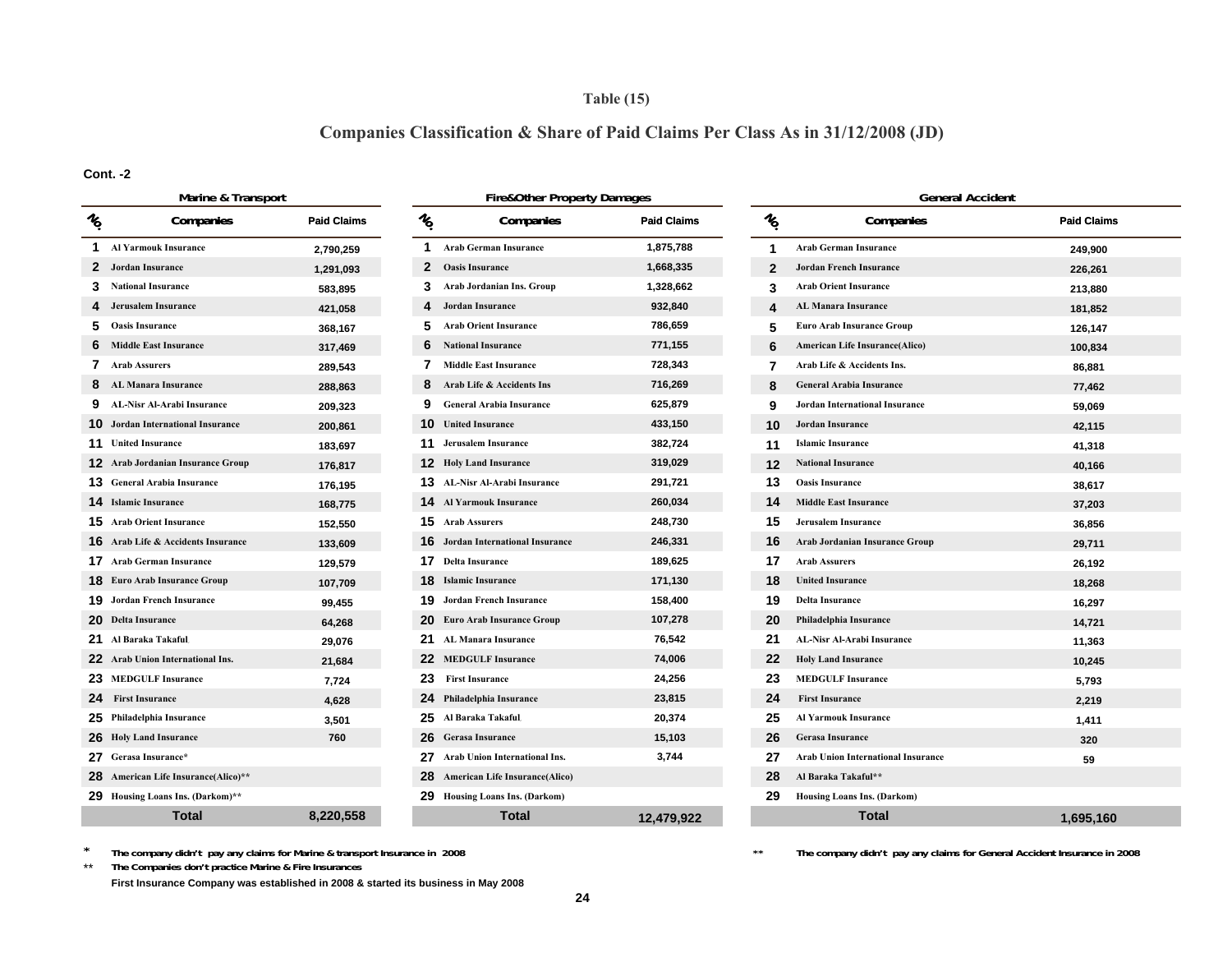**Table (15)**

## Companies Classification & Share of Paid Claims Per Class As in 31/12/2008 (JD)

**Cont. -2**

**Marine & Transport**

| No. | Companies | Paid Claims |
|---|---|---|
| 1 | Al Yarmouk Insurance | 2,790,259 |
| 2 | Jordan Insurance | 1,291,093 |
| 3 | National Insurance | 583,895 |
| 4 | Jerusalem Insurance | 421,058 |
| 5 | Oasis Insurance | 368,167 |
| 6 | Middle East Insurance | 317,469 |
| 7 | Arab Assurers | 289,543 |
| 8 | AL Manara Insurance | 288,863 |
| 9 | AL-Nisr Al-Arabi Insurance | 209,323 |
| 10 | Jordan International Insurance | 200,861 |
| 11 | United Insurance | 183,697 |
| 12 | Arab Jordanian Insurance Group | 176,817 |
| 13 | General Arabia Insurance | 176,195 |
| 14 | Islamic Insurance | 168,775 |
| 15 | Arab Orient Insurance | 152,550 |
| 16 | Arab Life & Accidents Insurance | 133,609 |
| 17 | Arab German Insurance | 129,579 |
| 18 | Euro Arab Insurance Group | 107,709 |
| 19 | Jordan French Insurance | 99,455 |
| 20 | Delta Insurance | 64,268 |
| 21 | Al Baraka Takaful | 29,076 |
| 22 | Arab Union International Ins. | 21,684 |
| 23 | MEDGULF Insurance | 7,724 |
| 24 | First Insurance | 4,628 |
| 25 | Philadelphia Insurance | 3,501 |
| 26 | Holy Land Insurance | 760 |
| 27 | Gerasa Insurance* | |
| 28 | American Life Insurance(Alico)** | |
| 29 | Housing Loans Ins. (Darkom)** | |
| | **Total** | **8,220,558** |

**Fire&Other Property Damages**

| No. | Companies | Paid Claims |
|---|---|---|
| 1 | Arab German Insurance | 1,875,788 |
| 2 | Oasis Insurance | 1,668,335 |
| 3 | Arab Jordanian Ins. Group | 1,328,662 |
| 4 | Jordan Insurance | 932,840 |
| 5 | Arab Orient Insurance | 786,659 |
| 6 | National Insurance | 771,155 |
| 7 | Middle East Insurance | 728,343 |
| 8 | Arab Life & Accidents Ins | 716,269 |
| 9 | General Arabia Insurance | 625,879 |
| 10 | United Insurance | 433,150 |
| 11 | Jerusalem Insurance | 382,724 |
| 12 | Holy Land Insurance | 319,029 |
| 13 | AL-Nisr Al-Arabi Insurance | 291,721 |
| 14 | Al Yarmouk Insurance | 260,034 |
| 15 | Arab Assurers | 248,730 |
| 16 | Jordan International Insurance | 246,331 |
| 17 | Delta Insurance | 189,625 |
| 18 | Islamic Insurance | 171,130 |
| 19 | Jordan French Insurance | 158,400 |
| 20 | Euro Arab Insurance Group | 107,278 |
| 21 | AL Manara Insurance | 76,542 |
| 22 | MEDGULF Insurance | 74,006 |
| 23 | First Insurance | 24,256 |
| 24 | Philadelphia Insurance | 23,815 |
| 25 | Al Baraka Takaful | 20,374 |
| 26 | Gerasa Insurance | 15,103 |
| 27 | Arab Union International Ins. | 3,744 |
| 28 | American Life Insurance(Alico) | |
| 29 | Housing Loans Ins. (Darkom) | |
| | **Total** | **12,479,922** |

**General Accident**

| No. | Companies | Paid Claims |
|---|---|---|
| 1 | Arab German Insurance | 249,900 |
| 2 | Jordan French Insurance | 226,261 |
| 3 | Arab Orient Insurance | 213,880 |
| 4 | AL Manara Insurance | 181,852 |
| 5 | Euro Arab Insurance Group | 126,147 |
| 6 | American Life Insurance(Alico) | 100,834 |
| 7 | Arab Life & Accidents Ins. | 86,881 |
| 8 | General Arabia Insurance | 77,462 |
| 9 | Jordan International Insurance | 59,069 |
| 10 | Jordan Insurance | 42,115 |
| 11 | Islamic Insurance | 41,318 |
| 12 | National Insurance | 40,166 |
| 13 | Oasis Insurance | 38,617 |
| 14 | Middle East Insurance | 37,203 |
| 15 | Jerusalem Insurance | 36,856 |
| 16 | Arab Jordanian Insurance Group | 29,711 |
| 17 | Arab Assurers | 26,192 |
| 18 | United Insurance | 18,268 |
| 19 | Delta Insurance | 16,297 |
| 20 | Philadelphia Insurance | 14,721 |
| 21 | AL-Nisr Al-Arabi Insurance | 11,363 |
| 22 | Holy Land Insurance | 10,245 |
| 23 | MEDGULF Insurance | 5,793 |
| 24 | First Insurance | 2,219 |
| 25 | Al Yarmouk Insurance | 1,411 |
| 26 | Gerasa Insurance | 320 |
| 27 | Arab Union International Insurance | 59 |
| 28 | Al Baraka Takaful** | |
| 29 | Housing Loans Ins. (Darkom) | |
| | **Total** | **1,695,160** |

\* The company didn't pay any claims for Marine & transport Insurance in 2008

** The Companies don't practice Marine & Fire Insurances

First Insurance Company was established in 2008 & started its business in May 2008

** The company didn't pay any claims for General Accident Insurance in 2008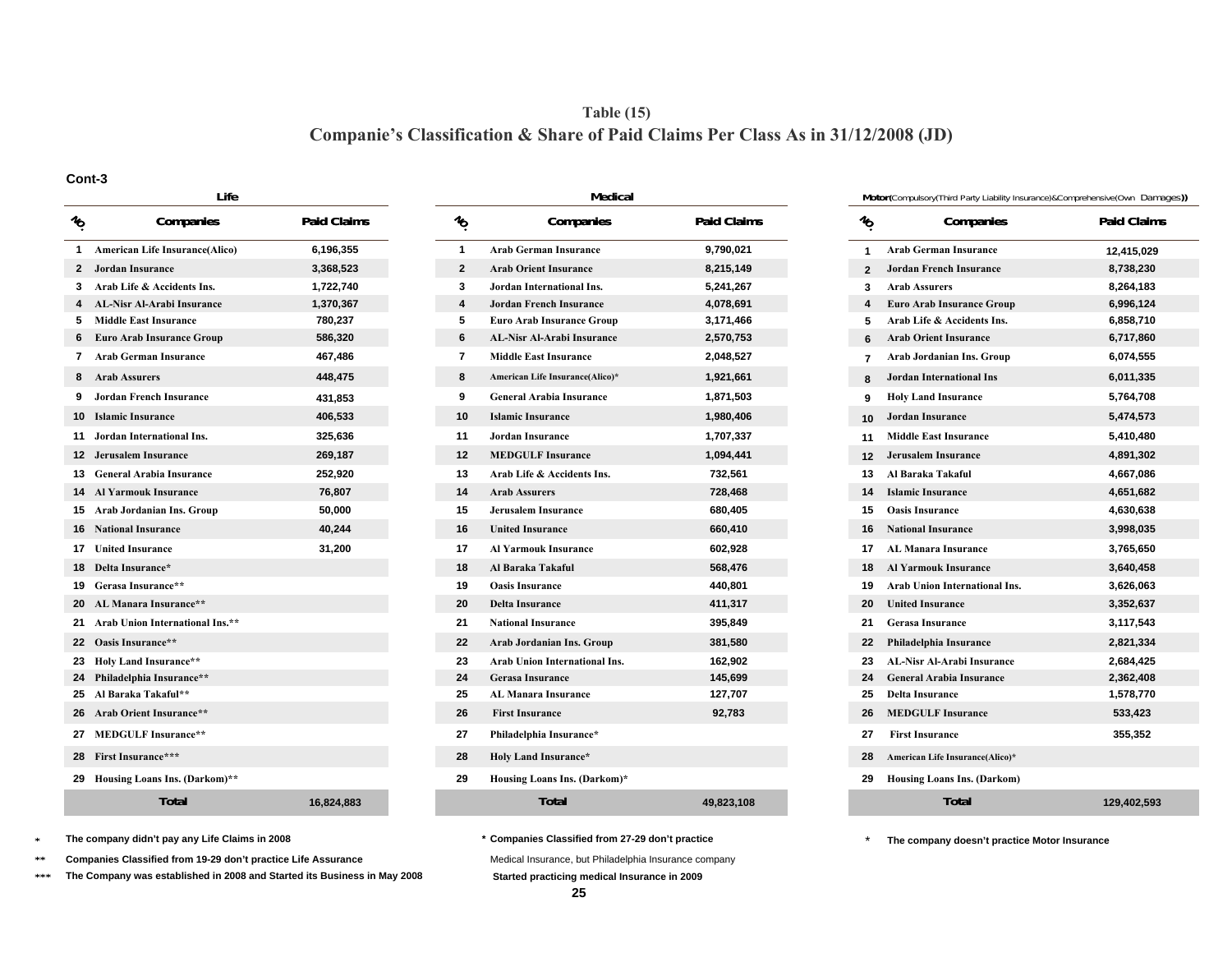## Table (15)
## Companie's Classification & Share of Paid Claims Per Class As in 31/12/2008 (JD)

**Cont-3**

**Life**

| No. | Companies | Paid Claims |
|---|---|---|
| 1 | American Life Insurance(Alico) | 6,196,355 |
| 2 | Jordan Insurance | 3,368,523 |
| 3 | Arab Life & Accidents Ins. | 1,722,740 |
| 4 | AL-Nisr Al-Arabi Insurance | 1,370,367 |
| 5 | Middle East Insurance | 780,237 |
| 6 | Euro Arab Insurance Group | 586,320 |
| 7 | Arab German Insurance | 467,486 |
| 8 | Arab Assurers | 448,475 |
| 9 | Jordan French Insurance | 431,853 |
| 10 | Islamic Insurance | 406,533 |
| 11 | Jordan International Ins. | 325,636 |
| 12 | Jerusalem Insurance | 269,187 |
| 13 | General Arabia Insurance | 252,920 |
| 14 | Al Yarmouk Insurance | 76,807 |
| 15 | Arab Jordanian Ins. Group | 50,000 |
| 16 | National Insurance | 40,244 |
| 17 | United Insurance | 31,200 |
| 18 | Delta Insurance* | |
| 19 | Gerasa Insurance** | |
| 20 | AL Manara Insurance** | |
| 21 | Arab Union International Ins.** | |
| 22 | Oasis Insurance** | |
| 23 | Holy Land Insurance** | |
| 24 | Philadelphia Insurance** | |
| 25 | Al Baraka Takaful** | |
| 26 | Arab Orient Insurance** | |
| 27 | MEDGULF Insurance** | |
| 28 | First Insurance*** | |
| 29 | Housing Loans Ins. (Darkom)** | |
| | **Total** | **16,824,883** |

\* The company didn't pay any Life Claims in 2008

\*\* Companies Classified from 19-29 don't practice Life Assurance

\*\*\* The Company was established in 2008 and Started its Business in May 2008

**Medical**

| No. | Companies | Paid Claims |
|---|---|---|
| 1 | Arab German Insurance | 9,790,021 |
| 2 | Arab Orient Insurance | 8,215,149 |
| 3 | Jordan International Ins. | 5,241,267 |
| 4 | Jordan French Insurance | 4,078,691 |
| 5 | Euro Arab Insurance Group | 3,171,466 |
| 6 | AL-Nisr Al-Arabi Insurance | 2,570,753 |
| 7 | Middle East Insurance | 2,048,527 |
| 8 | American Life Insurance(Alico)* | 1,921,661 |
| 9 | General Arabia Insurance | 1,871,503 |
| 10 | Islamic Insurance | 1,980,406 |
| 11 | Jordan Insurance | 1,707,337 |
| 12 | MEDGULF Insurance | 1,094,441 |
| 13 | Arab Life & Accidents Ins. | 732,561 |
| 14 | Arab Assurers | 728,468 |
| 15 | Jerusalem Insurance | 680,405 |
| 16 | United Insurance | 660,410 |
| 17 | Al Yarmouk Insurance | 602,928 |
| 18 | Al Baraka Takaful | 568,476 |
| 19 | Oasis Insurance | 440,801 |
| 20 | Delta Insurance | 411,317 |
| 21 | National Insurance | 395,849 |
| 22 | Arab Jordanian Ins. Group | 381,580 |
| 23 | Arab Union International Ins. | 162,902 |
| 24 | Gerasa Insurance | 145,699 |
| 25 | AL Manara Insurance | 127,707 |
| 26 | First Insurance | 92,783 |
| 27 | Philadelphia Insurance* | |
| 28 | Holy Land Insurance* | |
| 29 | Housing Loans Ins. (Darkom)* | |
| | **Total** | **49,823,108** |

\* Companies Classified from 27-29 don't practice Medical Insurance, but Philadelphia Insurance company Started practicing medical Insurance in 2009

**Motor (Compulsory(Third Party Liability Insurance)&Comprehensive(Own Damages))**

| No. | Companies | Paid Claims |
|---|---|---|
| 1 | Arab German Insurance | 12,415,029 |
| 2 | Jordan French Insurance | 8,738,230 |
| 3 | Arab Assurers | 8,264,183 |
| 4 | Euro Arab Insurance Group | 6,996,124 |
| 5 | Arab Life & Accidents Ins. | 6,858,710 |
| 6 | Arab Orient Insurance | 6,717,860 |
| 7 | Arab Jordanian Ins. Group | 6,074,555 |
| 8 | Jordan International Ins | 6,011,335 |
| 9 | Holy Land Insurance | 5,764,708 |
| 10 | Jordan Insurance | 5,474,573 |
| 11 | Middle East Insurance | 5,410,480 |
| 12 | Jerusalem Insurance | 4,891,302 |
| 13 | Al Baraka Takaful | 4,667,086 |
| 14 | Islamic Insurance | 4,651,682 |
| 15 | Oasis Insurance | 4,630,638 |
| 16 | National Insurance | 3,998,035 |
| 17 | AL Manara Insurance | 3,765,650 |
| 18 | Al Yarmouk Insurance | 3,640,458 |
| 19 | Arab Union International Ins. | 3,626,063 |
| 20 | United Insurance | 3,352,637 |
| 21 | Gerasa Insurance | 3,117,543 |
| 22 | Philadelphia Insurance | 2,821,334 |
| 23 | AL-Nisr Al-Arabi Insurance | 2,684,425 |
| 24 | General Arabia Insurance | 2,362,408 |
| 25 | Delta Insurance | 1,578,770 |
| 26 | MEDGULF Insurance | 533,423 |
| 27 | First Insurance | 355,352 |
| 28 | American Life Insurance(Alico)* | |
| 29 | Housing Loans Ins. (Darkom) | |
| | **Total** | **129,402,593** |

\* The company doesn't practice Motor Insurance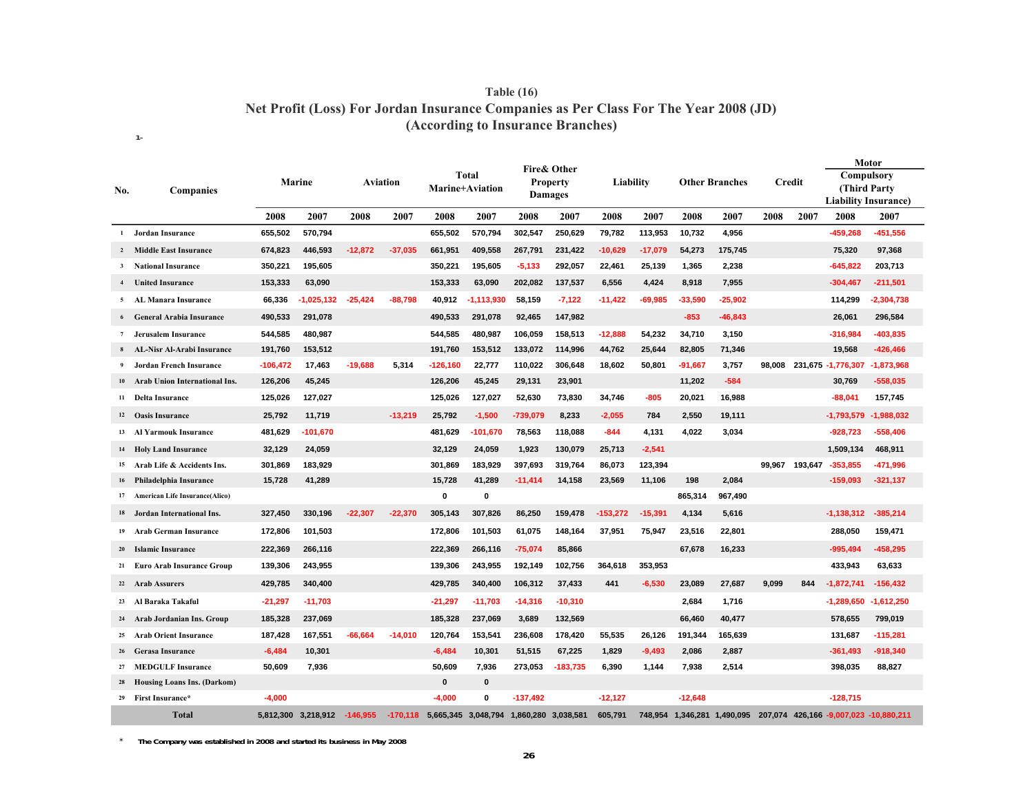## Table (16)

## Net Profit (Loss) For Jordan Insurance Companies as Per Class For The Year 2008 (JD)

## (According to Insurance Branches)

1-

| No. | Companies | Marine | | Aviation | | Total Marine+Aviation | | Fire& Other Property Damages | | Liability | | Other Branches | | Credit | | Motor Compulsory (Third Party Liability Insurance) | |
|---|---|---|---|---|---|---|---|---|---|---|---|---|---|---|---|---|---|
| | | 2008 | 2007 | 2008 | 2007 | 2008 | 2007 | 2008 | 2007 | 2008 | 2007 | 2008 | 2007 | 2008 | 2007 | 2008 | 2007 |
| 1 | Jordan Insurance | 655,502 | 570,794 | | | 655,502 | 570,794 | 302,547 | 250,629 | 79,782 | 113,953 | 10,732 | 4,956 | | | -459,268 | -451,556 |
| 2 | Middle East Insurance | 674,823 | 446,593 | -12,872 | -37,035 | 661,951 | 409,558 | 267,791 | 231,422 | -10,629 | -17,079 | 54,273 | 175,745 | | | 75,320 | 97,368 |
| 3 | National Insurance | 350,221 | 195,605 | | | 350,221 | 195,605 | -5,133 | 292,057 | 22,461 | 25,139 | 1,365 | 2,238 | | | -645,822 | 203,713 |
| 4 | United Insurance | 153,333 | 63,090 | | | 153,333 | 63,090 | 202,082 | 137,537 | 6,556 | 4,424 | 8,918 | 7,955 | | | -304,467 | -211,501 |
| 5 | AL Manara Insurance | 66,336 | -1,025,132 | -25,424 | -88,798 | 40,912 | -1,113,930 | 58,159 | -7,122 | -11,422 | -69,985 | -33,590 | -25,902 | | | 114,299 | -2,304,738 |
| 6 | General Arabia Insurance | 490,533 | 291,078 | | | 490,533 | 291,078 | 92,465 | 147,982 | | | -853 | -46,843 | | | 26,061 | 296,584 |
| 7 | Jerusalem Insurance | 544,585 | 480,987 | | | 544,585 | 480,987 | 106,059 | 158,513 | -12,888 | 54,232 | 34,710 | 3,150 | | | -316,984 | -403,835 |
| 8 | AL-Nisr Al-Arabi Insurance | 191,760 | 153,512 | | | 191,760 | 153,512 | 133,072 | 114,996 | 44,762 | 25,644 | 82,805 | 71,346 | | | 19,568 | -426,466 |
| 9 | Jordan French Insurance | -106,472 | 17,463 | -19,688 | 5,314 | -126,160 | 22,777 | 110,022 | 306,648 | 18,602 | 50,801 | -91,667 | 3,757 | 98,008 | 231,675 | -1,776,307 | -1,873,968 |
| 10 | Arab Union International Ins. | 126,206 | 45,245 | | | 126,206 | 45,245 | 29,131 | 23,901 | | | 11,202 | -584 | | | 30,769 | -558,035 |
| 11 | Delta Insurance | 125,026 | 127,027 | | | 125,026 | 127,027 | 52,630 | 73,830 | 34,746 | -805 | 20,021 | 16,988 | | | -88,041 | 157,745 |
| 12 | Oasis Insurance | 25,792 | 11,719 | | -13,219 | 25,792 | -1,500 | -739,079 | 8,233 | -2,055 | 784 | 2,550 | 19,111 | | | -1,793,579 | -1,988,032 |
| 13 | Al Yarmouk Insurance | 481,629 | -101,670 | | | 481,629 | -101,670 | 78,563 | 118,088 | -844 | 4,131 | 4,022 | 3,034 | | | -928,723 | -558,406 |
| 14 | Holy Land Insurance | 32,129 | 24,059 | | | 32,129 | 24,059 | 1,923 | 130,079 | 25,713 | -2,541 | | | | | 1,509,134 | 468,911 |
| 15 | Arab Life & Accidents Ins. | 301,869 | 183,929 | | | 301,869 | 183,929 | 397,693 | 319,764 | 86,073 | 123,394 | | | 99,967 | 193,647 | -353,855 | -471,996 |
| 16 | Philadelphia Insurance | 15,728 | 41,289 | | | 15,728 | 41,289 | -11,414 | 14,158 | 23,569 | 11,106 | 198 | 2,084 | | | -159,093 | -321,137 |
| 17 | American Life Insurance(Alico) | | | | | 0 | 0 | | | | | 865,314 | 967,490 | | | | |
| 18 | Jordan International Ins. | 327,450 | 330,196 | -22,307 | -22,370 | 305,143 | 307,826 | 86,250 | 159,478 | -153,272 | -15,391 | 4,134 | 5,616 | | | -1,138,312 | -385,214 |
| 19 | Arab German Insurance | 172,806 | 101,503 | | | 172,806 | 101,503 | 61,075 | 148,164 | 37,951 | 75,947 | 23,516 | 22,801 | | | 288,050 | 159,471 |
| 20 | Islamic Insurance | 222,369 | 266,116 | | | 222,369 | 266,116 | -75,074 | 85,866 | | | 67,678 | 16,233 | | | -995,494 | -458,295 |
| 21 | Euro Arab Insurance Group | 139,306 | 243,955 | | | 139,306 | 243,955 | 192,149 | 102,756 | 364,618 | 353,953 | | | | | 433,943 | 63,633 |
| 22 | Arab Assurers | 429,785 | 340,400 | | | 429,785 | 340,400 | 106,312 | 37,433 | 441 | -6,530 | 23,089 | 27,687 | 9,099 | 844 | -1,872,741 | -156,432 |
| 23 | Al Baraka Takaful | -21,297 | -11,703 | | | -21,297 | -11,703 | -14,316 | -10,310 | | | 2,684 | 1,716 | | | -1,289,650 | -1,612,250 |
| 24 | Arab Jordanian Ins. Group | 185,328 | 237,069 | | | 185,328 | 237,069 | 3,689 | 132,569 | | | 66,460 | 40,477 | | | 578,655 | 799,019 |
| 25 | Arab Orient Insurance | 187,428 | 167,551 | -66,664 | -14,010 | 120,764 | 153,541 | 236,608 | 178,420 | 55,535 | 26,126 | 191,344 | 165,639 | | | 131,687 | -115,281 |
| 26 | Gerasa Insurance | -6,484 | 10,301 | | | -6,484 | 10,301 | 51,515 | 67,225 | 1,829 | -9,493 | 2,086 | 2,887 | | | -361,493 | -918,340 |
| 27 | MEDGULF Insurance | 50,609 | 7,936 | | | 50,609 | 7,936 | 273,053 | -183,735 | 6,390 | 1,144 | 7,938 | 2,514 | | | 398,035 | 88,827 |
| 28 | Housing Loans Ins. (Darkom) | | | | | 0 | 0 | | | | | | | | | | |
| 29 | First Insurance* | -4,000 | | | | -4,000 | 0 | -137,492 | | -12,127 | | -12,648 | | | | -128,715 | |
| | **Total** | 5,812,300 | 3,218,912 | -146,955 | -170,118 | 5,665,345 | 3,048,794 | 1,860,280 | 3,038,581 | 605,791 | 748,954 | 1,346,281 | 1,490,095 | 207,074 | 426,166 | -9,007,023 | -10,880,211 |

\* The Company was established in 2008 and started its business in May 2008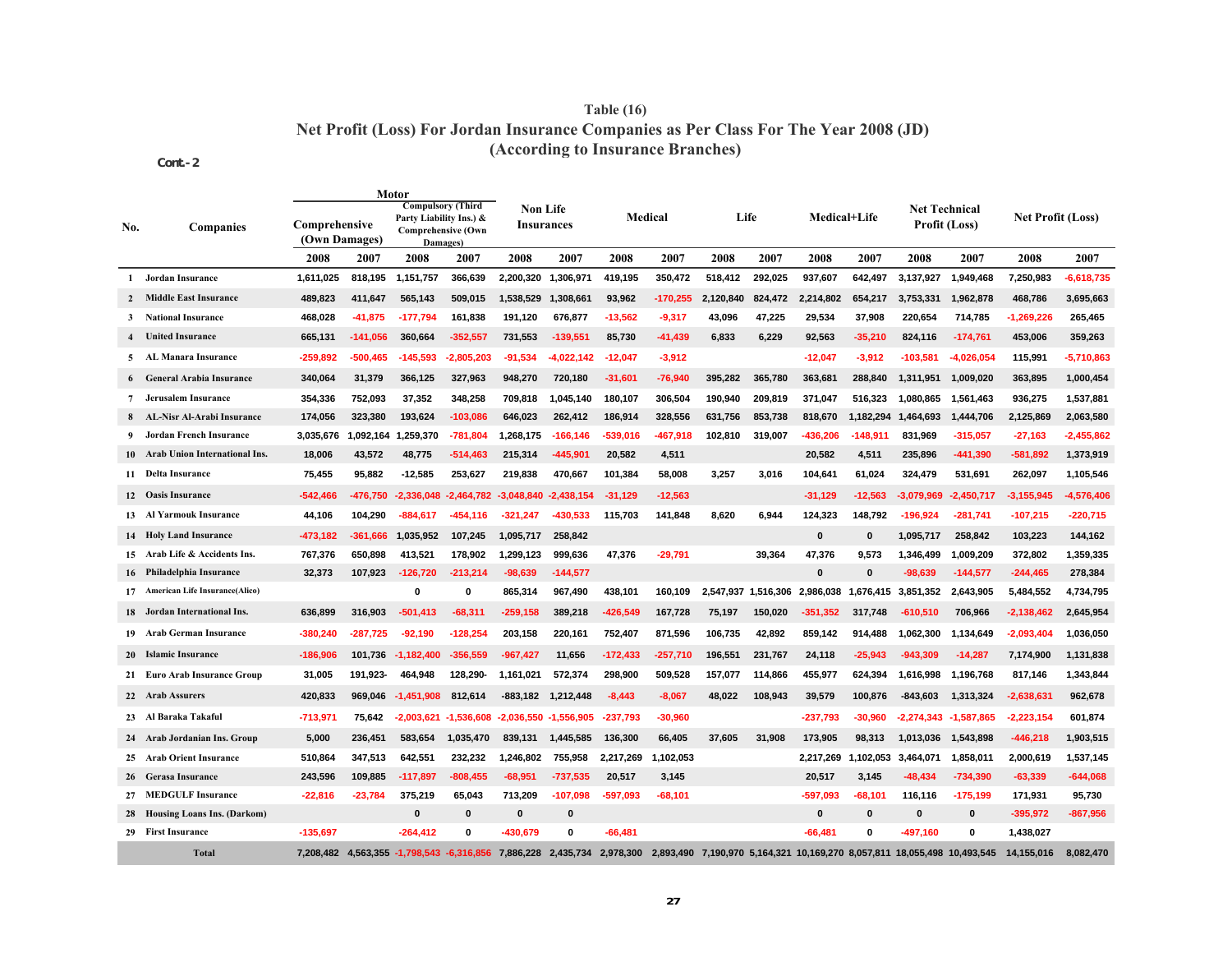## Table (16)

## Net Profit (Loss) For Jordan Insurance Companies as Per Class For The Year 2008 (JD)

## (According to Insurance Branches)

**Cont.-2**

| No. | Companies | Motor | | | | Non Life Insurances | | Medical | | Life | | Medical+Life | | Net Technical Profit (Loss) | | Net Profit (Loss) | |
|---|---|---|---|---|---|---|---|---|---|---|---|---|---|---|---|---|---|
| | | Comprehensive (Own Damages) | | Compulsory (Third Party Liability Ins.) & Comprehensive (Own Damages) | | | | | | | | | | | | | |
| | | 2008 | 2007 | 2008 | 2007 | 2008 | 2007 | 2008 | 2007 | 2008 | 2007 | 2008 | 2007 | 2008 | 2007 | 2008 | 2007 |
| 1 | Jordan Insurance | 1,611,025 | 818,195 | 1,151,757 | 366,639 | 2,200,320 | 1,306,971 | 419,195 | 350,472 | 518,412 | 292,025 | 937,607 | 642,497 | 3,137,927 | 1,949,468 | 7,250,983 | -6,618,735 |
| 2 | Middle East Insurance | 489,823 | 411,647 | 565,143 | 509,015 | 1,538,529 | 1,308,661 | 93,962 | -170,255 | 2,120,840 | 824,472 | 2,214,802 | 654,217 | 3,753,331 | 1,962,878 | 468,786 | 3,695,663 |
| 3 | National Insurance | 468,028 | -41,875 | -177,794 | 161,838 | 191,120 | 676,877 | -13,562 | -9,317 | 43,096 | 47,225 | 29,534 | 37,908 | 220,654 | 714,785 | -1,269,226 | 265,465 |
| 4 | United Insurance | 665,131 | -141,056 | 360,664 | -352,557 | 731,553 | -139,551 | 85,730 | -41,439 | 6,833 | 6,229 | 92,563 | -35,210 | 824,116 | -174,761 | 453,006 | 359,263 |
| 5 | AL Manara Insurance | -259,892 | -500,465 | -145,593 | -2,805,203 | -91,534 | -4,022,142 | -12,047 | -3,912 | | | -12,047 | -3,912 | -103,581 | -4,026,054 | 115,991 | -5,710,863 |
| 6 | General Arabia Insurance | 340,064 | 31,379 | 366,125 | 327,963 | 948,270 | 720,180 | -31,601 | -76,940 | 395,282 | 365,780 | 363,681 | 288,840 | 1,311,951 | 1,009,020 | 363,895 | 1,000,454 |
| 7 | Jerusalem Insurance | 354,336 | 752,093 | 37,352 | 348,258 | 709,818 | 1,045,140 | 180,107 | 306,504 | 190,940 | 209,819 | 371,047 | 516,323 | 1,080,865 | 1,561,463 | 936,275 | 1,537,881 |
| 8 | AL-Nisr Al-Arabi Insurance | 174,056 | 323,380 | 193,624 | -103,086 | 646,023 | 262,412 | 186,914 | 328,556 | 631,756 | 853,738 | 818,670 | 1,182,294 | 1,464,693 | 1,444,706 | 2,125,869 | 2,063,580 |
| 9 | Jordan French Insurance | 3,035,676 | 1,092,164 | 1,259,370 | -781,804 | 1,268,175 | -166,146 | -539,016 | -467,918 | 102,810 | 319,007 | -436,206 | -148,911 | 831,969 | -315,057 | -27,163 | -2,455,862 |
| 10 | Arab Union International Ins. | 18,006 | 43,572 | 48,775 | -514,463 | 215,314 | -445,901 | 20,582 | 4,511 | | | 20,582 | 4,511 | 235,896 | -441,390 | -581,892 | 1,373,919 |
| 11 | Delta Insurance | 75,455 | 95,882 | -12,585 | 253,627 | 219,838 | 470,667 | 101,384 | 58,008 | 3,257 | 3,016 | 104,641 | 61,024 | 324,479 | 531,691 | 262,097 | 1,105,546 |
| 12 | Oasis Insurance | -542,466 | -476,750 | -2,336,048 | -2,464,782 | -3,048,840 | -2,438,154 | -31,129 | -12,563 | | | -31,129 | -12,563 | -3,079,969 | -2,450,717 | -3,155,945 | -4,576,406 |
| 13 | Al Yarmouk Insurance | 44,106 | 104,290 | -884,617 | -454,116 | -321,247 | -430,533 | 115,703 | 141,848 | 8,620 | 6,944 | 124,323 | 148,792 | -196,924 | -281,741 | -107,215 | -220,715 |
| 14 | Holy Land Insurance | -473,182 | -361,666 | 1,035,952 | 107,245 | 1,095,717 | 258,842 | | | | | 0 | 0 | 1,095,717 | 258,842 | 103,223 | 144,162 |
| 15 | Arab Life & Accidents Ins. | 767,376 | 650,898 | 413,521 | 178,902 | 1,299,123 | 999,636 | 47,376 | -29,791 | | 39,364 | 47,376 | 9,573 | 1,346,499 | 1,009,209 | 372,802 | 1,359,335 |
| 16 | Philadelphia Insurance | 32,373 | 107,923 | -126,720 | -213,214 | -98,639 | -144,577 | | | | | 0 | 0 | -98,639 | -144,577 | -244,465 | 278,384 |
| 17 | American Life Insurance(Alico) | | | 0 | 0 | 865,314 | 967,490 | 438,101 | 160,109 | 2,547,937 | 1,516,306 | 2,986,038 | 1,676,415 | 3,851,352 | 2,643,905 | 5,484,552 | 4,734,795 |
| 18 | Jordan International Ins. | 636,899 | 316,903 | -501,413 | -68,311 | -259,158 | 389,218 | -426,549 | 167,728 | 75,197 | 150,020 | -351,352 | 317,748 | -610,510 | 706,966 | -2,138,462 | 2,645,954 |
| 19 | Arab German Insurance | -380,240 | -287,725 | -92,190 | -128,254 | 203,158 | 220,161 | 752,407 | 871,596 | 106,735 | 42,892 | 859,142 | 914,488 | 1,062,300 | 1,134,649 | -2,093,404 | 1,036,050 |
| 20 | Islamic Insurance | -186,906 | 101,736 | -1,182,400 | -356,559 | -967,427 | 11,656 | -172,433 | -257,710 | 196,551 | 231,767 | 24,118 | -25,943 | -943,309 | -14,287 | 7,174,900 | 1,131,838 |
| 21 | Euro Arab Insurance Group | 31,005 | 191,923- | 464,948 | 128,290- | 1,161,021 | 572,374 | 298,900 | 509,528 | 157,077 | 114,866 | 455,977 | 624,394 | 1,616,998 | 1,196,768 | 817,146 | 1,343,844 |
| 22 | Arab Assurers | 420,833 | 969,046 | -1,451,908 | 812,614 | -883,182 | 1,212,448 | -8,443 | -8,067 | 48,022 | 108,943 | 39,579 | 100,876 | -843,603 | 1,313,324 | -2,638,631 | 962,678 |
| 23 | Al Baraka Takaful | -713,971 | 75,642 | -2,003,621 | -1,536,608 | -2,036,550 | -1,556,905 | -237,793 | -30,960 | | | -237,793 | -30,960 | -2,274,343 | -1,587,865 | -2,223,154 | 601,874 |
| 24 | Arab Jordanian Ins. Group | 5,000 | 236,451 | 583,654 | 1,035,470 | 839,131 | 1,445,585 | 136,300 | 66,405 | 37,605 | 31,908 | 173,905 | 98,313 | 1,013,036 | 1,543,898 | -446,218 | 1,903,515 |
| 25 | Arab Orient Insurance | 510,864 | 347,513 | 642,551 | 232,232 | 1,246,802 | 755,958 | 2,217,269 | 1,102,053 | | | 2,217,269 | 1,102,053 | 3,464,071 | 1,858,011 | 2,000,619 | 1,537,145 |
| 26 | Gerasa Insurance | 243,596 | 109,885 | -117,897 | -808,455 | -68,951 | -737,535 | 20,517 | 3,145 | | | 20,517 | 3,145 | -48,434 | -734,390 | -63,339 | -644,068 |
| 27 | MEDGULF Insurance | -22,816 | -23,784 | 375,219 | 65,043 | 713,209 | -107,098 | -597,093 | -68,101 | | | -597,093 | -68,101 | 116,116 | -175,199 | 171,931 | 95,730 |
| 28 | Housing Loans Ins. (Darkom) | | | 0 | 0 | 0 | 0 | | | | | 0 | 0 | 0 | 0 | -395,972 | -867,956 |
| 29 | First Insurance | -135,697 | | -264,412 | 0 | -430,679 | 0 | -66,481 | | | | -66,481 | 0 | -497,160 | 0 | 1,438,027 | |
| | **Total** | 7,208,482 | 4,563,355 | -1,798,543 | -6,316,856 | 7,886,228 | 2,435,734 | 2,978,300 | 2,893,490 | 7,190,970 | 5,164,321 | 10,169,270 | 8,057,811 | 18,055,498 | 10,493,545 | 14,155,016 | 8,082,470 |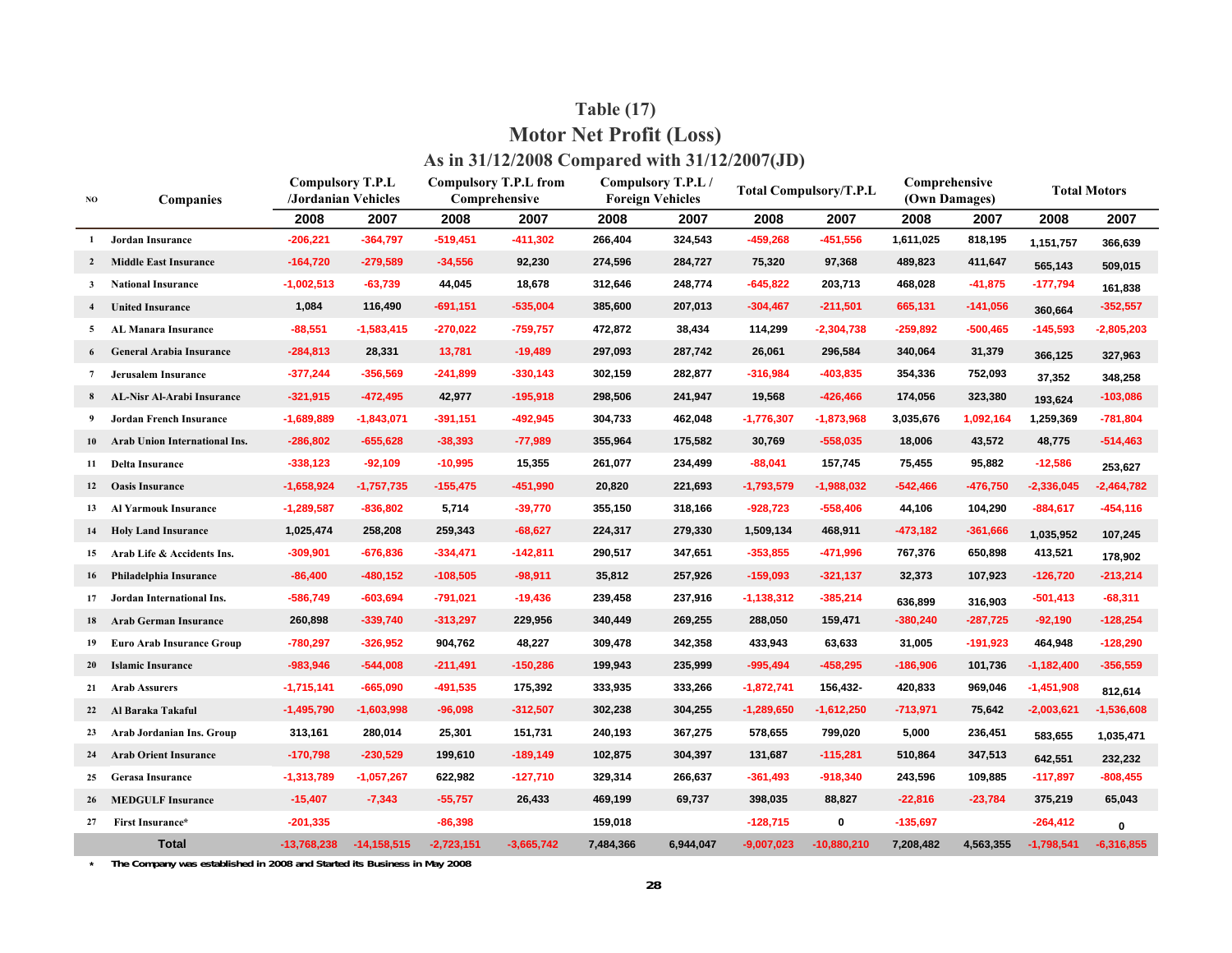# Table (17)

## Motor Net Profit (Loss)

### As in 31/12/2008 Compared with 31/12/2007(JD)

| NO | Companies | Compulsory T.P.L /Jordanian Vehicles | | Compulsory T.P.L from Comprehensive | | Compulsory T.P.L / Foreign Vehicles | | Total Compulsory/T.P.L | | Comprehensive (Own Damages) | | Total Motors | |
|---|---|---|---|---|---|---|---|---|---|---|---|---|---|
| | | 2008 | 2007 | 2008 | 2007 | 2008 | 2007 | 2008 | 2007 | 2008 | 2007 | 2008 | 2007 |
| 1 | Jordan Insurance | -206,221 | -364,797 | -519,451 | -411,302 | 266,404 | 324,543 | -459,268 | -451,556 | 1,611,025 | 818,195 | 1,151,757 | 366,639 |
| 2 | Middle East Insurance | -164,720 | -279,589 | -34,556 | 92,230 | 274,596 | 284,727 | 75,320 | 97,368 | 489,823 | 411,647 | 565,143 | 509,015 |
| 3 | National Insurance | -1,002,513 | -63,739 | 44,045 | 18,678 | 312,646 | 248,774 | -645,822 | 203,713 | 468,028 | -41,875 | -177,794 | 161,838 |
| 4 | United Insurance | 1,084 | 116,490 | -691,151 | -535,004 | 385,600 | 207,013 | -304,467 | -211,501 | 665,131 | -141,056 | 360,664 | -352,557 |
| 5 | AL Manara Insurance | -88,551 | -1,583,415 | -270,022 | -759,757 | 472,872 | 38,434 | 114,299 | -2,304,738 | -259,892 | -500,465 | -145,593 | -2,805,203 |
| 6 | General Arabia Insurance | -284,813 | 28,331 | 13,781 | -19,489 | 297,093 | 287,742 | 26,061 | 296,584 | 340,064 | 31,379 | 366,125 | 327,963 |
| 7 | Jerusalem Insurance | -377,244 | -356,569 | -241,899 | -330,143 | 302,159 | 282,877 | -316,984 | -403,835 | 354,336 | 752,093 | 37,352 | 348,258 |
| 8 | AL-Nisr Al-Arabi Insurance | -321,915 | -472,495 | 42,977 | -195,918 | 298,506 | 241,947 | 19,568 | -426,466 | 174,056 | 323,380 | 193,624 | -103,086 |
| 9 | Jordan French Insurance | -1,689,889 | -1,843,071 | -391,151 | -492,945 | 304,733 | 462,048 | -1,776,307 | -1,873,968 | 3,035,676 | 1,092,164 | 1,259,369 | -781,804 |
| 10 | Arab Union International Ins. | -286,802 | -655,628 | -38,393 | -77,989 | 355,964 | 175,582 | 30,769 | -558,035 | 18,006 | 43,572 | 48,775 | -514,463 |
| 11 | Delta Insurance | -338,123 | -92,109 | -10,995 | 15,355 | 261,077 | 234,499 | -88,041 | 157,745 | 75,455 | 95,882 | -12,586 | 253,627 |
| 12 | Oasis Insurance | -1,658,924 | -1,757,735 | -155,475 | -451,990 | 20,820 | 221,693 | -1,793,579 | -1,988,032 | -542,466 | -476,750 | -2,336,045 | -2,464,782 |
| 13 | Al Yarmouk Insurance | -1,289,587 | -836,802 | 5,714 | -39,770 | 355,150 | 318,166 | -928,723 | -558,406 | 44,106 | 104,290 | -884,617 | -454,116 |
| 14 | Holy Land Insurance | 1,025,474 | 258,208 | 259,343 | -68,627 | 224,317 | 279,330 | 1,509,134 | 468,911 | -473,182 | -361,666 | 1,035,952 | 107,245 |
| 15 | Arab Life & Accidents Ins. | -309,901 | -676,836 | -334,471 | -142,811 | 290,517 | 347,651 | -353,855 | -471,996 | 767,376 | 650,898 | 413,521 | 178,902 |
| 16 | Philadelphia Insurance | -86,400 | -480,152 | -108,505 | -98,911 | 35,812 | 257,926 | -159,093 | -321,137 | 32,373 | 107,923 | -126,720 | -213,214 |
| 17 | Jordan International Ins. | -586,749 | -603,694 | -791,021 | -19,436 | 239,458 | 237,916 | -1,138,312 | -385,214 | 636,899 | 316,903 | -501,413 | -68,311 |
| 18 | Arab German Insurance | 260,898 | -339,740 | -313,297 | 229,956 | 340,449 | 269,255 | 288,050 | 159,471 | -380,240 | -287,725 | -92,190 | -128,254 |
| 19 | Euro Arab Insurance Group | -780,297 | -326,952 | 904,762 | 48,227 | 309,478 | 342,358 | 433,943 | 63,633 | 31,005 | -191,923 | 464,948 | -128,290 |
| 20 | Islamic Insurance | -983,946 | -544,008 | -211,491 | -150,286 | 199,943 | 235,999 | -995,494 | -458,295 | -186,906 | 101,736 | -1,182,400 | -356,559 |
| 21 | Arab Assurers | -1,715,141 | -665,090 | -491,535 | 175,392 | 333,935 | 333,266 | -1,872,741 | 156,432- | 420,833 | 969,046 | -1,451,908 | 812,614 |
| 22 | Al Baraka Takaful | -1,495,790 | -1,603,998 | -96,098 | -312,507 | 302,238 | 304,255 | -1,289,650 | -1,612,250 | -713,971 | 75,642 | -2,003,621 | -1,536,608 |
| 23 | Arab Jordanian Ins. Group | 313,161 | 280,014 | 25,301 | 151,731 | 240,193 | 367,275 | 578,655 | 799,020 | 5,000 | 236,451 | 583,655 | 1,035,471 |
| 24 | Arab Orient Insurance | -170,798 | -230,529 | 199,610 | -189,149 | 102,875 | 304,397 | 131,687 | -115,281 | 510,864 | 347,513 | 642,551 | 232,232 |
| 25 | Gerasa Insurance | -1,313,789 | -1,057,267 | 622,982 | -127,710 | 329,314 | 266,637 | -361,493 | -918,340 | 243,596 | 109,885 | -117,897 | -808,455 |
| 26 | MEDGULF Insurance | -15,407 | -7,343 | -55,757 | 26,433 | 469,199 | 69,737 | 398,035 | 88,827 | -22,816 | -23,784 | 375,219 | 65,043 |
| 27 | First Insurance* | -201,335 | | -86,398 | | 159,018 | | -128,715 | 0 | -135,697 | | -264,412 | 0 |
| | **Total** | -13,768,238 | -14,158,515 | -2,723,151 | -3,665,742 | 7,484,366 | 6,944,047 | -9,007,023 | -10,880,210 | 7,208,482 | 4,563,355 | -1,798,541 | -6,316,855 |

\* The Company was established in 2008 and Started its Business in May 2008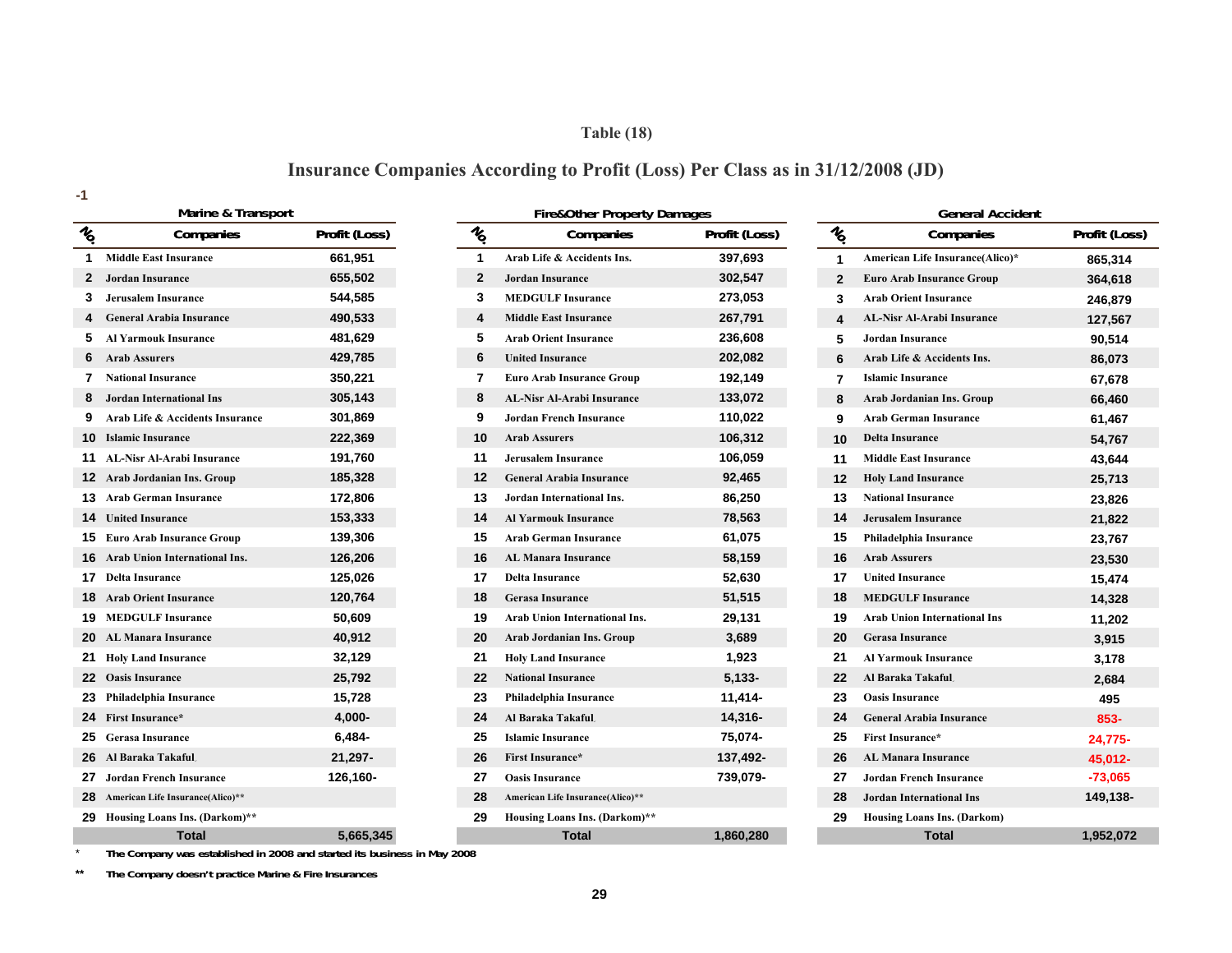### Table (18)

## Insurance Companies According to Profit (Loss) Per Class as in 31/12/2008 (JD)

-1

| Marine & Transport | | | Fire&Other Property Damages | | | General Accident | | |
|---|---|---|---|---|---|---|---|---|
| No. | Companies | Profit (Loss) | No. | Companies | Profit (Loss) | No. | Companies | Profit (Loss) |
| 1 | Middle East Insurance | 661,951 | 1 | Arab Life & Accidents Ins. | 397,693 | 1 | American Life Insurance(Alico)* | 865,314 |
| 2 | Jordan Insurance | 655,502 | 2 | Jordan Insurance | 302,547 | 2 | Euro Arab Insurance Group | 364,618 |
| 3 | Jerusalem Insurance | 544,585 | 3 | MEDGULF Insurance | 273,053 | 3 | Arab Orient Insurance | 246,879 |
| 4 | General Arabia Insurance | 490,533 | 4 | Middle East Insurance | 267,791 | 4 | AL-Nisr Al-Arabi Insurance | 127,567 |
| 5 | Al Yarmouk Insurance | 481,629 | 5 | Arab Orient Insurance | 236,608 | 5 | Jordan Insurance | 90,514 |
| 6 | Arab Assurers | 429,785 | 6 | United Insurance | 202,082 | 6 | Arab Life & Accidents Ins. | 86,073 |
| 7 | National Insurance | 350,221 | 7 | Euro Arab Insurance Group | 192,149 | 7 | Islamic Insurance | 67,678 |
| 8 | Jordan International Ins | 305,143 | 8 | AL-Nisr Al-Arabi Insurance | 133,072 | 8 | Arab Jordanian Ins. Group | 66,460 |
| 9 | Arab Life & Accidents Insurance | 301,869 | 9 | Jordan French Insurance | 110,022 | 9 | Arab German Insurance | 61,467 |
| 10 | Islamic Insurance | 222,369 | 10 | Arab Assurers | 106,312 | 10 | Delta Insurance | 54,767 |
| 11 | AL-Nisr Al-Arabi Insurance | 191,760 | 11 | Jerusalem Insurance | 106,059 | 11 | Middle East Insurance | 43,644 |
| 12 | Arab Jordanian Ins. Group | 185,328 | 12 | General Arabia Insurance | 92,465 | 12 | Holy Land Insurance | 25,713 |
| 13 | Arab German Insurance | 172,806 | 13 | Jordan International Ins. | 86,250 | 13 | National Insurance | 23,826 |
| 14 | United Insurance | 153,333 | 14 | Al Yarmouk Insurance | 78,563 | 14 | Jerusalem Insurance | 21,822 |
| 15 | Euro Arab Insurance Group | 139,306 | 15 | Arab German Insurance | 61,075 | 15 | Philadelphia Insurance | 23,767 |
| 16 | Arab Union International Ins. | 126,206 | 16 | AL Manara Insurance | 58,159 | 16 | Arab Assurers | 23,530 |
| 17 | Delta Insurance | 125,026 | 17 | Delta Insurance | 52,630 | 17 | United Insurance | 15,474 |
| 18 | Arab Orient Insurance | 120,764 | 18 | Gerasa Insurance | 51,515 | 18 | MEDGULF Insurance | 14,328 |
| 19 | MEDGULF Insurance | 50,609 | 19 | Arab Union International Ins. | 29,131 | 19 | Arab Union International Ins | 11,202 |
| 20 | AL Manara Insurance | 40,912 | 20 | Arab Jordanian Ins. Group | 3,689 | 20 | Gerasa Insurance | 3,915 |
| 21 | Holy Land Insurance | 32,129 | 21 | Holy Land Insurance | 1,923 | 21 | Al Yarmouk Insurance | 3,178 |
| 22 | Oasis Insurance | 25,792 | 22 | National Insurance | 5,133- | 22 | Al Baraka Takaful | 2,684 |
| 23 | Philadelphia Insurance | 15,728 | 23 | Philadelphia Insurance | 11,414- | 23 | Oasis Insurance | 495 |
| 24 | First Insurance* | 4,000- | 24 | Al Baraka Takaful | 14,316- | 24 | General Arabia Insurance | 853- |
| 25 | Gerasa Insurance | 6,484- | 25 | Islamic Insurance | 75,074- | 25 | First Insurance* | 24,775- |
| 26 | Al Baraka Takaful | 21,297- | 26 | First Insurance* | 137,492- | 26 | AL Manara Insurance | 45,012- |
| 27 | Jordan French Insurance | 126,160- | 27 | Oasis Insurance | 739,079- | 27 | Jordan French Insurance | -73,065 |
| 28 | American Life Insurance(Alico)** | | 28 | American Life Insurance(Alico)** | | 28 | Jordan International Ins | 149,138- |
| 29 | Housing Loans Ins. (Darkom)** | | 29 | Housing Loans Ins. (Darkom)** | | 29 | Housing Loans Ins. (Darkom) | |
| | Total | 5,665,345 | | Total | 1,860,280 | | Total | 1,952,072 |

\* The Company was established in 2008 and started its business in May 2008

** The Company doesn't practice Marine & Fire Insurances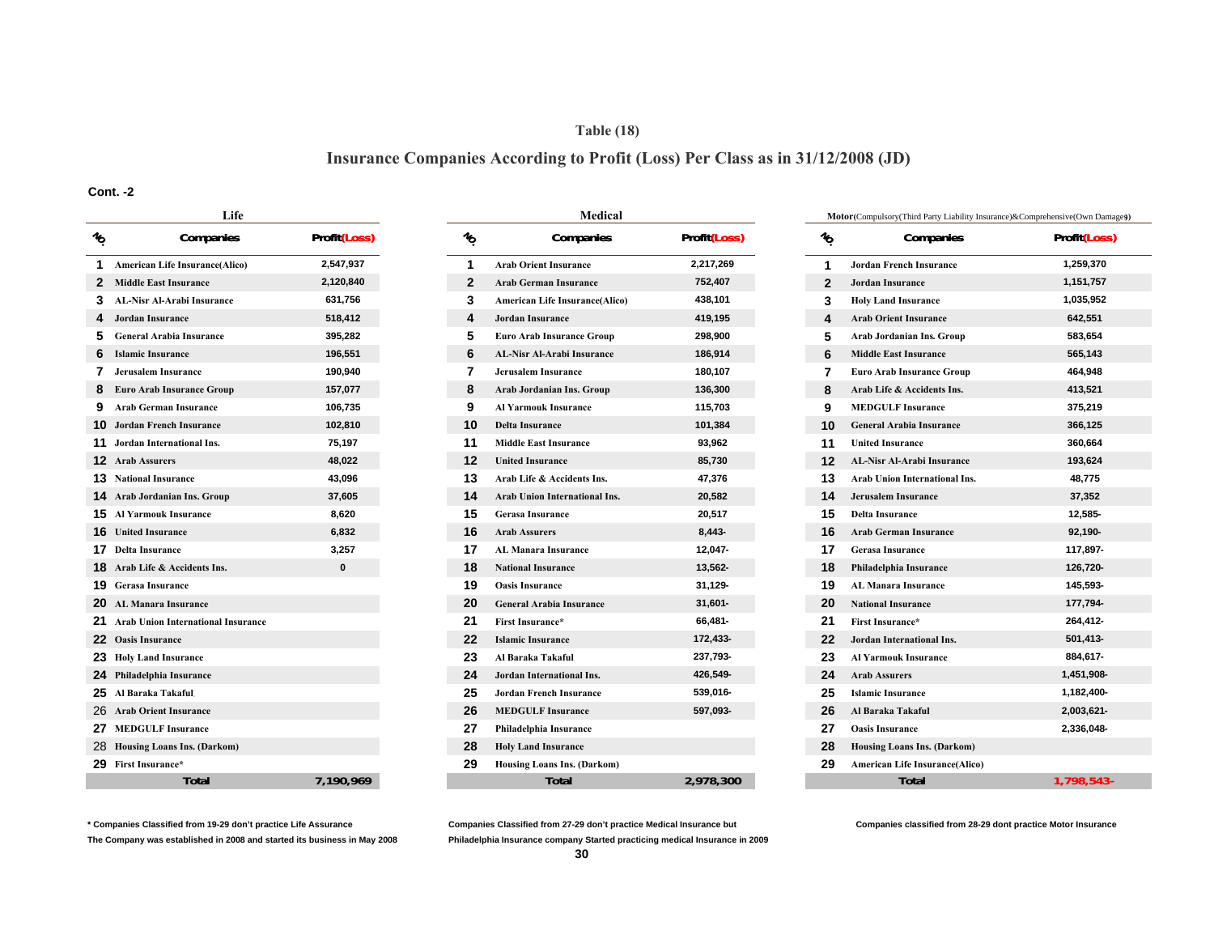# Table (18)

## Insurance Companies According to Profit (Loss) Per Class as in 31/12/2008 (JD)

**Cont. -2**

### Life

| No | Companies | Profit(Loss) |
|---|---|---|
| 1 | American Life Insurance(Alico) | 2,547,937 |
| 2 | Middle East Insurance | 2,120,840 |
| 3 | AL-Nisr Al-Arabi Insurance | 631,756 |
| 4 | Jordan Insurance | 518,412 |
| 5 | General Arabia Insurance | 395,282 |
| 6 | Islamic Insurance | 196,551 |
| 7 | Jerusalem Insurance | 190,940 |
| 8 | Euro Arab Insurance Group | 157,077 |
| 9 | Arab German Insurance | 106,735 |
| 10 | Jordan French Insurance | 102,810 |
| 11 | Jordan International Ins. | 75,197 |
| 12 | Arab Assurers | 48,022 |
| 13 | National Insurance | 43,096 |
| 14 | Arab Jordanian Ins. Group | 37,605 |
| 15 | Al Yarmouk Insurance | 8,620 |
| 16 | United Insurance | 6,832 |
| 17 | Delta Insurance | 3,257 |
| 18 | Arab Life & Accidents Ins. | 0 |
| 19 | Gerasa Insurance | |
| 20 | AL Manara Insurance | |
| 21 | Arab Union International Insurance | |
| 22 | Oasis Insurance | |
| 23 | Holy Land Insurance | |
| 24 | Philadelphia Insurance | |
| 25 | Al Baraka Takaful | |
| 26 | Arab Orient Insurance | |
| 27 | MEDGULF Insurance | |
| 28 | Housing Loans Ins. (Darkom) | |
| 29 | First Insurance* | |
| | **Total** | **7,190,969** |

### Medical

| No | Companies | Profit(Loss) |
|---|---|---|
| 1 | Arab Orient Insurance | 2,217,269 |
| 2 | Arab German Insurance | 752,407 |
| 3 | American Life Insurance(Alico) | 438,101 |
| 4 | Jordan Insurance | 419,195 |
| 5 | Euro Arab Insurance Group | 298,900 |
| 6 | AL-Nisr Al-Arabi Insurance | 186,914 |
| 7 | Jerusalem Insurance | 180,107 |
| 8 | Arab Jordanian Ins. Group | 136,300 |
| 9 | Al Yarmouk Insurance | 115,703 |
| 10 | Delta Insurance | 101,384 |
| 11 | Middle East Insurance | 93,962 |
| 12 | United Insurance | 85,730 |
| 13 | Arab Life & Accidents Ins. | 47,376 |
| 14 | Arab Union International Ins. | 20,582 |
| 15 | Gerasa Insurance | 20,517 |
| 16 | Arab Assurers | 8,443- |
| 17 | AL Manara Insurance | 12,047- |
| 18 | National Insurance | 13,562- |
| 19 | Oasis Insurance | 31,129- |
| 20 | General Arabia Insurance | 31,601- |
| 21 | First Insurance* | 66,481- |
| 22 | Islamic Insurance | 172,433- |
| 23 | Al Baraka Takaful | 237,793- |
| 24 | Jordan International Ins. | 426,549- |
| 25 | Jordan French Insurance | 539,016- |
| 26 | MEDGULF Insurance | 597,093- |
| 27 | Philadelphia Insurance | |
| 28 | Holy Land Insurance | |
| 29 | Housing Loans Ins. (Darkom) | |
| | **Total** | **2,978,300** |

### Motor(Compulsory(Third Party Liability Insurance)&Comprehensive(Own Damage))

| No | Companies | Profit(Loss) |
|---|---|---|
| 1 | Jordan French Insurance | 1,259,370 |
| 2 | Jordan Insurance | 1,151,757 |
| 3 | Holy Land Insurance | 1,035,952 |
| 4 | Arab Orient Insurance | 642,551 |
| 5 | Arab Jordanian Ins. Group | 583,654 |
| 6 | Middle East Insurance | 565,143 |
| 7 | Euro Arab Insurance Group | 464,948 |
| 8 | Arab Life & Accidents Ins. | 413,521 |
| 9 | MEDGULF Insurance | 375,219 |
| 10 | General Arabia Insurance | 366,125 |
| 11 | United Insurance | 360,664 |
| 12 | AL-Nisr Al-Arabi Insurance | 193,624 |
| 13 | Arab Union International Ins. | 48,775 |
| 14 | Jerusalem Insurance | 37,352 |
| 15 | Delta Insurance | 12,585- |
| 16 | Arab German Insurance | 92,190- |
| 17 | Gerasa Insurance | 117,897- |
| 18 | Philadelphia Insurance | 126,720- |
| 19 | AL Manara Insurance | 145,593- |
| 20 | National Insurance | 177,794- |
| 21 | First Insurance* | 264,412- |
| 22 | Jordan International Ins. | 501,413- |
| 23 | Al Yarmouk Insurance | 884,617- |
| 24 | Arab Assurers | 1,451,908- |
| 25 | Islamic Insurance | 1,182,400- |
| 26 | Al Baraka Takaful | 2,003,621- |
| 27 | Oasis Insurance | 2,336,048- |
| 28 | Housing Loans Ins. (Darkom) | |
| 29 | American Life Insurance(Alico) | |
| | **Total** | **1,798,543-** |

\* Companies Classified from 19-29 don't practice Life Assurance
The Company was established in 2008 and started its business in May 2008

Companies Classified from 27-29 don't practice Medical Insurance but
Philadelphia Insurance company Started practicing medical Insurance in 2009

Companies classified from 28-29 dont practice Motor Insurance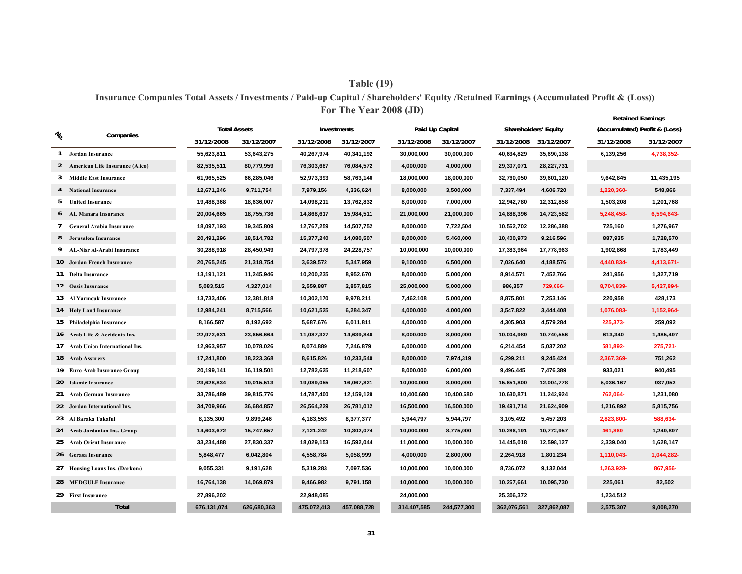# Table (19)

## Insurance Companies Total Assets / Investments / Paid-up Capital / Shareholders' Equity /Retained Earnings (Accumulated Profit & (Loss))

## For The Year 2008 (JD)

| No. | Companies | Total Assets | | Investments | | Paid Up Capital | | Shareholders' Equity | | Retained Earnings (Accumulated) Profit & (Loss) | |
|---|---|---|---|---|---|---|---|---|---|---|---|
| | | 31/12/2008 | 31/12/2007 | 31/12/2008 | 31/12/2007 | 31/12/2008 | 31/12/2007 | 31/12/2008 | 31/12/2007 | 31/12/2008 | 31/12/2007 |
| 1 | Jordan Insurance | 55,623,811 | 53,643,275 | 40,267,974 | 40,341,192 | 30,000,000 | 30,000,000 | 40,634,829 | 35,690,138 | 6,139,256 | 4,738,352- |
| 2 | American Life Insurance (Alico) | 82,535,511 | 80,779,959 | 76,303,687 | 76,084,572 | 4,000,000 | 4,000,000 | 29,307,071 | 28,227,731 | | |
| 3 | Middle East Insurance | 61,965,525 | 66,285,046 | 52,973,393 | 58,763,146 | 18,000,000 | 18,000,000 | 32,760,050 | 39,601,120 | 9,642,845 | 11,435,195 |
| 4 | National Insurance | 12,671,246 | 9,711,754 | 7,979,156 | 4,336,624 | 8,000,000 | 3,500,000 | 7,337,494 | 4,606,720 | 1,220,360- | 548,866 |
| 5 | United Insurance | 19,488,368 | 18,636,007 | 14,098,211 | 13,762,832 | 8,000,000 | 7,000,000 | 12,942,780 | 12,312,858 | 1,503,208 | 1,201,768 |
| 6 | AL Manara Insurance | 20,004,665 | 18,755,736 | 14,868,617 | 15,984,511 | 21,000,000 | 21,000,000 | 14,888,396 | 14,723,582 | 5,248,458- | 6,594,643- |
| 7 | General Arabia Insurance | 18,097,193 | 19,345,809 | 12,767,259 | 14,507,752 | 8,000,000 | 7,722,504 | 10,562,702 | 12,286,388 | 725,160 | 1,276,967 |
| 8 | Jerusalem Insurance | 20,491,296 | 18,514,782 | 15,377,240 | 14,080,507 | 8,000,000 | 5,460,000 | 10,400,973 | 9,216,596 | 887,935 | 1,728,570 |
| 9 | AL-Nisr Al-Arabi Insurance | 30,288,918 | 28,450,949 | 24,797,378 | 24,228,757 | 10,000,000 | 10,000,000 | 17,383,964 | 17,778,963 | 1,902,868 | 1,783,449 |
| 10 | Jordan French Insurance | 20,765,245 | 21,318,754 | 3,639,572 | 5,347,959 | 9,100,000 | 6,500,000 | 7,026,640 | 4,188,576 | 4,440,834- | 4,413,671- |
| 11 | Delta Insurance | 13,191,121 | 11,245,946 | 10,200,235 | 8,952,670 | 8,000,000 | 5,000,000 | 8,914,571 | 7,452,766 | 241,956 | 1,327,719 |
| 12 | Oasis Insurance | 5,083,515 | 4,327,014 | 2,559,887 | 2,857,815 | 25,000,000 | 5,000,000 | 986,357 | 729,666- | 8,704,839- | 5,427,894- |
| 13 | Al Yarmouk Insurance | 13,733,406 | 12,381,818 | 10,302,170 | 9,978,211 | 7,462,108 | 5,000,000 | 8,875,801 | 7,253,146 | 220,958 | 428,173 |
| 14 | Holy Land Insurance | 12,984,241 | 8,715,566 | 10,621,525 | 6,284,347 | 4,000,000 | 4,000,000 | 3,547,822 | 3,444,408 | 1,076,083- | 1,152,964- |
| 15 | Philadelphia Insurance | 8,166,587 | 8,192,692 | 5,687,676 | 6,011,811 | 4,000,000 | 4,000,000 | 4,305,903 | 4,579,284 | 225,373- | 259,092 |
| 16 | Arab Life & Accidents Ins. | 22,972,631 | 23,656,664 | 11,087,327 | 14,639,846 | 8,000,000 | 8,000,000 | 10,004,989 | 10,740,556 | 613,340 | 1,485,497 |
| 17 | Arab Union International Ins. | 12,963,957 | 10,078,026 | 8,074,889 | 7,246,879 | 6,000,000 | 4,000,000 | 6,214,454 | 5,037,202 | 581,892- | 275,721- |
| 18 | Arab Assurers | 17,241,800 | 18,223,368 | 8,615,826 | 10,233,540 | 8,000,000 | 7,974,319 | 6,299,211 | 9,245,424 | 2,367,369- | 751,262 |
| 19 | Euro Arab Insurance Group | 20,199,141 | 16,119,501 | 12,782,625 | 11,218,607 | 8,000,000 | 6,000,000 | 9,496,445 | 7,476,389 | 933,021 | 940,495 |
| 20 | Islamic Insurance | 23,628,834 | 19,015,513 | 19,089,055 | 16,067,821 | 10,000,000 | 8,000,000 | 15,651,800 | 12,004,778 | 5,036,167 | 937,952 |
| 21 | Arab German Insurance | 33,786,489 | 39,815,776 | 14,787,400 | 12,159,129 | 10,400,680 | 10,400,680 | 10,630,871 | 11,242,924 | 762,064- | 1,231,080 |
| 22 | Jordan International Ins. | 34,709,966 | 36,684,857 | 26,564,229 | 26,781,012 | 16,500,000 | 16,500,000 | 19,491,714 | 21,624,909 | 1,216,892 | 5,815,756 |
| 23 | Al Baraka Takaful | 8,135,300 | 9,899,246 | 4,183,553 | 8,377,377 | 5,944,797 | 5,944,797 | 3,105,492 | 5,457,203 | 2,823,800- | 588,634- |
| 24 | Arab Jordanian Ins. Group | 14,603,672 | 15,747,657 | 7,121,242 | 10,302,074 | 10,000,000 | 8,775,000 | 10,286,191 | 10,772,957 | 461,869- | 1,249,897 |
| 25 | Arab Orient Insurance | 33,234,488 | 27,830,337 | 18,029,153 | 16,592,044 | 11,000,000 | 10,000,000 | 14,445,018 | 12,598,127 | 2,339,040 | 1,628,147 |
| 26 | Gerasa Insurance | 5,848,477 | 6,042,804 | 4,558,784 | 5,058,999 | 4,000,000 | 2,800,000 | 2,264,918 | 1,801,234 | 1,110,043- | 1,044,282- |
| 27 | Housing Loans Ins. (Darkom) | 9,055,331 | 9,191,628 | 5,319,283 | 7,097,536 | 10,000,000 | 10,000,000 | 8,736,072 | 9,132,044 | 1,263,928- | 867,956- |
| 28 | MEDGULF Insurance | 16,764,138 | 14,069,879 | 9,466,982 | 9,791,158 | 10,000,000 | 10,000,000 | 10,267,661 | 10,095,730 | 225,061 | 82,502 |
| 29 | First Insurance | 27,896,202 | | 22,948,085 | | 24,000,000 | | 25,306,372 | | 1,234,512 | |
| | Total | 676,131,074 | 626,680,363 | 475,072,413 | 457,088,728 | 314,407,585 | 244,577,300 | 362,076,561 | 327,862,087 | 2,575,307 | 9,008,270 |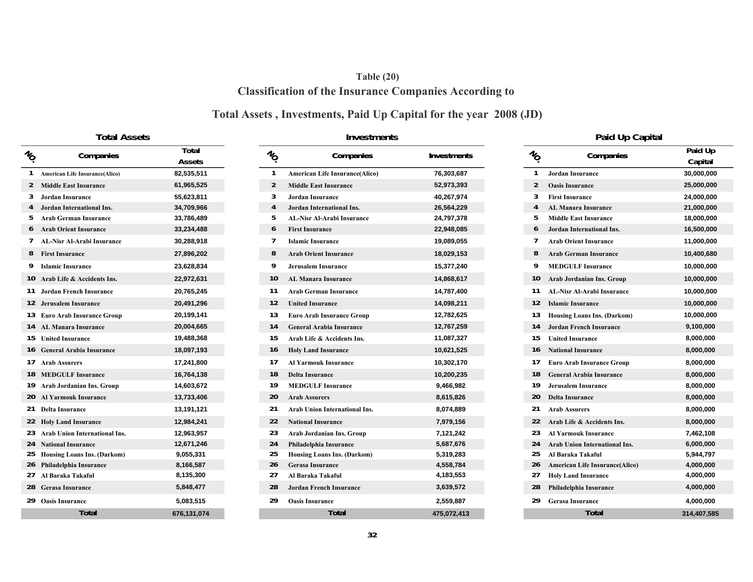**Table (20)**

## Classification of the Insurance Companies According to

## Total Assets , Investments, Paid Up Capital for the year 2008 (JD)

### Total Assets

| NO. | Companies | Total Assets |
|---|---|---|
| 1 | American Life Insurance(Alico) | 82,535,511 |
| 2 | Middle East Insurance | 61,965,525 |
| 3 | Jordan Insurance | 55,623,811 |
| 4 | Jordan International Ins. | 34,709,966 |
| 5 | Arab German Insurance | 33,786,489 |
| 6 | Arab Orient Insurance | 33,234,488 |
| 7 | AL-Nisr Al-Arabi Insurance | 30,288,918 |
| 8 | First Insurance | 27,896,202 |
| 9 | Islamic Insurance | 23,628,834 |
| 10 | Arab Life & Accidents Ins. | 22,972,631 |
| 11 | Jordan French Insurance | 20,765,245 |
| 12 | Jerusalem Insurance | 20,491,296 |
| 13 | Euro Arab Insurance Group | 20,199,141 |
| 14 | AL Manara Insurance | 20,004,665 |
| 15 | United Insurance | 19,488,368 |
| 16 | General Arabia Insurance | 18,097,193 |
| 17 | Arab Assurers | 17,241,800 |
| 18 | MEDGULF Insurance | 16,764,138 |
| 19 | Arab Jordanian Ins. Group | 14,603,672 |
| 20 | Al Yarmouk Insurance | 13,733,406 |
| 21 | Delta Insurance | 13,191,121 |
| 22 | Holy Land Insurance | 12,984,241 |
| 23 | Arab Union International Ins. | 12,963,957 |
| 24 | National Insurance | 12,671,246 |
| 25 | Housing Loans Ins. (Darkom) | 9,055,331 |
| 26 | Philadelphia Insurance | 8,166,587 |
| 27 | Al Baraka Takaful | 8,135,300 |
| 28 | Gerasa Insurance | 5,848,477 |
| 29 | Oasis Insurance | 5,083,515 |
| | Total | 676,131,074 |

### Investments

| NO. | Companies | Investments |
|---|---|---|
| 1 | American Life Insurance(Alico) | 76,303,687 |
| 2 | Middle East Insurance | 52,973,393 |
| 3 | Jordan Insurance | 40,267,974 |
| 4 | Jordan International Ins. | 26,564,229 |
| 5 | AL-Nisr Al-Arabi Insurance | 24,797,378 |
| 6 | First Insurance | 22,948,085 |
| 7 | Islamic Insurance | 19,089,055 |
| 8 | Arab Orient Insurance | 18,029,153 |
| 9 | Jerusalem Insurance | 15,377,240 |
| 10 | AL Manara Insurance | 14,868,617 |
| 11 | Arab German Insurance | 14,787,400 |
| 12 | United Insurance | 14,098,211 |
| 13 | Euro Arab Insurance Group | 12,782,625 |
| 14 | General Arabia Insurance | 12,767,259 |
| 15 | Arab Life & Accidents Ins. | 11,087,327 |
| 16 | Holy Land Insurance | 10,621,525 |
| 17 | Al Yarmouk Insurance | 10,302,170 |
| 18 | Delta Insurance | 10,200,235 |
| 19 | MEDGULF Insurance | 9,466,982 |
| 20 | Arab Assurers | 8,615,826 |
| 21 | Arab Union International Ins. | 8,074,889 |
| 22 | National Insurance | 7,979,156 |
| 23 | Arab Jordanian Ins. Group | 7,121,242 |
| 24 | Philadelphia Insurance | 5,687,676 |
| 25 | Housing Loans Ins. (Darkom) | 5,319,283 |
| 26 | Gerasa Insurance | 4,558,784 |
| 27 | Al Baraka Takaful | 4,183,553 |
| 28 | Jordan French Insurance | 3,639,572 |
| 29 | Oasis Insurance | 2,559,887 |
| | Total | 475,072,413 |

### Paid Up Capital

| NO. | Companies | Paid Up Capital |
|---|---|---|
| 1 | Jordan Insurance | 30,000,000 |
| 2 | Oasis Insurance | 25,000,000 |
| 3 | First Insurance | 24,000,000 |
| 4 | AL Manara Insurance | 21,000,000 |
| 5 | Middle East Insurance | 18,000,000 |
| 6 | Jordan International Ins. | 16,500,000 |
| 7 | Arab Orient Insurance | 11,000,000 |
| 8 | Arab German Insurance | 10,400,680 |
| 9 | MEDGULF Insurance | 10,000,000 |
| 10 | Arab Jordanian Ins. Group | 10,000,000 |
| 11 | AL-Nisr Al-Arabi Insurance | 10,000,000 |
| 12 | Islamic Insurance | 10,000,000 |
| 13 | Housing Loans Ins. (Darkom) | 10,000,000 |
| 14 | Jordan French Insurance | 9,100,000 |
| 15 | United Insurance | 8,000,000 |
| 16 | National Insurance | 8,000,000 |
| 17 | Euro Arab Insurance Group | 8,000,000 |
| 18 | General Arabia Insurance | 8,000,000 |
| 19 | Jerusalem Insurance | 8,000,000 |
| 20 | Delta Insurance | 8,000,000 |
| 21 | Arab Assurers | 8,000,000 |
| 22 | Arab Life & Accidents Ins. | 8,000,000 |
| 23 | Al Yarmouk Insurance | 7,462,108 |
| 24 | Arab Union International Ins. | 6,000,000 |
| 25 | Al Baraka Takaful | 5,944,797 |
| 26 | American Life Insurance(Alico) | 4,000,000 |
| 27 | Holy Land Insurance | 4,000,000 |
| 28 | Philadelphia Insurance | 4,000,000 |
| 29 | Gerasa Insurance | 4,000,000 |
| | Total | 314,407,585 |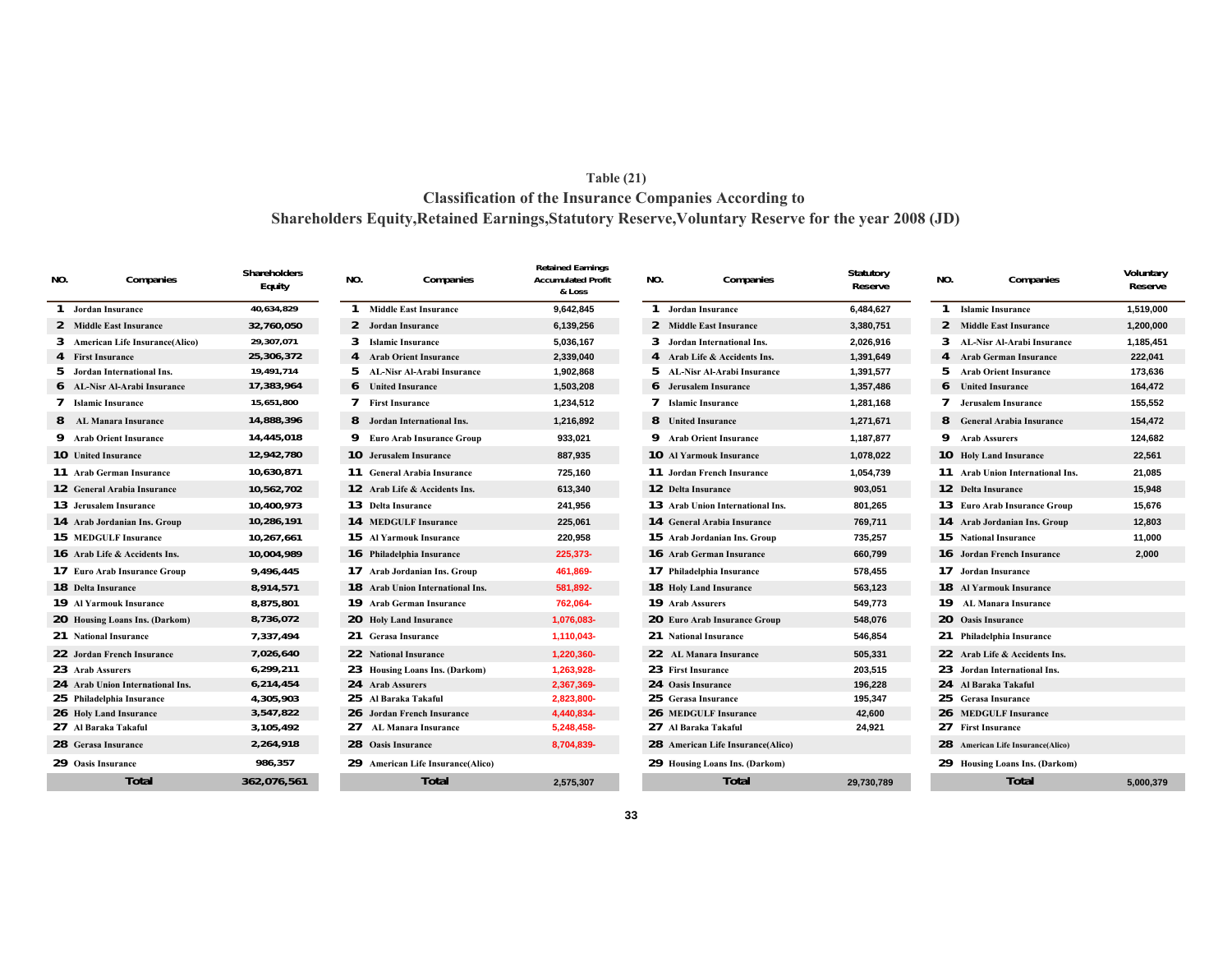**Table (21)**

## Classification of the Insurance Companies According to Shareholders Equity,Retained Earnings,Statutory Reserve,Voluntary Reserve for the year 2008 (JD)

| NO. | Companies | Shareholders Equity |
|---|---|---|
| 1 | Jordan Insurance | 40,634,829 |
| 2 | Middle East Insurance | 32,760,050 |
| 3 | American Life Insurance(Alico) | 29,307,071 |
| 4 | First Insurance | 25,306,372 |
| 5 | Jordan International Ins. | 19,491,714 |
| 6 | AL-Nisr Al-Arabi Insurance | 17,383,964 |
| 7 | Islamic Insurance | 15,651,800 |
| 8 | AL Manara Insurance | 14,888,396 |
| 9 | Arab Orient Insurance | 14,445,018 |
| 10 | United Insurance | 12,942,780 |
| 11 | Arab German Insurance | 10,630,871 |
| 12 | General Arabia Insurance | 10,562,702 |
| 13 | Jerusalem Insurance | 10,400,973 |
| 14 | Arab Jordanian Ins. Group | 10,286,191 |
| 15 | MEDGULF Insurance | 10,267,661 |
| 16 | Arab Life & Accidents Ins. | 10,004,989 |
| 17 | Euro Arab Insurance Group | 9,496,445 |
| 18 | Delta Insurance | 8,914,571 |
| 19 | Al Yarmouk Insurance | 8,875,801 |
| 20 | Housing Loans Ins. (Darkom) | 8,736,072 |
| 21 | National Insurance | 7,337,494 |
| 22 | Jordan French Insurance | 7,026,640 |
| 23 | Arab Assurers | 6,299,211 |
| 24 | Arab Union International Ins. | 6,214,454 |
| 25 | Philadelphia Insurance | 4,305,903 |
| 26 | Holy Land Insurance | 3,547,822 |
| 27 | Al Baraka Takaful | 3,105,492 |
| 28 | Gerasa Insurance | 2,264,918 |
| 29 | Oasis Insurance | 986,357 |
| | **Total** | **362,076,561** |

| NO. | Companies | Retained Earnings Accumulated Profit & Loss |
|---|---|---|
| 1 | Middle East Insurance | 9,642,845 |
| 2 | Jordan Insurance | 6,139,256 |
| 3 | Islamic Insurance | 5,036,167 |
| 4 | Arab Orient Insurance | 2,339,040 |
| 5 | AL-Nisr Al-Arabi Insurance | 1,902,868 |
| 6 | United Insurance | 1,503,208 |
| 7 | First Insurance | 1,234,512 |
| 8 | Jordan International Ins. | 1,216,892 |
| 9 | Euro Arab Insurance Group | 933,021 |
| 10 | Jerusalem Insurance | 887,935 |
| 11 | General Arabia Insurance | 725,160 |
| 12 | Arab Life & Accidents Ins. | 613,340 |
| 13 | Delta Insurance | 241,956 |
| 14 | MEDGULF Insurance | 225,061 |
| 15 | Al Yarmouk Insurance | 220,958 |
| 16 | Philadelphia Insurance | 225,373- |
| 17 | Arab Jordanian Ins. Group | 461,869- |
| 18 | Arab Union International Ins. | 581,892- |
| 19 | Arab German Insurance | 762,064- |
| 20 | Holy Land Insurance | 1,076,083- |
| 21 | Gerasa Insurance | 1,110,043- |
| 22 | National Insurance | 1,220,360- |
| 23 | Housing Loans Ins. (Darkom) | 1,263,928- |
| 24 | Arab Assurers | 2,367,369- |
| 25 | Al Baraka Takaful | 2,823,800- |
| 26 | Jordan French Insurance | 4,440,834- |
| 27 | AL Manara Insurance | 5,248,458- |
| 28 | Oasis Insurance | 8,704,839- |
| 29 | American Life Insurance(Alico) | |
| | **Total** | **2,575,307** |

| NO. | Companies | Statutory Reserve |
|---|---|---|
| 1 | Jordan Insurance | 6,484,627 |
| 2 | Middle East Insurance | 3,380,751 |
| 3 | Jordan International Ins. | 2,026,916 |
| 4 | Arab Life & Accidents Ins. | 1,391,649 |
| 5 | AL-Nisr Al-Arabi Insurance | 1,391,577 |
| 6 | Jerusalem Insurance | 1,357,486 |
| 7 | Islamic Insurance | 1,281,168 |
| 8 | United Insurance | 1,271,671 |
| 9 | Arab Orient Insurance | 1,187,877 |
| 10 | Al Yarmouk Insurance | 1,078,022 |
| 11 | Jordan French Insurance | 1,054,739 |
| 12 | Delta Insurance | 903,051 |
| 13 | Arab Union International Ins. | 801,265 |
| 14 | General Arabia Insurance | 769,711 |
| 15 | Arab Jordanian Ins. Group | 735,257 |
| 16 | Arab German Insurance | 660,799 |
| 17 | Philadelphia Insurance | 578,455 |
| 18 | Holy Land Insurance | 563,123 |
| 19 | Arab Assurers | 549,773 |
| 20 | Euro Arab Insurance Group | 548,076 |
| 21 | National Insurance | 546,854 |
| 22 | AL Manara Insurance | 505,331 |
| 23 | First Insurance | 203,515 |
| 24 | Oasis Insurance | 196,228 |
| 25 | Gerasa Insurance | 195,347 |
| 26 | MEDGULF Insurance | 42,600 |
| 27 | Al Baraka Takaful | 24,921 |
| 28 | American Life Insurance(Alico) | |
| 29 | Housing Loans Ins. (Darkom) | |
| | **Total** | **29,730,789** |

| NO. | Companies | Voluntary Reserve |
|---|---|---|
| 1 | Islamic Insurance | 1,519,000 |
| 2 | Middle East Insurance | 1,200,000 |
| 3 | AL-Nisr Al-Arabi Insurance | 1,185,451 |
| 4 | Arab German Insurance | 222,041 |
| 5 | Arab Orient Insurance | 173,636 |
| 6 | United Insurance | 164,472 |
| 7 | Jerusalem Insurance | 155,552 |
| 8 | General Arabia Insurance | 154,472 |
| 9 | Arab Assurers | 124,682 |
| 10 | Holy Land Insurance | 22,561 |
| 11 | Arab Union International Ins. | 21,085 |
| 12 | Delta Insurance | 15,948 |
| 13 | Euro Arab Insurance Group | 15,676 |
| 14 | Arab Jordanian Ins. Group | 12,803 |
| 15 | National Insurance | 11,000 |
| 16 | Jordan French Insurance | 2,000 |
| 17 | Jordan Insurance | |
| 18 | Al Yarmouk Insurance | |
| 19 | AL Manara Insurance | |
| 20 | Oasis Insurance | |
| 21 | Philadelphia Insurance | |
| 22 | Arab Life & Accidents Ins. | |
| 23 | Jordan International Ins. | |
| 24 | Al Baraka Takaful | |
| 25 | Gerasa Insurance | |
| 26 | MEDGULF Insurance | |
| 27 | First Insurance | |
| 28 | American Life Insurance(Alico) | |
| 29 | Housing Loans Ins. (Darkom) | |
| | **Total** | **5,000,379** |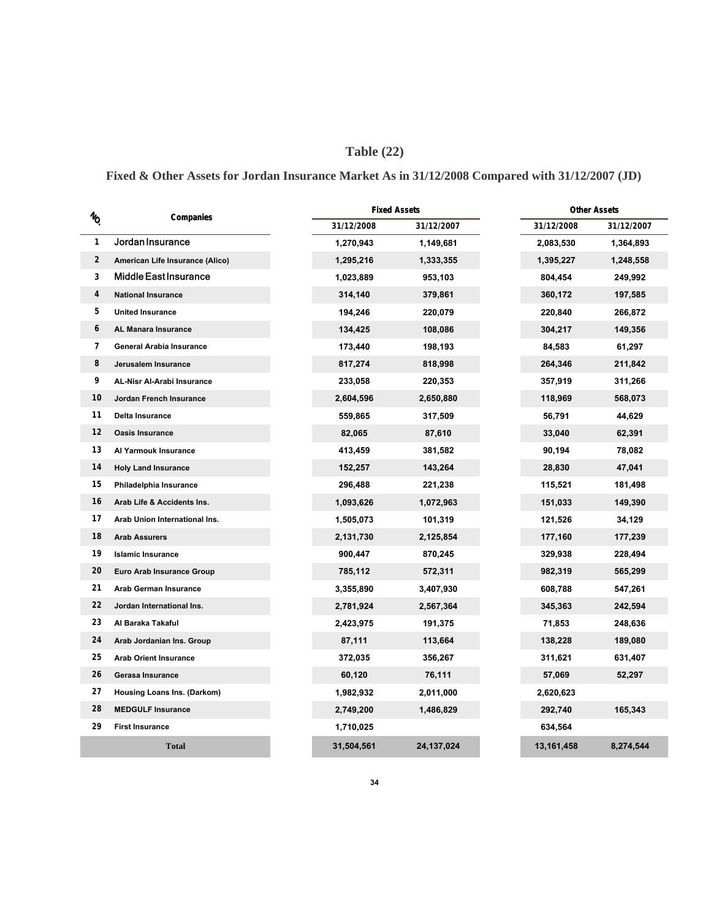# Table (22)

## Fixed & Other Assets for Jordan Insurance Market As in 31/12/2008 Compared with 31/12/2007 (JD)

| NO. | Companies | Fixed Assets | | Other Assets | |
|---|---|---|---|---|---|
| | | 31/12/2008 | 31/12/2007 | 31/12/2008 | 31/12/2007 |
| 1 | Jordan Insurance | 1,270,943 | 1,149,681 | 2,083,530 | 1,364,893 |
| 2 | American Life Insurance (Alico) | 1,295,216 | 1,333,355 | 1,395,227 | 1,248,558 |
| 3 | Middle East Insurance | 1,023,889 | 953,103 | 804,454 | 249,992 |
| 4 | National Insurance | 314,140 | 379,861 | 360,172 | 197,585 |
| 5 | United Insurance | 194,246 | 220,079 | 220,840 | 266,872 |
| 6 | AL Manara Insurance | 134,425 | 108,086 | 304,217 | 149,356 |
| 7 | General Arabia Insurance | 173,440 | 198,193 | 84,583 | 61,297 |
| 8 | Jerusalem Insurance | 817,274 | 818,998 | 264,346 | 211,842 |
| 9 | AL-Nisr Al-Arabi Insurance | 233,058 | 220,353 | 357,919 | 311,266 |
| 10 | Jordan French Insurance | 2,604,596 | 2,650,880 | 118,969 | 568,073 |
| 11 | Delta Insurance | 559,865 | 317,509 | 56,791 | 44,629 |
| 12 | Oasis Insurance | 82,065 | 87,610 | 33,040 | 62,391 |
| 13 | Al Yarmouk Insurance | 413,459 | 381,582 | 90,194 | 78,082 |
| 14 | Holy Land Insurance | 152,257 | 143,264 | 28,830 | 47,041 |
| 15 | Philadelphia Insurance | 296,488 | 221,238 | 115,521 | 181,498 |
| 16 | Arab Life & Accidents Ins. | 1,093,626 | 1,072,963 | 151,033 | 149,390 |
| 17 | Arab Union International Ins. | 1,505,073 | 101,319 | 121,526 | 34,129 |
| 18 | Arab Assurers | 2,131,730 | 2,125,854 | 177,160 | 177,239 |
| 19 | Islamic Insurance | 900,447 | 870,245 | 329,938 | 228,494 |
| 20 | Euro Arab Insurance Group | 785,112 | 572,311 | 982,319 | 565,299 |
| 21 | Arab German Insurance | 3,355,890 | 3,407,930 | 608,788 | 547,261 |
| 22 | Jordan International Ins. | 2,781,924 | 2,567,364 | 345,363 | 242,594 |
| 23 | Al Baraka Takaful | 2,423,975 | 191,375 | 71,853 | 248,636 |
| 24 | Arab Jordanian Ins. Group | 87,111 | 113,664 | 138,228 | 189,080 |
| 25 | Arab Orient Insurance | 372,035 | 356,267 | 311,621 | 631,407 |
| 26 | Gerasa Insurance | 60,120 | 76,111 | 57,069 | 52,297 |
| 27 | Housing Loans Ins. (Darkom) | 1,982,932 | 2,011,000 | 2,620,623 | |
| 28 | MEDGULF Insurance | 2,749,200 | 1,486,829 | 292,740 | 165,343 |
| 29 | First Insurance | 1,710,025 | | 634,564 | |
| | **Total** | 31,504,561 | 24,137,024 | 13,161,458 | 8,274,544 |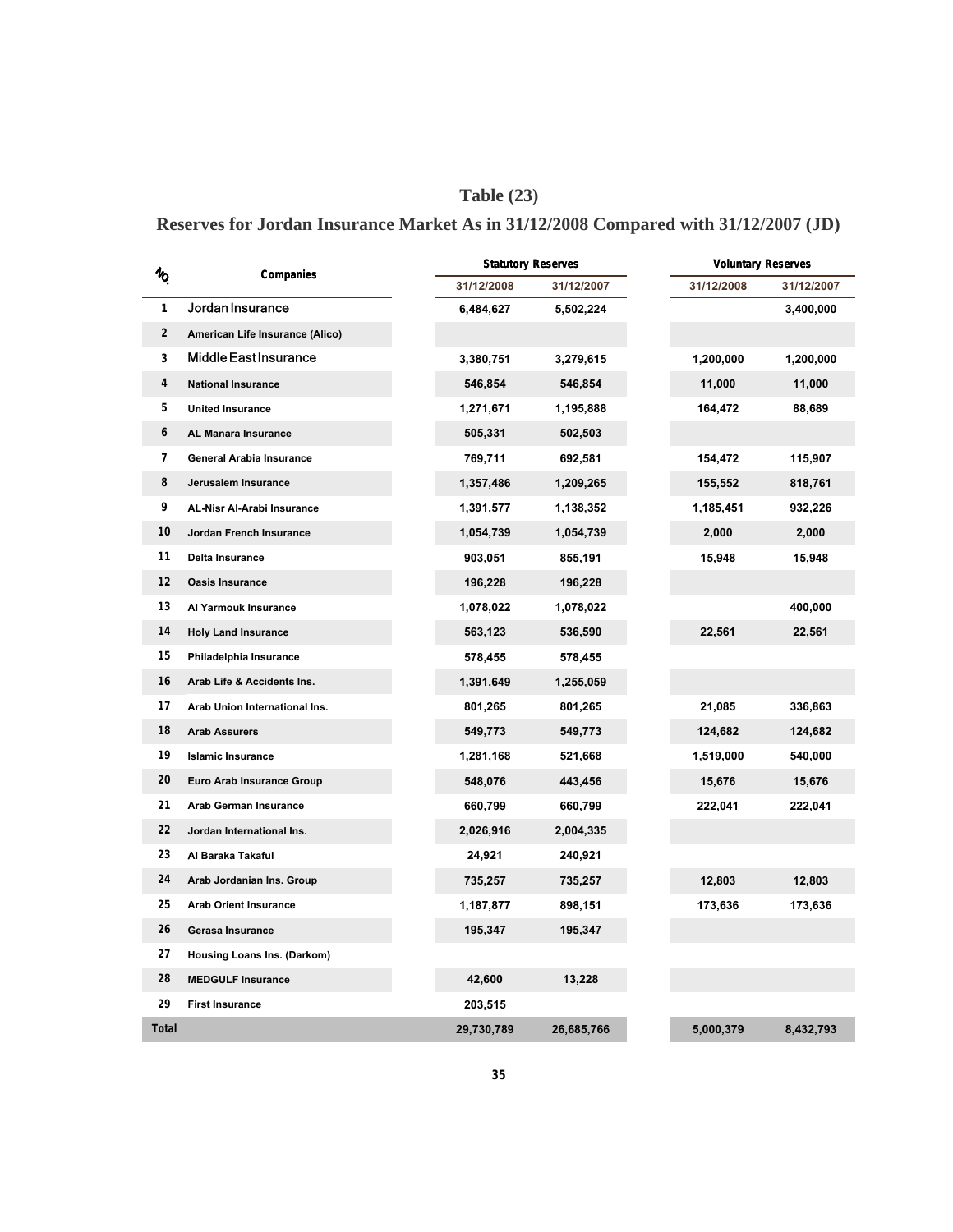# Table (23)

## Reserves for Jordan Insurance Market As in 31/12/2008 Compared with 31/12/2007 (JD)

| NO. | Companies | Statutory Reserves | | Voluntary Reserves | |
|---|---|---|---|---|---|
| | | 31/12/2008 | 31/12/2007 | 31/12/2008 | 31/12/2007 |
| 1 | Jordan Insurance | 6,484,627 | 5,502,224 | | 3,400,000 |
| 2 | American Life Insurance (Alico) | | | | |
| 3 | Middle East Insurance | 3,380,751 | 3,279,615 | 1,200,000 | 1,200,000 |
| 4 | National Insurance | 546,854 | 546,854 | 11,000 | 11,000 |
| 5 | United Insurance | 1,271,671 | 1,195,888 | 164,472 | 88,689 |
| 6 | AL Manara Insurance | 505,331 | 502,503 | | |
| 7 | General Arabia Insurance | 769,711 | 692,581 | 154,472 | 115,907 |
| 8 | Jerusalem Insurance | 1,357,486 | 1,209,265 | 155,552 | 818,761 |
| 9 | AL-Nisr Al-Arabi Insurance | 1,391,577 | 1,138,352 | 1,185,451 | 932,226 |
| 10 | Jordan French Insurance | 1,054,739 | 1,054,739 | 2,000 | 2,000 |
| 11 | Delta Insurance | 903,051 | 855,191 | 15,948 | 15,948 |
| 12 | Oasis Insurance | 196,228 | 196,228 | | |
| 13 | Al Yarmouk Insurance | 1,078,022 | 1,078,022 | | 400,000 |
| 14 | Holy Land Insurance | 563,123 | 536,590 | 22,561 | 22,561 |
| 15 | Philadelphia Insurance | 578,455 | 578,455 | | |
| 16 | Arab Life & Accidents Ins. | 1,391,649 | 1,255,059 | | |
| 17 | Arab Union International Ins. | 801,265 | 801,265 | 21,085 | 336,863 |
| 18 | Arab Assurers | 549,773 | 549,773 | 124,682 | 124,682 |
| 19 | Islamic Insurance | 1,281,168 | 521,668 | 1,519,000 | 540,000 |
| 20 | Euro Arab Insurance Group | 548,076 | 443,456 | 15,676 | 15,676 |
| 21 | Arab German Insurance | 660,799 | 660,799 | 222,041 | 222,041 |
| 22 | Jordan International Ins. | 2,026,916 | 2,004,335 | | |
| 23 | Al Baraka Takaful | 24,921 | 240,921 | | |
| 24 | Arab Jordanian Ins. Group | 735,257 | 735,257 | 12,803 | 12,803 |
| 25 | Arab Orient Insurance | 1,187,877 | 898,151 | 173,636 | 173,636 |
| 26 | Gerasa Insurance | 195,347 | 195,347 | | |
| 27 | Housing Loans Ins. (Darkom) | | | | |
| 28 | MEDGULF Insurance | 42,600 | 13,228 | | |
| 29 | First Insurance | 203,515 | | | |
| Total | | 29,730,789 | 26,685,766 | 5,000,379 | 8,432,793 |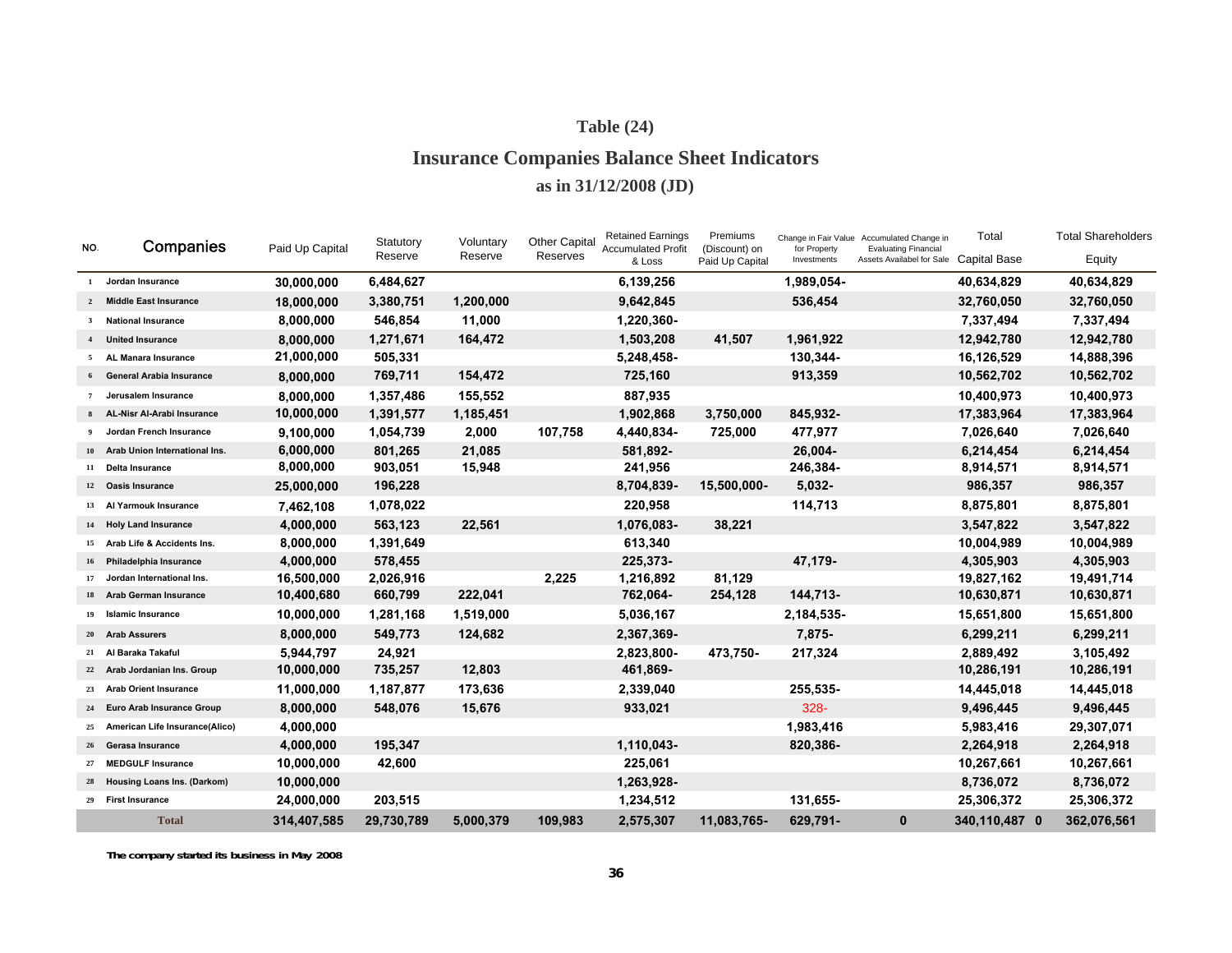# Table (24)

## Insurance Companies Balance Sheet Indicators

### as in 31/12/2008 (JD)

| NO. | Companies | Paid Up Capital | Statutory Reserve | Voluntary Reserve | Other Capital Reserves | Retained Earnings Accumulated Profit & Loss | Premiums (Discount) on Paid Up Capital | Change in Fair Value for Property Investments | Accumulated Change in Evaluating Financial Assets Availabel for Sale | Total Capital Base | Total Shareholders Equity |
|---|---|---|---|---|---|---|---|---|---|---|---|
| 1 | Jordan Insurance | 30,000,000 | 6,484,627 | | | 6,139,256 | | 1,989,054- | | 40,634,829 | 40,634,829 |
| 2 | Middle East Insurance | 18,000,000 | 3,380,751 | 1,200,000 | | 9,642,845 | | 536,454 | | 32,760,050 | 32,760,050 |
| 3 | National Insurance | 8,000,000 | 546,854 | 11,000 | | 1,220,360- | | | | 7,337,494 | 7,337,494 |
| 4 | United Insurance | 8,000,000 | 1,271,671 | 164,472 | | 1,503,208 | 41,507 | 1,961,922 | | 12,942,780 | 12,942,780 |
| 5 | AL Manara Insurance | 21,000,000 | 505,331 | | | 5,248,458- | | 130,344- | | 16,126,529 | 14,888,396 |
| 6 | General Arabia Insurance | 8,000,000 | 769,711 | 154,472 | | 725,160 | | 913,359 | | 10,562,702 | 10,562,702 |
| 7 | Jerusalem Insurance | 8,000,000 | 1,357,486 | 155,552 | | 887,935 | | | | 10,400,973 | 10,400,973 |
| 8 | AL-Nisr Al-Arabi Insurance | 10,000,000 | 1,391,577 | 1,185,451 | | 1,902,868 | 3,750,000 | 845,932- | | 17,383,964 | 17,383,964 |
| 9 | Jordan French Insurance | 9,100,000 | 1,054,739 | 2,000 | 107,758 | 4,440,834- | 725,000 | 477,977 | | 7,026,640 | 7,026,640 |
| 10 | Arab Union International Ins. | 6,000,000 | 801,265 | 21,085 | | 581,892- | | 26,004- | | 6,214,454 | 6,214,454 |
| 11 | Delta Insurance | 8,000,000 | 903,051 | 15,948 | | 241,956 | | 246,384- | | 8,914,571 | 8,914,571 |
| 12 | Oasis Insurance | 25,000,000 | 196,228 | | | 8,704,839- | 15,500,000- | 5,032- | | 986,357 | 986,357 |
| 13 | Al Yarmouk Insurance | 7,462,108 | 1,078,022 | | | 220,958 | | 114,713 | | 8,875,801 | 8,875,801 |
| 14 | Holy Land Insurance | 4,000,000 | 563,123 | 22,561 | | 1,076,083- | 38,221 | | | 3,547,822 | 3,547,822 |
| 15 | Arab Life & Accidents Ins. | 8,000,000 | 1,391,649 | | | 613,340 | | | | 10,004,989 | 10,004,989 |
| 16 | Philadelphia Insurance | 4,000,000 | 578,455 | | | 225,373- | | 47,179- | | 4,305,903 | 4,305,903 |
| 17 | Jordan International Ins. | 16,500,000 | 2,026,916 | | 2,225 | 1,216,892 | 81,129 | | | 19,827,162 | 19,491,714 |
| 18 | Arab German Insurance | 10,400,680 | 660,799 | 222,041 | | 762,064- | 254,128 | 144,713- | | 10,630,871 | 10,630,871 |
| 19 | Islamic Insurance | 10,000,000 | 1,281,168 | 1,519,000 | | 5,036,167 | | 2,184,535- | | 15,651,800 | 15,651,800 |
| 20 | Arab Assurers | 8,000,000 | 549,773 | 124,682 | | 2,367,369- | | 7,875- | | 6,299,211 | 6,299,211 |
| 21 | Al Baraka Takaful | 5,944,797 | 24,921 | | | 2,823,800- | 473,750- | 217,324 | | 2,889,492 | 3,105,492 |
| 22 | Arab Jordanian Ins. Group | 10,000,000 | 735,257 | 12,803 | | 461,869- | | | | 10,286,191 | 10,286,191 |
| 23 | Arab Orient Insurance | 11,000,000 | 1,187,877 | 173,636 | | 2,339,040 | | 255,535- | | 14,445,018 | 14,445,018 |
| 24 | Euro Arab Insurance Group | 8,000,000 | 548,076 | 15,676 | | 933,021 | | 328- | | 9,496,445 | 9,496,445 |
| 25 | American Life Insurance(Alico) | 4,000,000 | | | | | | 1,983,416 | | 5,983,416 | 29,307,071 |
| 26 | Gerasa Insurance | 4,000,000 | 195,347 | | | 1,110,043- | | 820,386- | | 2,264,918 | 2,264,918 |
| 27 | MEDGULF Insurance | 10,000,000 | 42,600 | | | 225,061 | | | | 10,267,661 | 10,267,661 |
| 28 | Housing Loans Ins. (Darkom) | 10,000,000 | | | | 1,263,928- | | | | 8,736,072 | 8,736,072 |
| 29 | First Insurance | 24,000,000 | 203,515 | | | 1,234,512 | | 131,655- | | 25,306,372 | 25,306,372 |
| | **Total** | 314,407,585 | 29,730,789 | 5,000,379 | 109,983 | 2,575,307 | 11,083,765- | 629,791- | 0 | 340,110,487 0 | 362,076,561 |

**The company started its business in May 2008**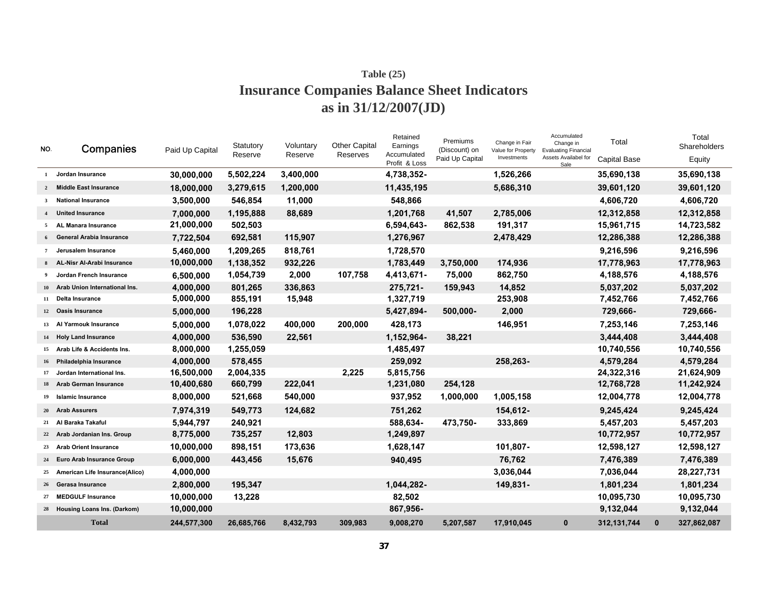**Table (25)**

# Insurance Companies Balance Sheet Indicators as in 31/12/2007(JD)

| NO. | Companies | Paid Up Capital | Statutory Reserve | Voluntary Reserve | Other Capital Reserves | Retained Earnings Accumulated Profit & Loss | Premiums (Discount) on Paid Up Capital | Change in Fair Value for Property Investments | Accumulated Change in Evaluating Financial Assets Availabel for Sale | Total Capital Base | | Total Shareholders Equity |
|---|---|---|---|---|---|---|---|---|---|---|---|---|
| 1 | Jordan Insurance | 30,000,000 | 5,502,224 | 3,400,000 | | 4,738,352- | | 1,526,266 | | 35,690,138 | | 35,690,138 |
| 2 | Middle East Insurance | 18,000,000 | 3,279,615 | 1,200,000 | | 11,435,195 | | 5,686,310 | | 39,601,120 | | 39,601,120 |
| 3 | National Insurance | 3,500,000 | 546,854 | 11,000 | | 548,866 | | | | 4,606,720 | | 4,606,720 |
| 4 | United Insurance | 7,000,000 | 1,195,888 | 88,689 | | 1,201,768 | 41,507 | 2,785,006 | | 12,312,858 | | 12,312,858 |
| 5 | AL Manara Insurance | 21,000,000 | 502,503 | | | 6,594,643- | 862,538 | 191,317 | | 15,961,715 | | 14,723,582 |
| 6 | General Arabia Insurance | 7,722,504 | 692,581 | 115,907 | | 1,276,967 | | 2,478,429 | | 12,286,388 | | 12,286,388 |
| 7 | Jerusalem Insurance | 5,460,000 | 1,209,265 | 818,761 | | 1,728,570 | | | | 9,216,596 | | 9,216,596 |
| 8 | AL-Nisr Al-Arabi Insurance | 10,000,000 | 1,138,352 | 932,226 | | 1,783,449 | 3,750,000 | 174,936 | | 17,778,963 | | 17,778,963 |
| 9 | Jordan French Insurance | 6,500,000 | 1,054,739 | 2,000 | 107,758 | 4,413,671- | 75,000 | 862,750 | | 4,188,576 | | 4,188,576 |
| 10 | Arab Union International Ins. | 4,000,000 | 801,265 | 336,863 | | 275,721- | 159,943 | 14,852 | | 5,037,202 | | 5,037,202 |
| 11 | Delta Insurance | 5,000,000 | 855,191 | 15,948 | | 1,327,719 | | 253,908 | | 7,452,766 | | 7,452,766 |
| 12 | Oasis Insurance | 5,000,000 | 196,228 | | | 5,427,894- | 500,000- | 2,000 | | 729,666- | | 729,666- |
| 13 | Al Yarmouk Insurance | 5,000,000 | 1,078,022 | 400,000 | 200,000 | 428,173 | | 146,951 | | 7,253,146 | | 7,253,146 |
| 14 | Holy Land Insurance | 4,000,000 | 536,590 | 22,561 | | 1,152,964- | 38,221 | | | 3,444,408 | | 3,444,408 |
| 15 | Arab Life & Accidents Ins. | 8,000,000 | 1,255,059 | | | 1,485,497 | | | | 10,740,556 | | 10,740,556 |
| 16 | Philadelphia Insurance | 4,000,000 | 578,455 | | | 259,092 | | 258,263- | | 4,579,284 | | 4,579,284 |
| 17 | Jordan International Ins. | 16,500,000 | 2,004,335 | | 2,225 | 5,815,756 | | | | 24,322,316 | | 21,624,909 |
| 18 | Arab German Insurance | 10,400,680 | 660,799 | 222,041 | | 1,231,080 | 254,128 | | | 12,768,728 | | 11,242,924 |
| 19 | Islamic Insurance | 8,000,000 | 521,668 | 540,000 | | 937,952 | 1,000,000 | 1,005,158 | | 12,004,778 | | 12,004,778 |
| 20 | Arab Assurers | 7,974,319 | 549,773 | 124,682 | | 751,262 | | 154,612- | | 9,245,424 | | 9,245,424 |
| 21 | Al Baraka Takaful | 5,944,797 | 240,921 | | | 588,634- | 473,750- | 333,869 | | 5,457,203 | | 5,457,203 |
| 22 | Arab Jordanian Ins. Group | 8,775,000 | 735,257 | 12,803 | | 1,249,897 | | | | 10,772,957 | | 10,772,957 |
| 23 | Arab Orient Insurance | 10,000,000 | 898,151 | 173,636 | | 1,628,147 | | 101,807- | | 12,598,127 | | 12,598,127 |
| 24 | Euro Arab Insurance Group | 6,000,000 | 443,456 | 15,676 | | 940,495 | | 76,762 | | 7,476,389 | | 7,476,389 |
| 25 | American Life Insurance(Alico) | 4,000,000 | | | | | | 3,036,044 | | 7,036,044 | | 28,227,731 |
| 26 | Gerasa Insurance | 2,800,000 | 195,347 | | | 1,044,282- | | 149,831- | | 1,801,234 | | 1,801,234 |
| 27 | MEDGULF Insurance | 10,000,000 | 13,228 | | | 82,502 | | | | 10,095,730 | | 10,095,730 |
| 28 | Housing Loans Ins. (Darkom) | 10,000,000 | | | | 867,956- | | | | 9,132,044 | | 9,132,044 |
| | **Total** | 244,577,300 | 26,685,766 | 8,432,793 | 309,983 | 9,008,270 | 5,207,587 | 17,910,045 | 0 | 312,131,744 | 0 | 327,862,087 |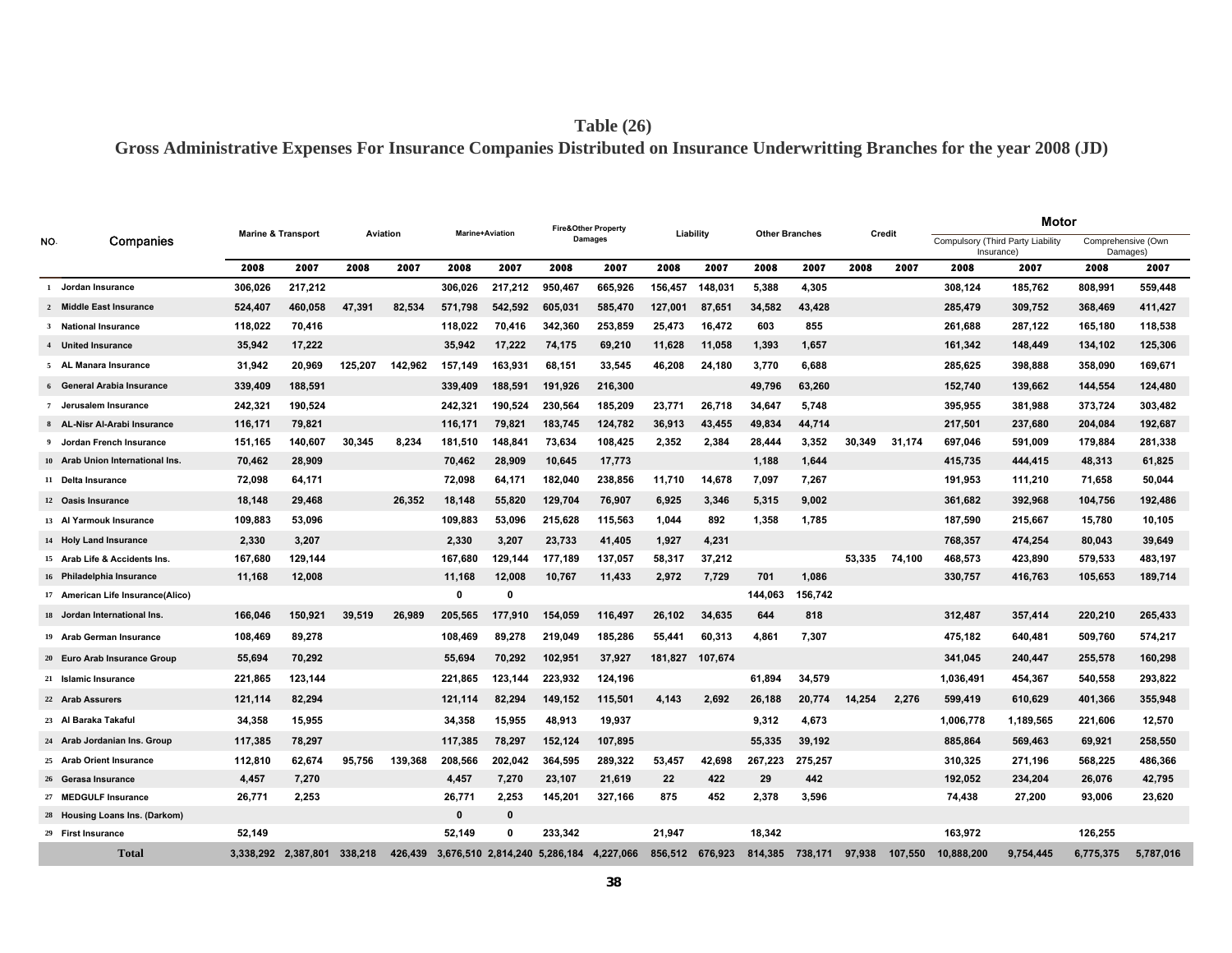# Table (26)

## Gross Administrative Expenses For Insurance Companies Distributed on Insurance Underwritting Branches for the year 2008 (JD)

| NO. | Companies | Marine & Transport | | Aviation | | Marine+Aviation | | Fire&Other Property Damages | | Liability | | Other Branches | | Credit | | Motor | | | |
|---|---|---|---|---|---|---|---|---|---|---|---|---|---|---|---|---|---|---|---|
| | | | | | | | | | | | | | | | | Compulsory (Third Party Liability Insurance) | | Comprehensive (Own Damages) | |
| | | 2008 | 2007 | 2008 | 2007 | 2008 | 2007 | 2008 | 2007 | 2008 | 2007 | 2008 | 2007 | 2008 | 2007 | 2008 | 2007 | 2008 | 2007 |
| 1 | Jordan Insurance | 306,026 | 217,212 | | | 306,026 | 217,212 | 950,467 | 665,926 | 156,457 | 148,031 | 5,388 | 4,305 | | | 308,124 | 185,762 | 808,991 | 559,448 |
| 2 | Middle East Insurance | 524,407 | 460,058 | 47,391 | 82,534 | 571,798 | 542,592 | 605,031 | 585,470 | 127,001 | 87,651 | 34,582 | 43,428 | | | 285,479 | 309,752 | 368,469 | 411,427 |
| 3 | National Insurance | 118,022 | 70,416 | | | 118,022 | 70,416 | 342,360 | 253,859 | 25,473 | 16,472 | 603 | 855 | | | 261,688 | 287,122 | 165,180 | 118,538 |
| 4 | United Insurance | 35,942 | 17,222 | | | 35,942 | 17,222 | 74,175 | 69,210 | 11,628 | 11,058 | 1,393 | 1,657 | | | 161,342 | 148,449 | 134,102 | 125,306 |
| 5 | AL Manara Insurance | 31,942 | 20,969 | 125,207 | 142,962 | 157,149 | 163,931 | 68,151 | 33,545 | 46,208 | 24,180 | 3,770 | 6,688 | | | 285,625 | 398,888 | 358,090 | 169,671 |
| 6 | General Arabia Insurance | 339,409 | 188,591 | | | 339,409 | 188,591 | 191,926 | 216,300 | | | 49,796 | 63,260 | | | 152,740 | 139,662 | 144,554 | 124,480 |
| 7 | Jerusalem Insurance | 242,321 | 190,524 | | | 242,321 | 190,524 | 230,564 | 185,209 | 23,771 | 26,718 | 34,647 | 5,748 | | | 395,955 | 381,988 | 373,724 | 303,482 |
| 8 | AL-Nisr Al-Arabi Insurance | 116,171 | 79,821 | | | 116,171 | 79,821 | 183,745 | 124,782 | 36,913 | 43,455 | 49,834 | 44,714 | | | 217,501 | 237,680 | 204,084 | 192,687 |
| 9 | Jordan French Insurance | 151,165 | 140,607 | 30,345 | 8,234 | 181,510 | 148,841 | 73,634 | 108,425 | 2,352 | 2,384 | 28,444 | 3,352 | 30,349 | 31,174 | 697,046 | 591,009 | 179,884 | 281,338 |
| 10 | Arab Union International Ins. | 70,462 | 28,909 | | | 70,462 | 28,909 | 10,645 | 17,773 | | | 1,188 | 1,644 | | | 415,735 | 444,415 | 48,313 | 61,825 |
| 11 | Delta Insurance | 72,098 | 64,171 | | | 72,098 | 64,171 | 182,040 | 238,856 | 11,710 | 14,678 | 7,097 | 7,267 | | | 191,953 | 111,210 | 71,658 | 50,044 |
| 12 | Oasis Insurance | 18,148 | 29,468 | | 26,352 | 18,148 | 55,820 | 129,704 | 76,907 | 6,925 | 3,346 | 5,315 | 9,002 | | | 361,682 | 392,968 | 104,756 | 192,486 |
| 13 | Al Yarmouk Insurance | 109,883 | 53,096 | | | 109,883 | 53,096 | 215,628 | 115,563 | 1,044 | 892 | 1,358 | 1,785 | | | 187,590 | 215,667 | 15,780 | 10,105 |
| 14 | Holy Land Insurance | 2,330 | 3,207 | | | 2,330 | 3,207 | 23,733 | 41,405 | 1,927 | 4,231 | | | | | 768,357 | 474,254 | 80,043 | 39,649 |
| 15 | Arab Life & Accidents Ins. | 167,680 | 129,144 | | | 167,680 | 129,144 | 177,189 | 137,057 | 58,317 | 37,212 | | | 53,335 | 74,100 | 468,573 | 423,890 | 579,533 | 483,197 |
| 16 | Philadelphia Insurance | 11,168 | 12,008 | | | 11,168 | 12,008 | 10,767 | 11,433 | 2,972 | 7,729 | 701 | 1,086 | | | 330,757 | 416,763 | 105,653 | 189,714 |
| 17 | American Life Insurance(Alico) | | | | | 0 | 0 | | | | | 144,063 | 156,742 | | | | | | |
| 18 | Jordan International Ins. | 166,046 | 150,921 | 39,519 | 26,989 | 205,565 | 177,910 | 154,059 | 116,497 | 26,102 | 34,635 | 644 | 818 | | | 312,487 | 357,414 | 220,210 | 265,433 |
| 19 | Arab German Insurance | 108,469 | 89,278 | | | 108,469 | 89,278 | 219,049 | 185,286 | 55,441 | 60,313 | 4,861 | 7,307 | | | 475,182 | 640,481 | 509,760 | 574,217 |
| 20 | Euro Arab Insurance Group | 55,694 | 70,292 | | | 55,694 | 70,292 | 102,951 | 37,927 | 181,827 | 107,674 | | | | | 341,045 | 240,447 | 255,578 | 160,298 |
| 21 | Islamic Insurance | 221,865 | 123,144 | | | 221,865 | 123,144 | 223,932 | 124,196 | | | 61,894 | 34,579 | | | 1,036,491 | 454,367 | 540,558 | 293,822 |
| 22 | Arab Assurers | 121,114 | 82,294 | | | 121,114 | 82,294 | 149,152 | 115,501 | 4,143 | 2,692 | 26,188 | 20,774 | 14,254 | 2,276 | 599,419 | 610,629 | 401,366 | 355,948 |
| 23 | Al Baraka Takaful | 34,358 | 15,955 | | | 34,358 | 15,955 | 48,913 | 19,937 | | | 9,312 | 4,673 | | | 1,006,778 | 1,189,565 | 221,606 | 12,570 |
| 24 | Arab Jordanian Ins. Group | 117,385 | 78,297 | | | 117,385 | 78,297 | 152,124 | 107,895 | | | 55,335 | 39,192 | | | 885,864 | 569,463 | 69,921 | 258,550 |
| 25 | Arab Orient Insurance | 112,810 | 62,674 | 95,756 | 139,368 | 208,566 | 202,042 | 364,595 | 289,322 | 53,457 | 42,698 | 267,223 | 275,257 | | | 310,325 | 271,196 | 568,225 | 486,366 |
| 26 | Gerasa Insurance | 4,457 | 7,270 | | | 4,457 | 7,270 | 23,107 | 21,619 | 22 | 422 | 29 | 442 | | | 192,052 | 234,204 | 26,076 | 42,795 |
| 27 | MEDGULF Insurance | 26,771 | 2,253 | | | 26,771 | 2,253 | 145,201 | 327,166 | 875 | 452 | 2,378 | 3,596 | | | 74,438 | 27,200 | 93,006 | 23,620 |
| 28 | Housing Loans Ins. (Darkom) | | | | | 0 | 0 | | | | | | | | | | | | |
| 29 | First Insurance | 52,149 | | | | 52,149 | 0 | 233,342 | | 21,947 | | 18,342 | | | | 163,972 | | 126,255 | |
| | **Total** | 3,338,292 | 2,387,801 | 338,218 | 426,439 | 3,676,510 | 2,814,240 | 5,286,184 | 4,227,066 | 856,512 | 676,923 | 814,385 | 738,171 | 97,938 | 107,550 | 10,888,200 | 9,754,445 | 6,775,375 | 5,787,016 |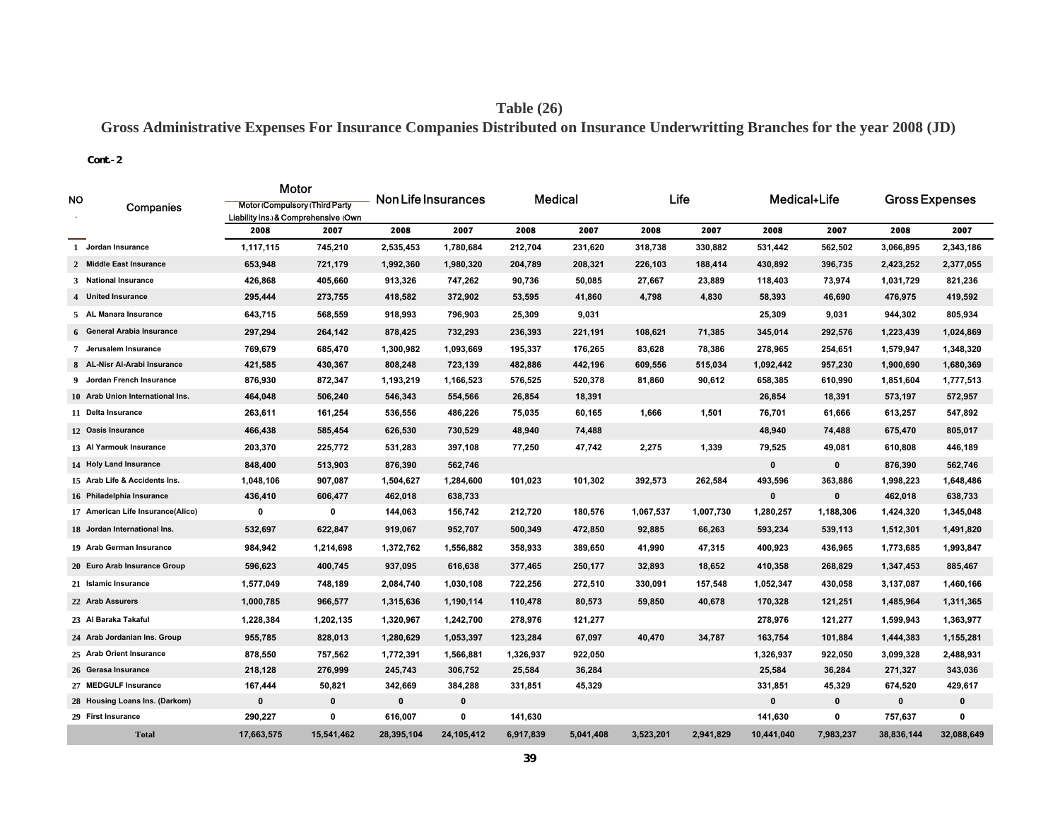# Table (26)

## Gross Administrative Expenses For Insurance Companies Distributed on Insurance Underwritting Branches for the year 2008 (JD)

**Cont.- 2**

| NO. | Companies | Motor Motor (Compulsory (Third Party Liability Ins.) & Comprehensive (Own | | Non Life Insurances | | Medical | | Life | | Medical+Life | | Gross Expenses | |
|---|---|---|---|---|---|---|---|---|---|---|---|---|---|
| | | 2008 | 2007 | 2008 | 2007 | 2008 | 2007 | 2008 | 2007 | 2008 | 2007 | 2008 | 2007 |
| 1 | Jordan Insurance | 1,117,115 | 745,210 | 2,535,453 | 1,780,684 | 212,704 | 231,620 | 318,738 | 330,882 | 531,442 | 562,502 | 3,066,895 | 2,343,186 |
| 2 | Middle East Insurance | 653,948 | 721,179 | 1,992,360 | 1,980,320 | 204,789 | 208,321 | 226,103 | 188,414 | 430,892 | 396,735 | 2,423,252 | 2,377,055 |
| 3 | National Insurance | 426,868 | 405,660 | 913,326 | 747,262 | 90,736 | 50,085 | 27,667 | 23,889 | 118,403 | 73,974 | 1,031,729 | 821,236 |
| 4 | United Insurance | 295,444 | 273,755 | 418,582 | 372,902 | 53,595 | 41,860 | 4,798 | 4,830 | 58,393 | 46,690 | 476,975 | 419,592 |
| 5 | AL Manara Insurance | 643,715 | 568,559 | 918,993 | 796,903 | 25,309 | 9,031 | | | 25,309 | 9,031 | 944,302 | 805,934 |
| 6 | General Arabia Insurance | 297,294 | 264,142 | 878,425 | 732,293 | 236,393 | 221,191 | 108,621 | 71,385 | 345,014 | 292,576 | 1,223,439 | 1,024,869 |
| 7 | Jerusalem Insurance | 769,679 | 685,470 | 1,300,982 | 1,093,669 | 195,337 | 176,265 | 83,628 | 78,386 | 278,965 | 254,651 | 1,579,947 | 1,348,320 |
| 8 | AL-Nisr Al-Arabi Insurance | 421,585 | 430,367 | 808,248 | 723,139 | 482,886 | 442,196 | 609,556 | 515,034 | 1,092,442 | 957,230 | 1,900,690 | 1,680,369 |
| 9 | Jordan French Insurance | 876,930 | 872,347 | 1,193,219 | 1,166,523 | 576,525 | 520,378 | 81,860 | 90,612 | 658,385 | 610,990 | 1,851,604 | 1,777,513 |
| 10 | Arab Union International Ins. | 464,048 | 506,240 | 546,343 | 554,566 | 26,854 | 18,391 | | | 26,854 | 18,391 | 573,197 | 572,957 |
| 11 | Delta Insurance | 263,611 | 161,254 | 536,556 | 486,226 | 75,035 | 60,165 | 1,666 | 1,501 | 76,701 | 61,666 | 613,257 | 547,892 |
| 12 | Oasis Insurance | 466,438 | 585,454 | 626,530 | 730,529 | 48,940 | 74,488 | | | 48,940 | 74,488 | 675,470 | 805,017 |
| 13 | Al Yarmouk Insurance | 203,370 | 225,772 | 531,283 | 397,108 | 77,250 | 47,742 | 2,275 | 1,339 | 79,525 | 49,081 | 610,808 | 446,189 |
| 14 | Holy Land Insurance | 848,400 | 513,903 | 876,390 | 562,746 | | | | | 0 | 0 | 876,390 | 562,746 |
| 15 | Arab Life & Accidents Ins. | 1,048,106 | 907,087 | 1,504,627 | 1,284,600 | 101,023 | 101,302 | 392,573 | 262,584 | 493,596 | 363,886 | 1,998,223 | 1,648,486 |
| 16 | Philadelphia Insurance | 436,410 | 606,477 | 462,018 | 638,733 | | | | | 0 | 0 | 462,018 | 638,733 |
| 17 | American Life Insurance(Alico) | 0 | 0 | 144,063 | 156,742 | 212,720 | 180,576 | 1,067,537 | 1,007,730 | 1,280,257 | 1,188,306 | 1,424,320 | 1,345,048 |
| 18 | Jordan International Ins. | 532,697 | 622,847 | 919,067 | 952,707 | 500,349 | 472,850 | 92,885 | 66,263 | 593,234 | 539,113 | 1,512,301 | 1,491,820 |
| 19 | Arab German Insurance | 984,942 | 1,214,698 | 1,372,762 | 1,556,882 | 358,933 | 389,650 | 41,990 | 47,315 | 400,923 | 436,965 | 1,773,685 | 1,993,847 |
| 20 | Euro Arab Insurance Group | 596,623 | 400,745 | 937,095 | 616,638 | 377,465 | 250,177 | 32,893 | 18,652 | 410,358 | 268,829 | 1,347,453 | 885,467 |
| 21 | Islamic Insurance | 1,577,049 | 748,189 | 2,084,740 | 1,030,108 | 722,256 | 272,510 | 330,091 | 157,548 | 1,052,347 | 430,058 | 3,137,087 | 1,460,166 |
| 22 | Arab Assurers | 1,000,785 | 966,577 | 1,315,636 | 1,190,114 | 110,478 | 80,573 | 59,850 | 40,678 | 170,328 | 121,251 | 1,485,964 | 1,311,365 |
| 23 | Al Baraka Takaful | 1,228,384 | 1,202,135 | 1,320,967 | 1,242,700 | 278,976 | 121,277 | | | 278,976 | 121,277 | 1,599,943 | 1,363,977 |
| 24 | Arab Jordanian Ins. Group | 955,785 | 828,013 | 1,280,629 | 1,053,397 | 123,284 | 67,097 | 40,470 | 34,787 | 163,754 | 101,884 | 1,444,383 | 1,155,281 |
| 25 | Arab Orient Insurance | 878,550 | 757,562 | 1,772,391 | 1,566,881 | 1,326,937 | 922,050 | | | 1,326,937 | 922,050 | 3,099,328 | 2,488,931 |
| 26 | Gerasa Insurance | 218,128 | 276,999 | 245,743 | 306,752 | 25,584 | 36,284 | | | 25,584 | 36,284 | 271,327 | 343,036 |
| 27 | MEDGULF Insurance | 167,444 | 50,821 | 342,669 | 384,288 | 331,851 | 45,329 | | | 331,851 | 45,329 | 674,520 | 429,617 |
| 28 | Housing Loans Ins. (Darkom) | 0 | 0 | 0 | 0 | | | | | 0 | 0 | 0 | 0 |
| 29 | First Insurance | 290,227 | 0 | 616,007 | 0 | 141,630 | | | | 141,630 | 0 | 757,637 | 0 |
| | Total | 17,663,575 | 15,541,462 | 28,395,104 | 24,105,412 | 6,917,839 | 5,041,408 | 3,523,201 | 2,941,829 | 10,441,040 | 7,983,237 | 38,836,144 | 32,088,649 |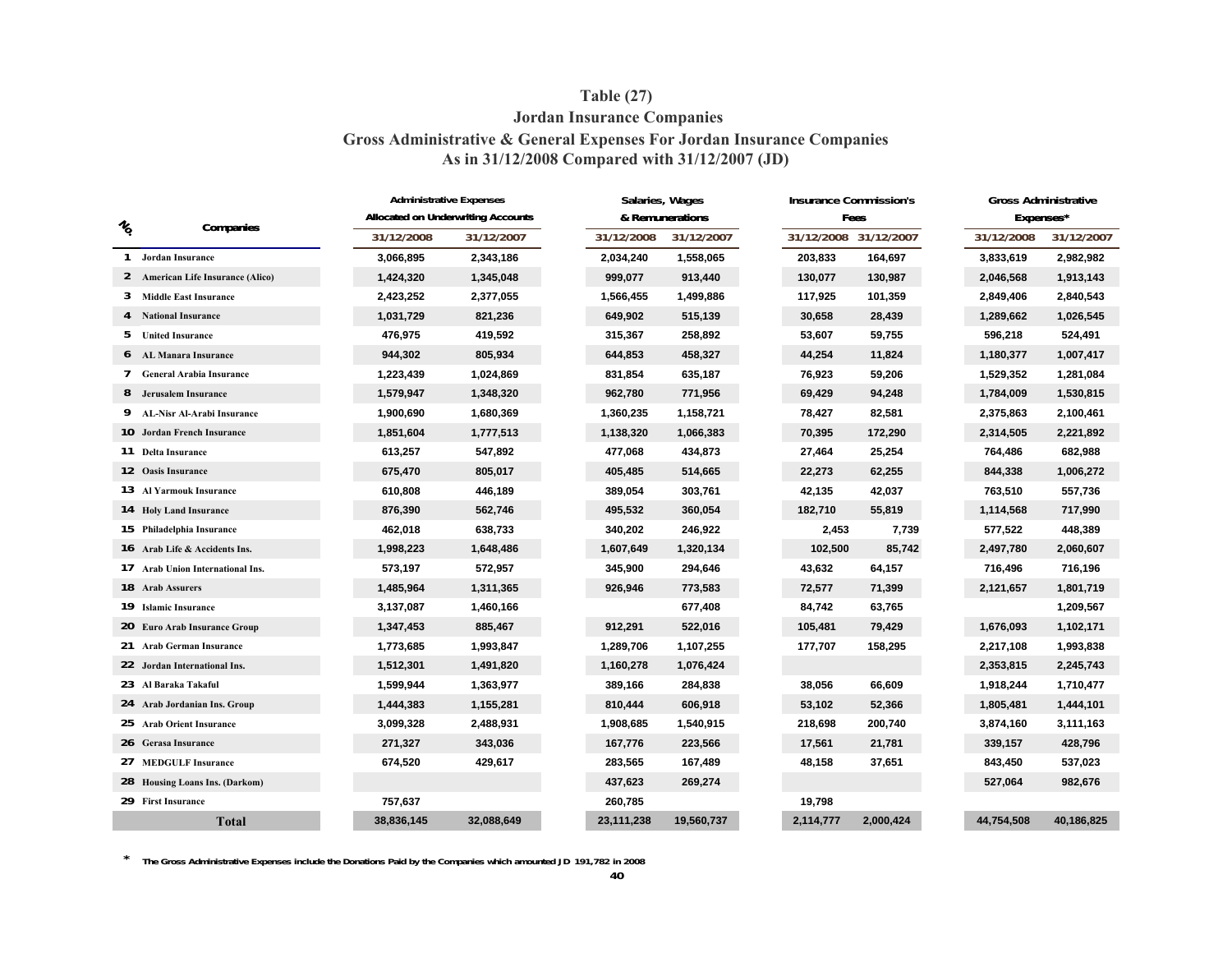# Table (27)

## Jordan Insurance Companies

## Gross Administrative & General Expenses For Jordan Insurance Companies

## As in 31/12/2008 Compared with 31/12/2007 (JD)

| No. | Companies | Administrative Expenses Allocated on Underwriting Accounts | | Salaries, Wages & Remunerations | | Insurance Commission's Fees | | Gross Administrative Expenses* | |
|---|---|---|---|---|---|---|---|---|---|
| | | 31/12/2008 | 31/12/2007 | 31/12/2008 | 31/12/2007 | 31/12/2008 | 31/12/2007 | 31/12/2008 | 31/12/2007 |
| 1 | Jordan Insurance | 3,066,895 | 2,343,186 | 2,034,240 | 1,558,065 | 203,833 | 164,697 | 3,833,619 | 2,982,982 |
| 2 | American Life Insurance (Alico) | 1,424,320 | 1,345,048 | 999,077 | 913,440 | 130,077 | 130,987 | 2,046,568 | 1,913,143 |
| 3 | Middle East Insurance | 2,423,252 | 2,377,055 | 1,566,455 | 1,499,886 | 117,925 | 101,359 | 2,849,406 | 2,840,543 |
| 4 | National Insurance | 1,031,729 | 821,236 | 649,902 | 515,139 | 30,658 | 28,439 | 1,289,662 | 1,026,545 |
| 5 | United Insurance | 476,975 | 419,592 | 315,367 | 258,892 | 53,607 | 59,755 | 596,218 | 524,491 |
| 6 | AL Manara Insurance | 944,302 | 805,934 | 644,853 | 458,327 | 44,254 | 11,824 | 1,180,377 | 1,007,417 |
| 7 | General Arabia Insurance | 1,223,439 | 1,024,869 | 831,854 | 635,187 | 76,923 | 59,206 | 1,529,352 | 1,281,084 |
| 8 | Jerusalem Insurance | 1,579,947 | 1,348,320 | 962,780 | 771,956 | 69,429 | 94,248 | 1,784,009 | 1,530,815 |
| 9 | AL-Nisr Al-Arabi Insurance | 1,900,690 | 1,680,369 | 1,360,235 | 1,158,721 | 78,427 | 82,581 | 2,375,863 | 2,100,461 |
| 10 | Jordan French Insurance | 1,851,604 | 1,777,513 | 1,138,320 | 1,066,383 | 70,395 | 172,290 | 2,314,505 | 2,221,892 |
| 11 | Delta Insurance | 613,257 | 547,892 | 477,068 | 434,873 | 27,464 | 25,254 | 764,486 | 682,988 |
| 12 | Oasis Insurance | 675,470 | 805,017 | 405,485 | 514,665 | 22,273 | 62,255 | 844,338 | 1,006,272 |
| 13 | Al Yarmouk Insurance | 610,808 | 446,189 | 389,054 | 303,761 | 42,135 | 42,037 | 763,510 | 557,736 |
| 14 | Holy Land Insurance | 876,390 | 562,746 | 495,532 | 360,054 | 182,710 | 55,819 | 1,114,568 | 717,990 |
| 15 | Philadelphia Insurance | 462,018 | 638,733 | 340,202 | 246,922 | 2,453 | 7,739 | 577,522 | 448,389 |
| 16 | Arab Life & Accidents Ins. | 1,998,223 | 1,648,486 | 1,607,649 | 1,320,134 | 102,500 | 85,742 | 2,497,780 | 2,060,607 |
| 17 | Arab Union International Ins. | 573,197 | 572,957 | 345,900 | 294,646 | 43,632 | 64,157 | 716,496 | 716,196 |
| 18 | Arab Assurers | 1,485,964 | 1,311,365 | 926,946 | 773,583 | 72,577 | 71,399 | 2,121,657 | 1,801,719 |
| 19 | Islamic Insurance | 3,137,087 | 1,460,166 | | 677,408 | 84,742 | 63,765 | | 1,209,567 |
| 20 | Euro Arab Insurance Group | 1,347,453 | 885,467 | 912,291 | 522,016 | 105,481 | 79,429 | 1,676,093 | 1,102,171 |
| 21 | Arab German Insurance | 1,773,685 | 1,993,847 | 1,289,706 | 1,107,255 | 177,707 | 158,295 | 2,217,108 | 1,993,838 |
| 22 | Jordan International Ins. | 1,512,301 | 1,491,820 | 1,160,278 | 1,076,424 | | | 2,353,815 | 2,245,743 |
| 23 | Al Baraka Takaful | 1,599,944 | 1,363,977 | 389,166 | 284,838 | 38,056 | 66,609 | 1,918,244 | 1,710,477 |
| 24 | Arab Jordanian Ins. Group | 1,444,383 | 1,155,281 | 810,444 | 606,918 | 53,102 | 52,366 | 1,805,481 | 1,444,101 |
| 25 | Arab Orient Insurance | 3,099,328 | 2,488,931 | 1,908,685 | 1,540,915 | 218,698 | 200,740 | 3,874,160 | 3,111,163 |
| 26 | Gerasa Insurance | 271,327 | 343,036 | 167,776 | 223,566 | 17,561 | 21,781 | 339,157 | 428,796 |
| 27 | MEDGULF Insurance | 674,520 | 429,617 | 283,565 | 167,489 | 48,158 | 37,651 | 843,450 | 537,023 |
| 28 | Housing Loans Ins. (Darkom) | | | 437,623 | 269,274 | | | 527,064 | 982,676 |
| 29 | First Insurance | 757,637 | | 260,785 | | 19,798 | | | |
| | **Total** | 38,836,145 | 32,088,649 | 23,111,238 | 19,560,737 | 2,114,777 | 2,000,424 | 44,754,508 | 40,186,825 |

* The Gross Administrative Expenses include the Donations Paid by the Companies which amounted JD 191,782 in 2008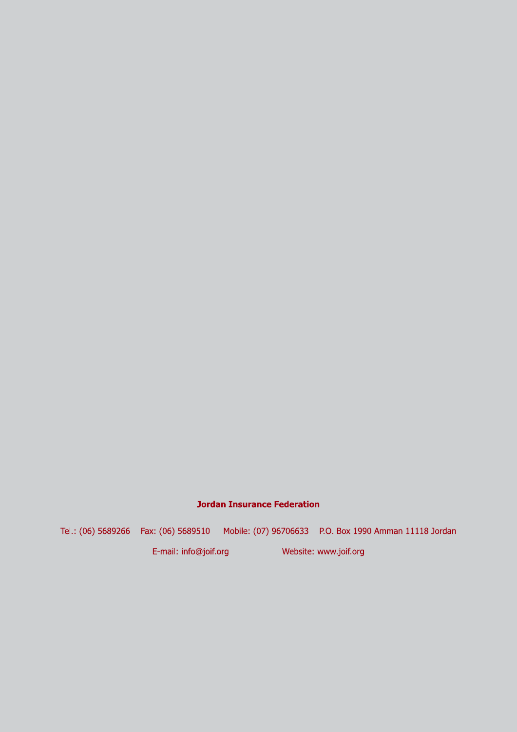**Jordan Insurance Federation**

Tel.: (06) 5689266 Fax: (06) 5689510 Mobile: (07) 96706633 P.O. Box 1990 Amman 11118 Jordan

E-mail: info@joif.org Website: www.joif.org